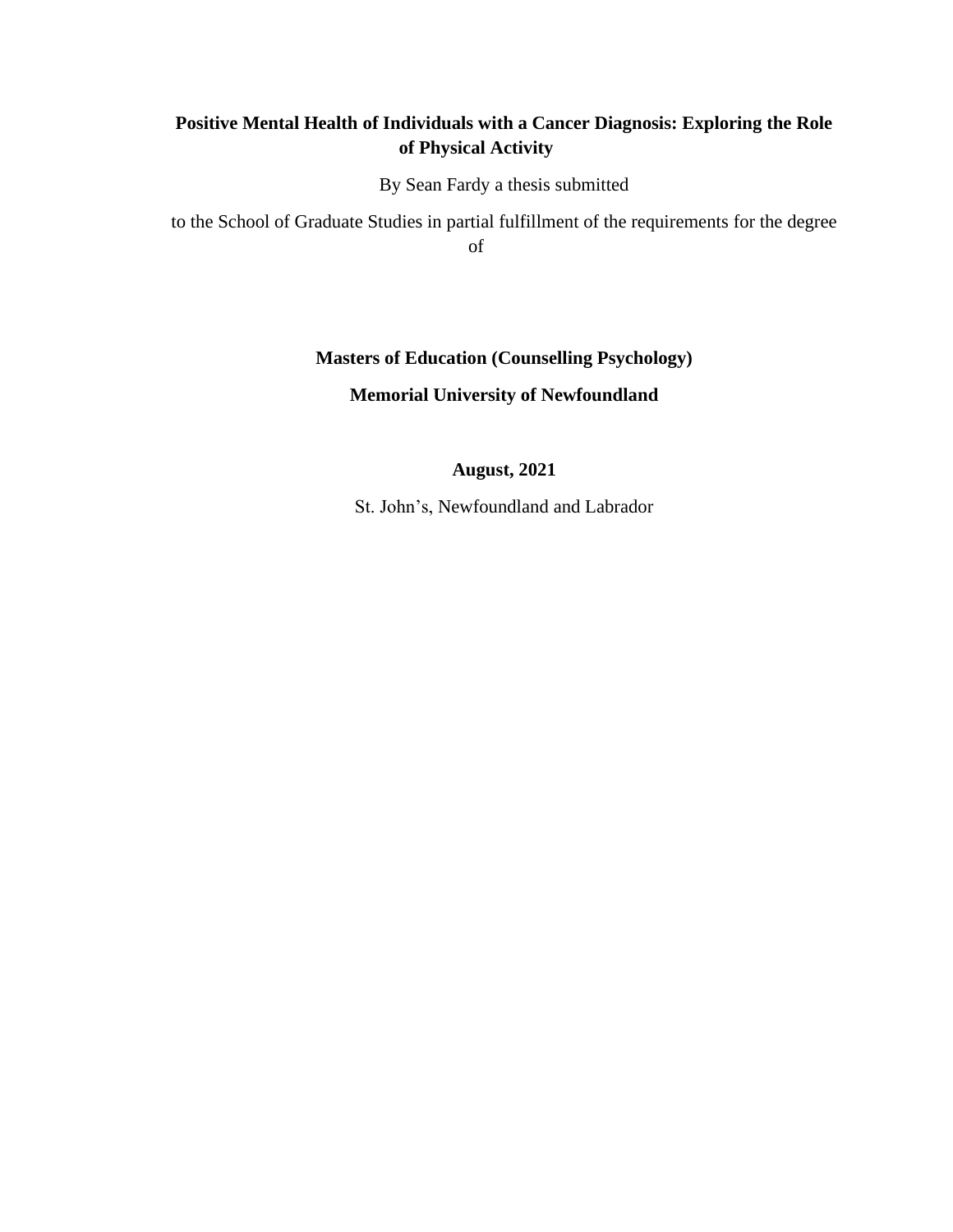# Positive Mental Health of Individuals with a Cancer Diagnosis: Exploring the Role of Physical Activity

By Sean Fardy a thesis submitted

to the School of Graduate Studies in partial fulfillment of the requirements for the degree of

**Masters of Education (Counselling Psychology)**

**Memorial University of Newfoundland**

**August, 2021**

St. John's, Newfoundland and Labrador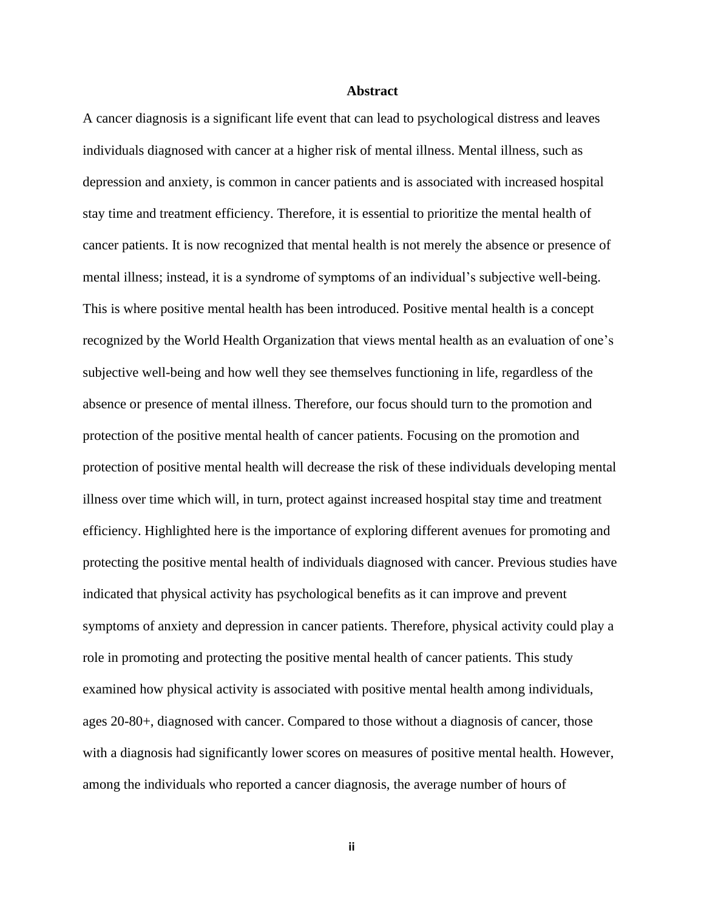## Abstract

A cancer diagnosis is a significant life event that can lead to psychological distress and leaves individuals diagnosed with cancer at a higher risk of mental illness. Mental illness, such as depression and anxiety, is common in cancer patients and is associated with increased hospital stay time and treatment efficiency. Therefore, it is essential to prioritize the mental health of cancer patients. It is now recognized that mental health is not merely the absence or presence of mental illness; instead, it is a syndrome of symptoms of an individual's subjective well-being. This is where positive mental health has been introduced. Positive mental health is a concept recognized by the World Health Organization that views mental health as an evaluation of one's subjective well-being and how well they see themselves functioning in life, regardless of the absence or presence of mental illness. Therefore, our focus should turn to the promotion and protection of the positive mental health of cancer patients. Focusing on the promotion and protection of positive mental health will decrease the risk of these individuals developing mental illness over time which will, in turn, protect against increased hospital stay time and treatment efficiency. Highlighted here is the importance of exploring different avenues for promoting and protecting the positive mental health of individuals diagnosed with cancer. Previous studies have indicated that physical activity has psychological benefits as it can improve and prevent symptoms of anxiety and depression in cancer patients. Therefore, physical activity could play a role in promoting and protecting the positive mental health of cancer patients. This study examined how physical activity is associated with positive mental health among individuals, ages 20-80+, diagnosed with cancer. Compared to those without a diagnosis of cancer, those with a diagnosis had significantly lower scores on measures of positive mental health. However, among the individuals who reported a cancer diagnosis, the average number of hours of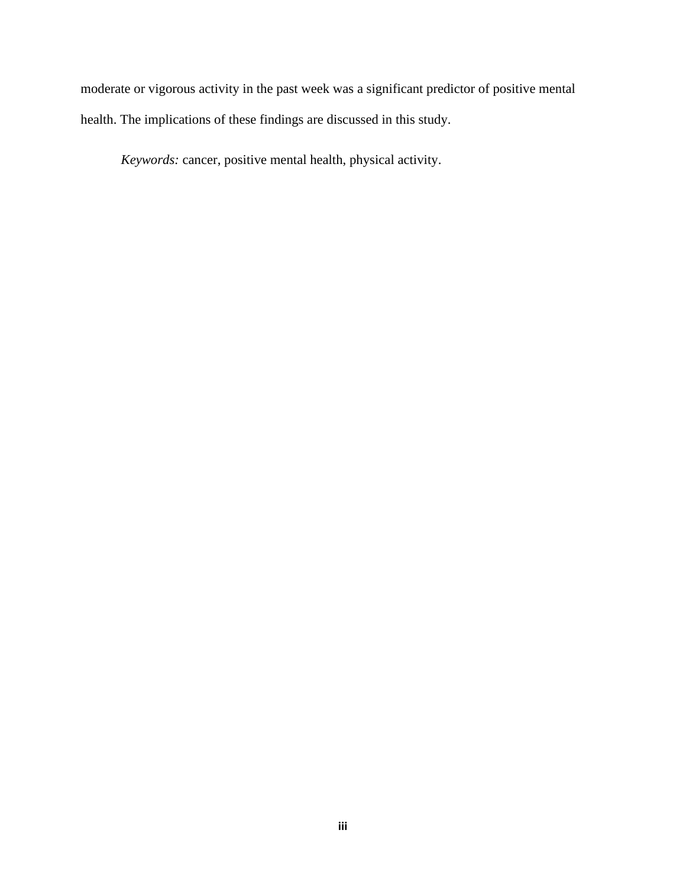moderate or vigorous activity in the past week was a significant predictor of positive mental health. The implications of these findings are discussed in this study.

*Keywords:* cancer, positive mental health, physical activity.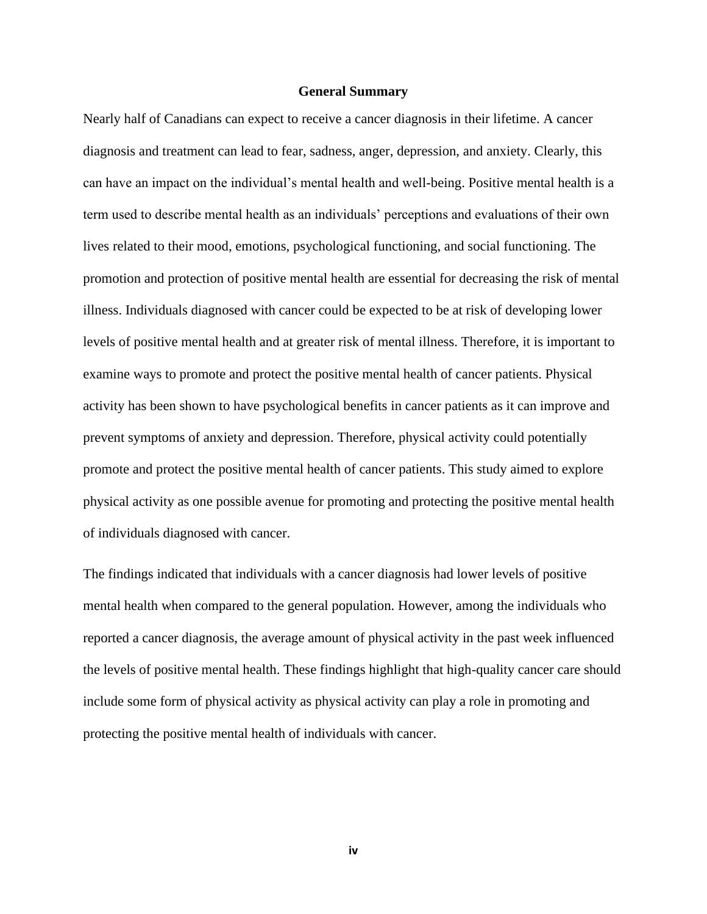# General Summary

Nearly half of Canadians can expect to receive a cancer diagnosis in their lifetime. A cancer diagnosis and treatment can lead to fear, sadness, anger, depression, and anxiety. Clearly, this can have an impact on the individual's mental health and well-being. Positive mental health is a term used to describe mental health as an individuals' perceptions and evaluations of their own lives related to their mood, emotions, psychological functioning, and social functioning. The promotion and protection of positive mental health are essential for decreasing the risk of mental illness. Individuals diagnosed with cancer could be expected to be at risk of developing lower levels of positive mental health and at greater risk of mental illness. Therefore, it is important to examine ways to promote and protect the positive mental health of cancer patients. Physical activity has been shown to have psychological benefits in cancer patients as it can improve and prevent symptoms of anxiety and depression. Therefore, physical activity could potentially promote and protect the positive mental health of cancer patients. This study aimed to explore physical activity as one possible avenue for promoting and protecting the positive mental health of individuals diagnosed with cancer.

The findings indicated that individuals with a cancer diagnosis had lower levels of positive mental health when compared to the general population. However, among the individuals who reported a cancer diagnosis, the average amount of physical activity in the past week influenced the levels of positive mental health. These findings highlight that high-quality cancer care should include some form of physical activity as physical activity can play a role in promoting and protecting the positive mental health of individuals with cancer.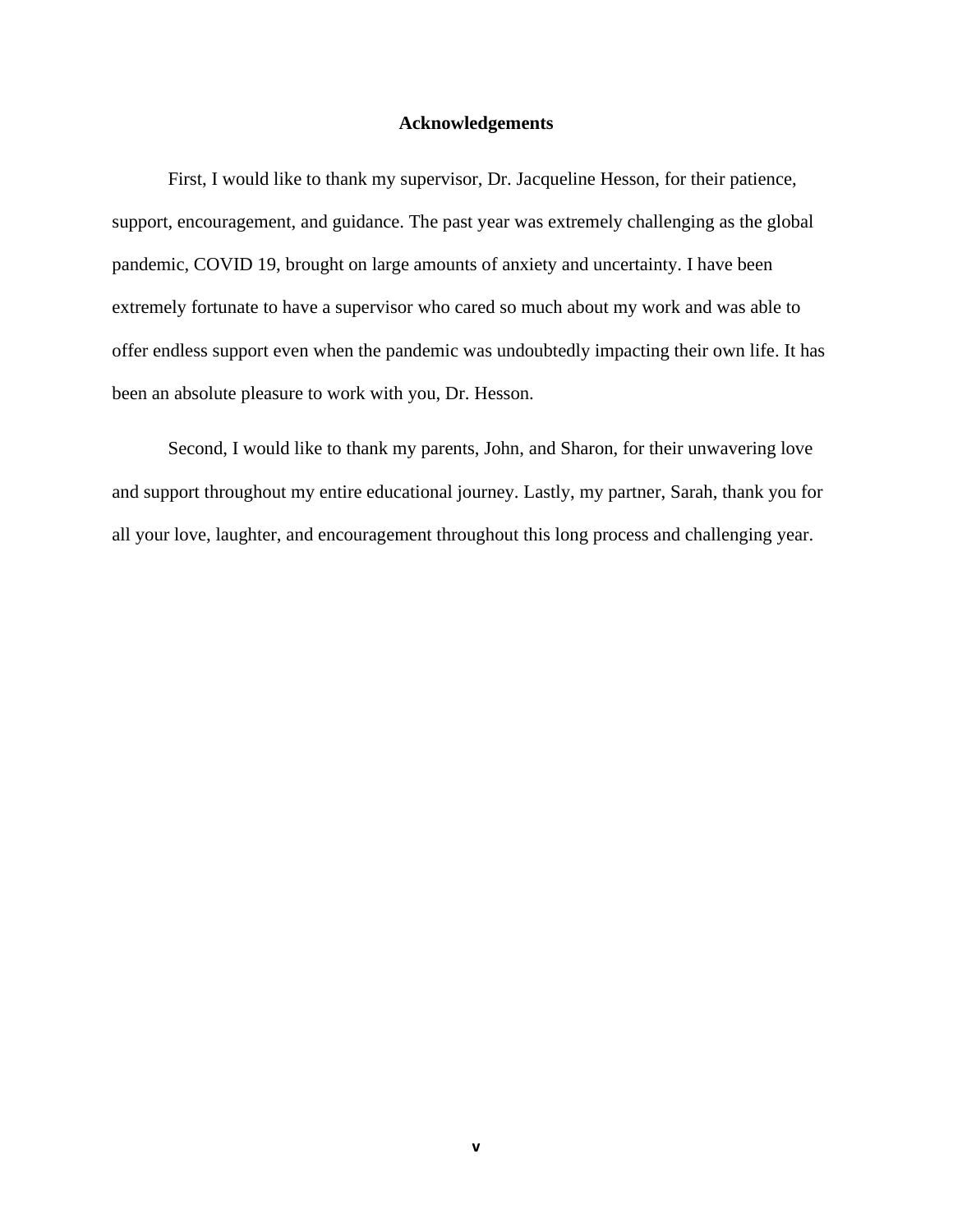# Acknowledgements

First, I would like to thank my supervisor, Dr. Jacqueline Hesson, for their patience, support, encouragement, and guidance. The past year was extremely challenging as the global pandemic, COVID 19, brought on large amounts of anxiety and uncertainty. I have been extremely fortunate to have a supervisor who cared so much about my work and was able to offer endless support even when the pandemic was undoubtedly impacting their own life. It has been an absolute pleasure to work with you, Dr. Hesson.

Second, I would like to thank my parents, John, and Sharon, for their unwavering love and support throughout my entire educational journey. Lastly, my partner, Sarah, thank you for all your love, laughter, and encouragement throughout this long process and challenging year.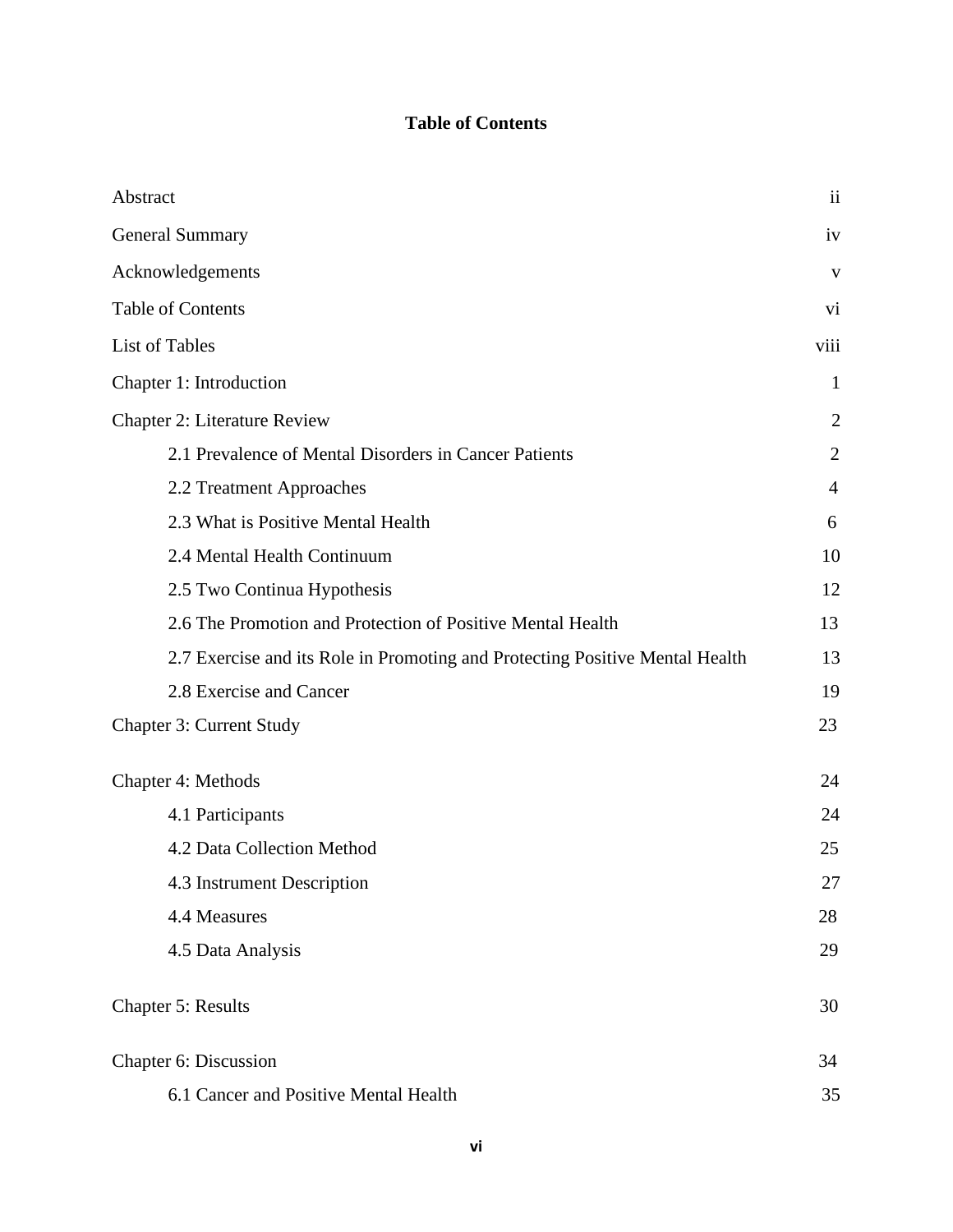# Table of Contents

| | |
|---|---|
| Abstract | ii |
| General Summary | iv |
| Acknowledgements | v |
| Table of Contents | vi |
| List of Tables | viii |
| Chapter 1: Introduction | 1 |
| Chapter 2: Literature Review | 2 |
| 2.1 Prevalence of Mental Disorders in Cancer Patients | 2 |
| 2.2 Treatment Approaches | 4 |
| 2.3 What is Positive Mental Health | 6 |
| 2.4 Mental Health Continuum | 10 |
| 2.5 Two Continua Hypothesis | 12 |
| 2.6 The Promotion and Protection of Positive Mental Health | 13 |
| 2.7 Exercise and its Role in Promoting and Protecting Positive Mental Health | 13 |
| 2.8 Exercise and Cancer | 19 |
| Chapter 3: Current Study | 23 |
| Chapter 4: Methods | 24 |
| 4.1 Participants | 24 |
| 4.2 Data Collection Method | 25 |
| 4.3 Instrument Description | 27 |
| 4.4 Measures | 28 |
| 4.5 Data Analysis | 29 |
| Chapter 5: Results | 30 |
| Chapter 6: Discussion | 34 |
| 6.1 Cancer and Positive Mental Health | 35 |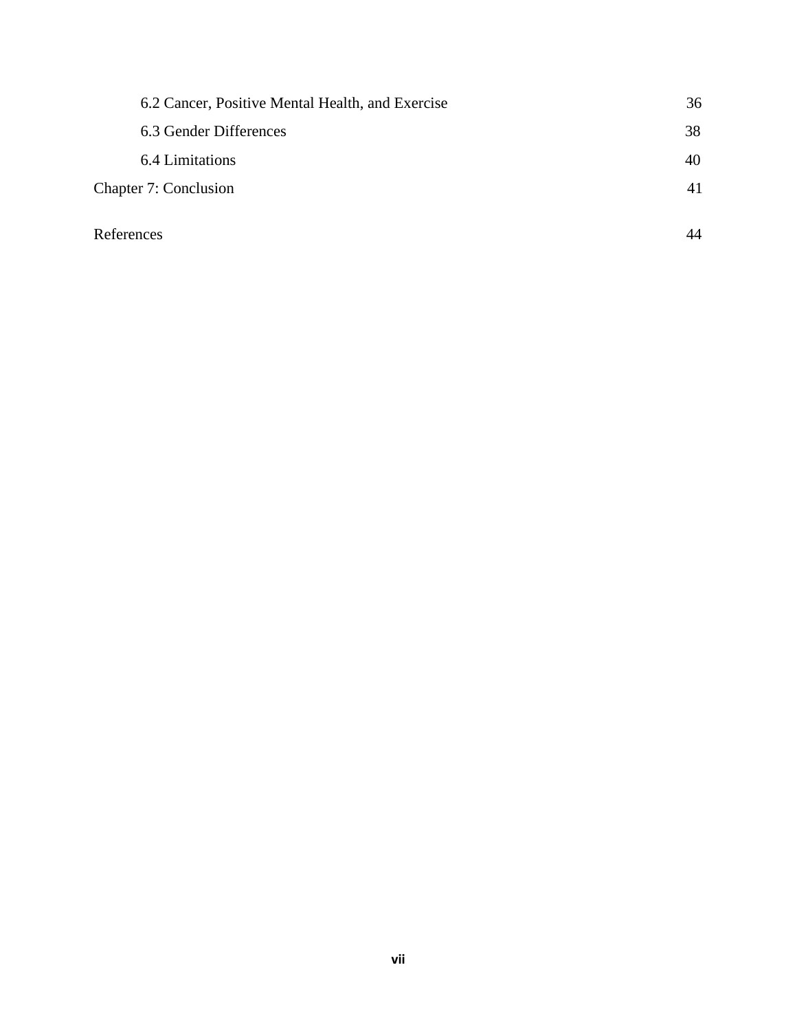6.2 Cancer, Positive Mental Health, and Exercise 36

6.3 Gender Differences 38

6.4 Limitations 40

Chapter 7: Conclusion 41

References 44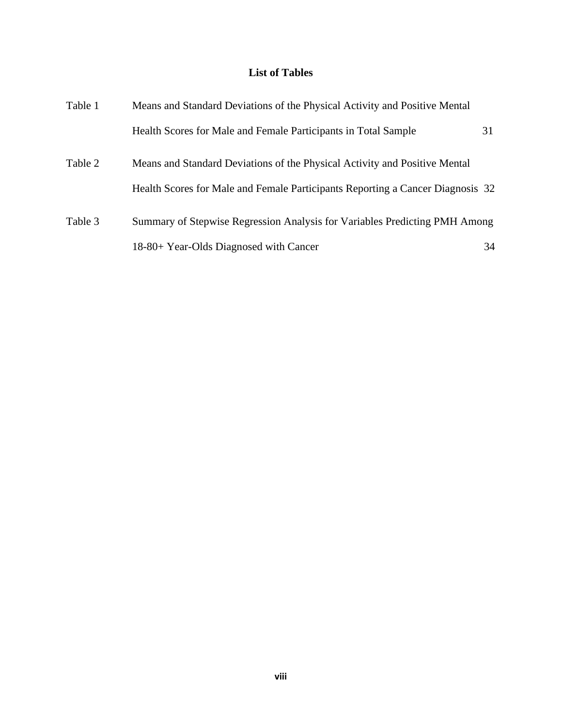# List of Tables

| | | |
|---|---|---|
| Table 1 | Means and Standard Deviations of the Physical Activity and Positive Mental Health Scores for Male and Female Participants in Total Sample | 31 |
| Table 2 | Means and Standard Deviations of the Physical Activity and Positive Mental Health Scores for Male and Female Participants Reporting a Cancer Diagnosis | 32 |
| Table 3 | Summary of Stepwise Regression Analysis for Variables Predicting PMH Among 18-80+ Year-Olds Diagnosed with Cancer | 34 |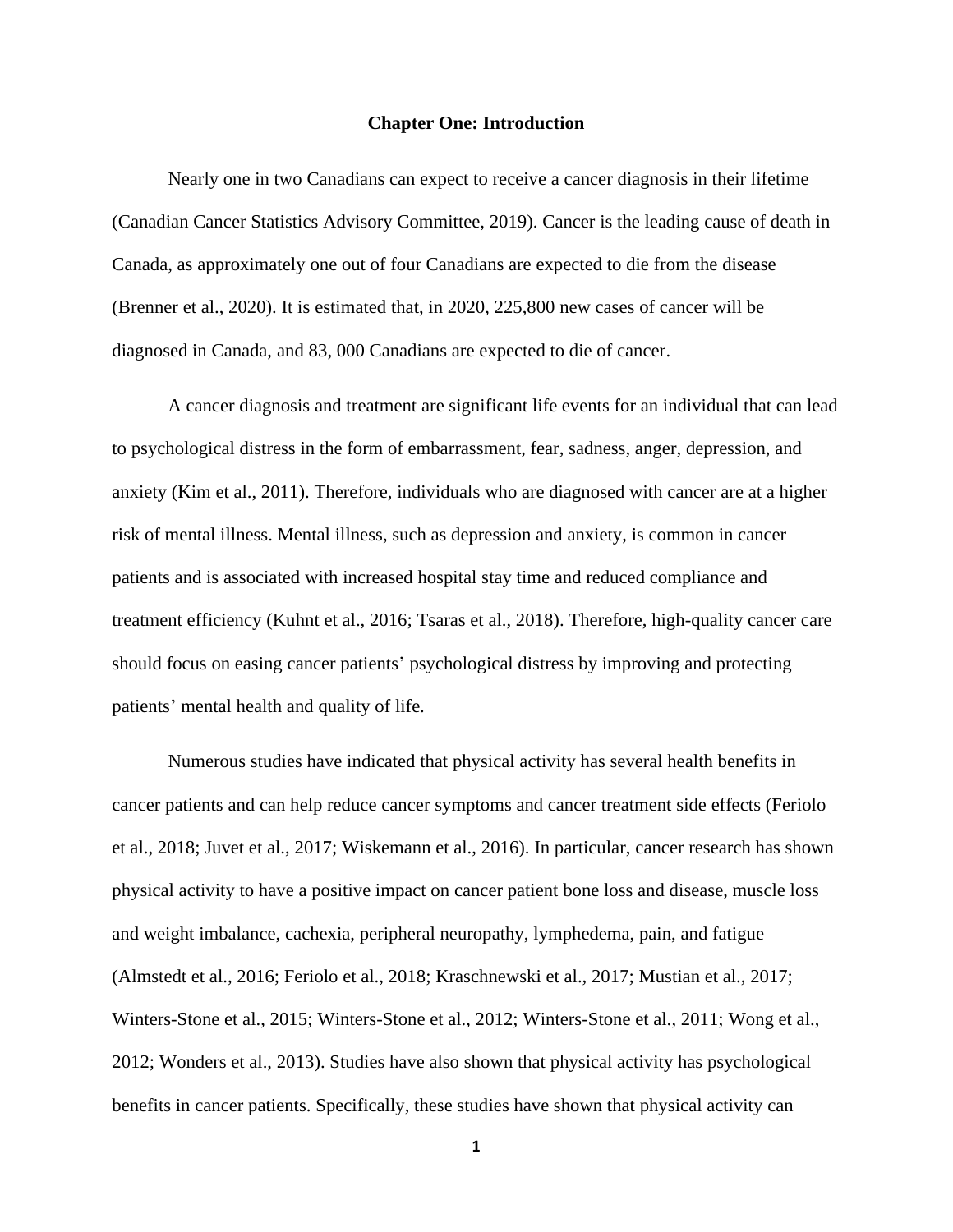# Chapter One: Introduction

Nearly one in two Canadians can expect to receive a cancer diagnosis in their lifetime (Canadian Cancer Statistics Advisory Committee, 2019). Cancer is the leading cause of death in Canada, as approximately one out of four Canadians are expected to die from the disease (Brenner et al., 2020). It is estimated that, in 2020, 225,800 new cases of cancer will be diagnosed in Canada, and 83, 000 Canadians are expected to die of cancer.

A cancer diagnosis and treatment are significant life events for an individual that can lead to psychological distress in the form of embarrassment, fear, sadness, anger, depression, and anxiety (Kim et al., 2011). Therefore, individuals who are diagnosed with cancer are at a higher risk of mental illness. Mental illness, such as depression and anxiety, is common in cancer patients and is associated with increased hospital stay time and reduced compliance and treatment efficiency (Kuhnt et al., 2016; Tsaras et al., 2018). Therefore, high-quality cancer care should focus on easing cancer patients' psychological distress by improving and protecting patients' mental health and quality of life.

Numerous studies have indicated that physical activity has several health benefits in cancer patients and can help reduce cancer symptoms and cancer treatment side effects (Feriolo et al., 2018; Juvet et al., 2017; Wiskemann et al., 2016). In particular, cancer research has shown physical activity to have a positive impact on cancer patient bone loss and disease, muscle loss and weight imbalance, cachexia, peripheral neuropathy, lymphedema, pain, and fatigue (Almstedt et al., 2016; Feriolo et al., 2018; Kraschnewski et al., 2017; Mustian et al., 2017; Winters-Stone et al., 2015; Winters-Stone et al., 2012; Winters-Stone et al., 2011; Wong et al., 2012; Wonders et al., 2013). Studies have also shown that physical activity has psychological benefits in cancer patients. Specifically, these studies have shown that physical activity can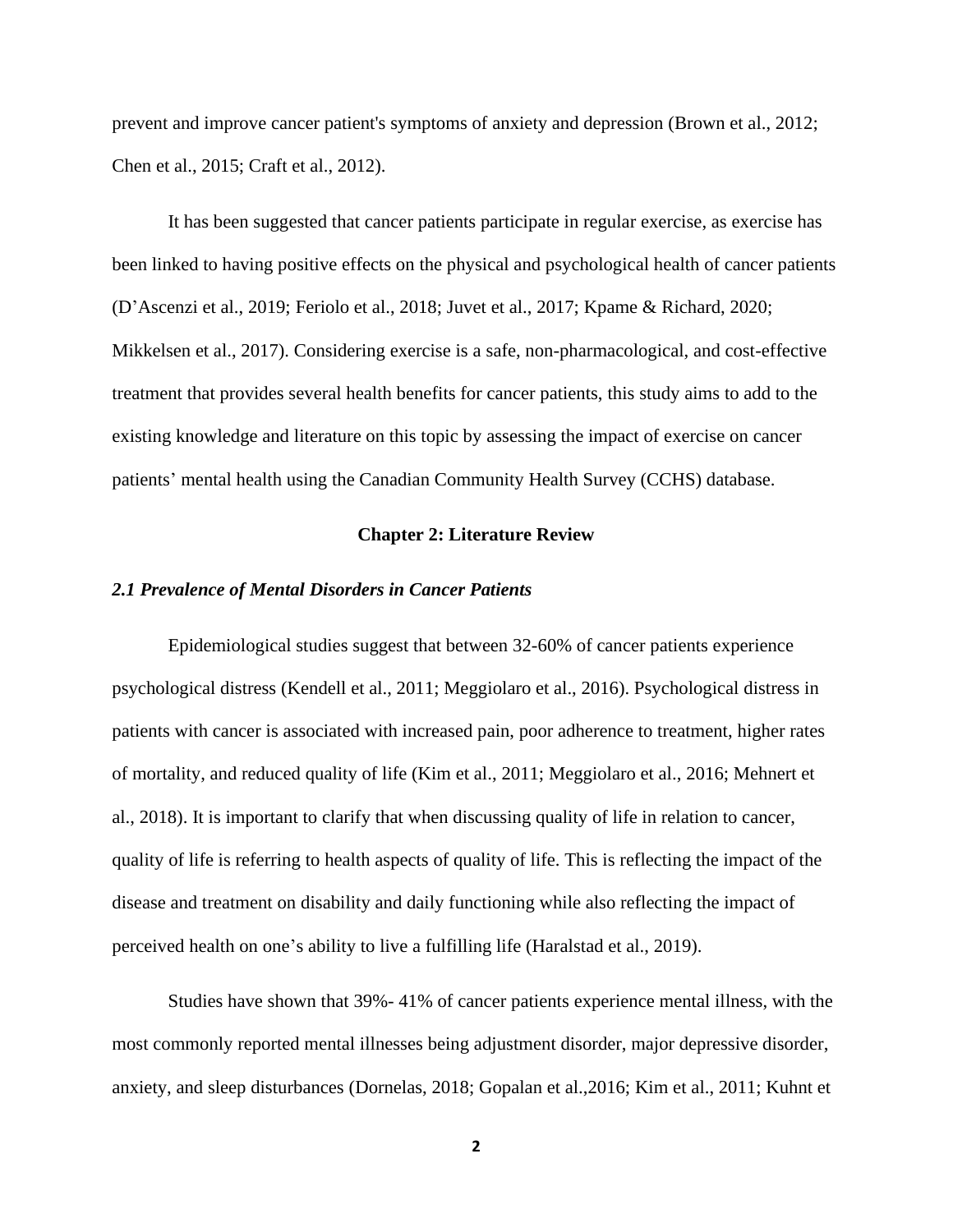prevent and improve cancer patient's symptoms of anxiety and depression (Brown et al., 2012; Chen et al., 2015; Craft et al., 2012).

It has been suggested that cancer patients participate in regular exercise, as exercise has been linked to having positive effects on the physical and psychological health of cancer patients (D'Ascenzi et al., 2019; Feriolo et al., 2018; Juvet et al., 2017; Kpame & Richard, 2020; Mikkelsen et al., 2017). Considering exercise is a safe, non-pharmacological, and cost-effective treatment that provides several health benefits for cancer patients, this study aims to add to the existing knowledge and literature on this topic by assessing the impact of exercise on cancer patients' mental health using the Canadian Community Health Survey (CCHS) database.

## Chapter 2: Literature Review

### *2.1 Prevalence of Mental Disorders in Cancer Patients*

Epidemiological studies suggest that between 32-60% of cancer patients experience psychological distress (Kendell et al., 2011; Meggiolaro et al., 2016). Psychological distress in patients with cancer is associated with increased pain, poor adherence to treatment, higher rates of mortality, and reduced quality of life (Kim et al., 2011; Meggiolaro et al., 2016; Mehnert et al., 2018). It is important to clarify that when discussing quality of life in relation to cancer, quality of life is referring to health aspects of quality of life. This is reflecting the impact of the disease and treatment on disability and daily functioning while also reflecting the impact of perceived health on one's ability to live a fulfilling life (Haralstad et al., 2019).

Studies have shown that 39%- 41% of cancer patients experience mental illness, with the most commonly reported mental illnesses being adjustment disorder, major depressive disorder, anxiety, and sleep disturbances (Dornelas, 2018; Gopalan et al.,2016; Kim et al., 2011; Kuhnt et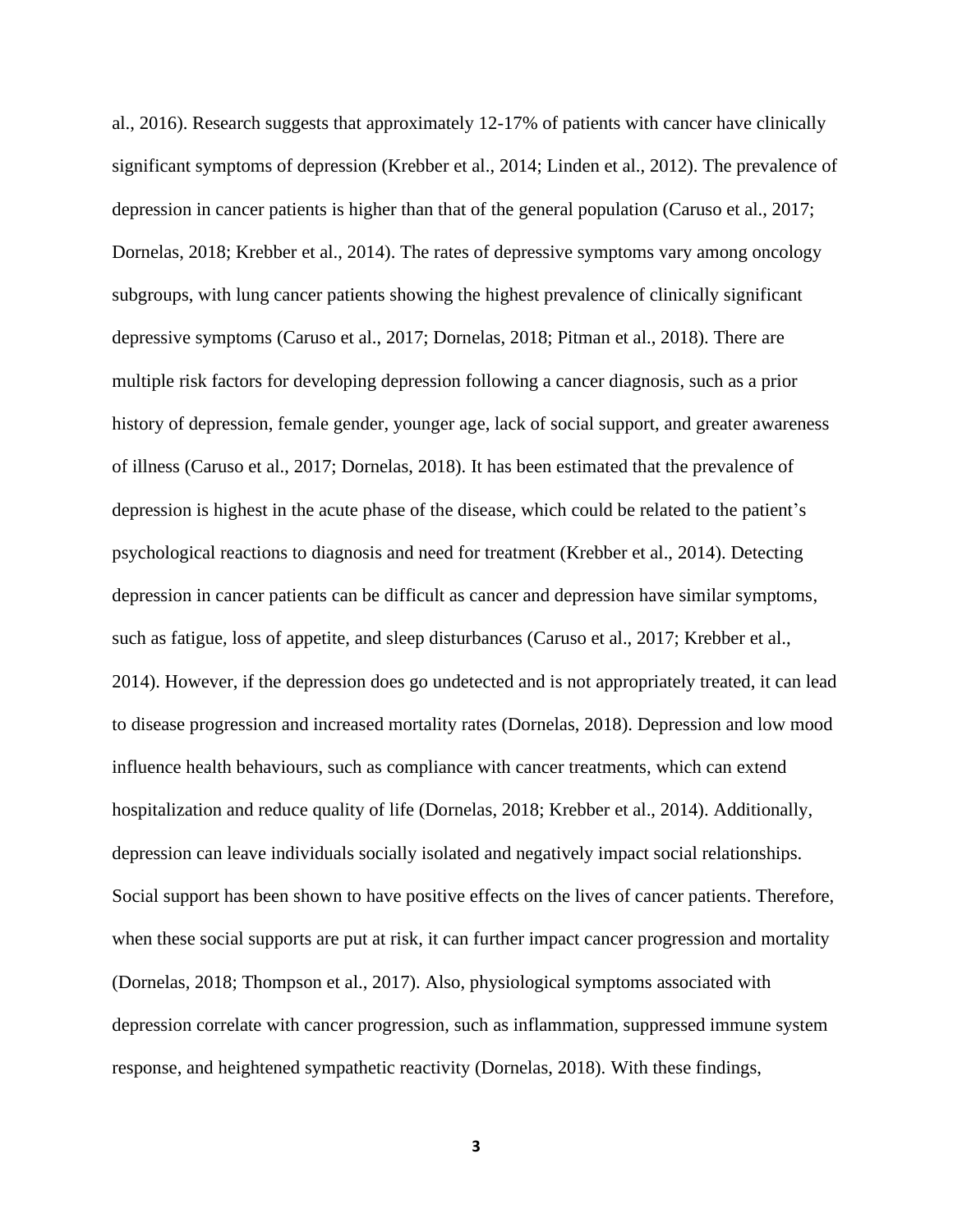al., 2016). Research suggests that approximately 12-17% of patients with cancer have clinically significant symptoms of depression (Krebber et al., 2014; Linden et al., 2012). The prevalence of depression in cancer patients is higher than that of the general population (Caruso et al., 2017; Dornelas, 2018; Krebber et al., 2014). The rates of depressive symptoms vary among oncology subgroups, with lung cancer patients showing the highest prevalence of clinically significant depressive symptoms (Caruso et al., 2017; Dornelas, 2018; Pitman et al., 2018). There are multiple risk factors for developing depression following a cancer diagnosis, such as a prior history of depression, female gender, younger age, lack of social support, and greater awareness of illness (Caruso et al., 2017; Dornelas, 2018). It has been estimated that the prevalence of depression is highest in the acute phase of the disease, which could be related to the patient's psychological reactions to diagnosis and need for treatment (Krebber et al., 2014). Detecting depression in cancer patients can be difficult as cancer and depression have similar symptoms, such as fatigue, loss of appetite, and sleep disturbances (Caruso et al., 2017; Krebber et al., 2014). However, if the depression does go undetected and is not appropriately treated, it can lead to disease progression and increased mortality rates (Dornelas, 2018). Depression and low mood influence health behaviours, such as compliance with cancer treatments, which can extend hospitalization and reduce quality of life (Dornelas, 2018; Krebber et al., 2014). Additionally, depression can leave individuals socially isolated and negatively impact social relationships. Social support has been shown to have positive effects on the lives of cancer patients. Therefore, when these social supports are put at risk, it can further impact cancer progression and mortality (Dornelas, 2018; Thompson et al., 2017). Also, physiological symptoms associated with depression correlate with cancer progression, such as inflammation, suppressed immune system response, and heightened sympathetic reactivity (Dornelas, 2018). With these findings,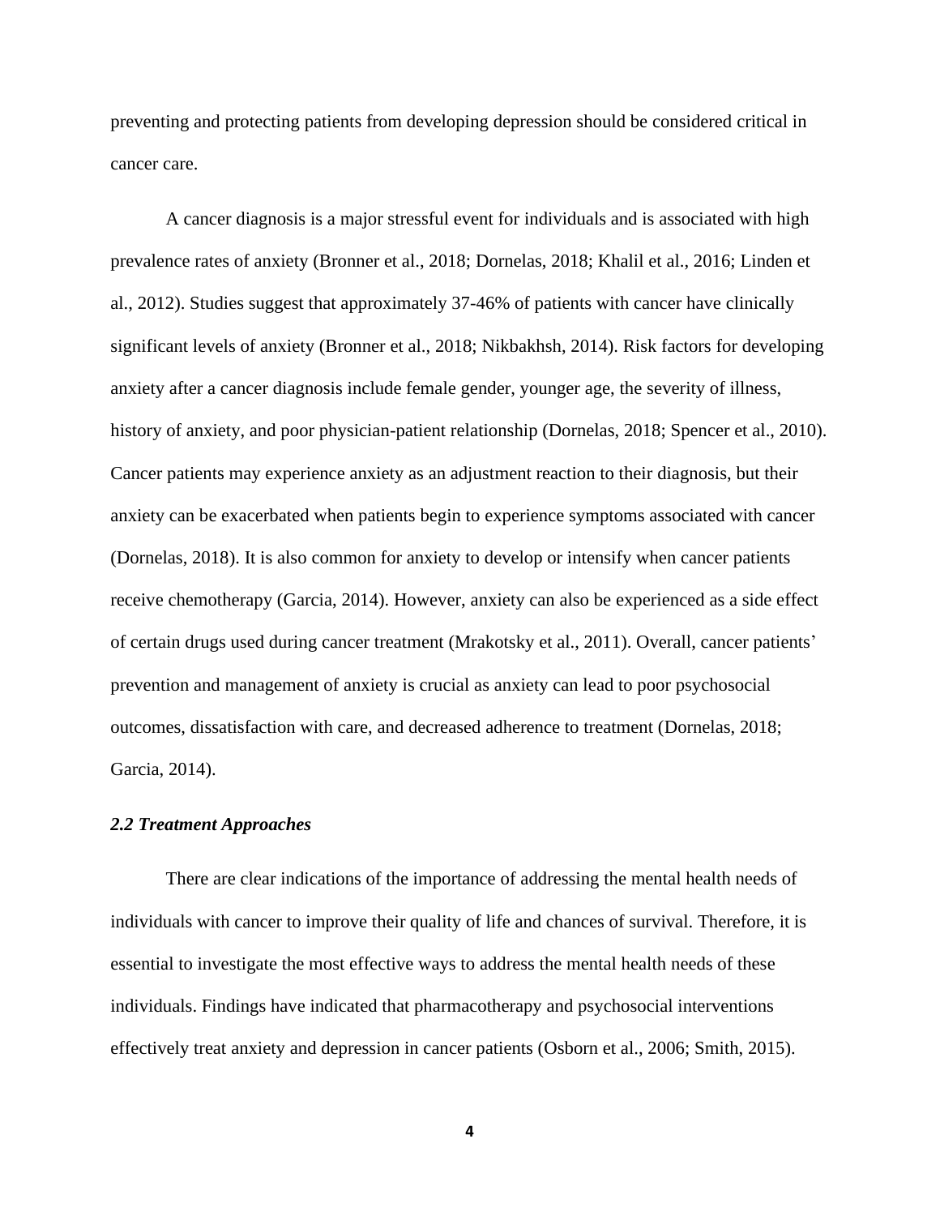preventing and protecting patients from developing depression should be considered critical in cancer care.

A cancer diagnosis is a major stressful event for individuals and is associated with high prevalence rates of anxiety (Bronner et al., 2018; Dornelas, 2018; Khalil et al., 2016; Linden et al., 2012). Studies suggest that approximately 37-46% of patients with cancer have clinically significant levels of anxiety (Bronner et al., 2018; Nikbakhsh, 2014). Risk factors for developing anxiety after a cancer diagnosis include female gender, younger age, the severity of illness, history of anxiety, and poor physician-patient relationship (Dornelas, 2018; Spencer et al., 2010). Cancer patients may experience anxiety as an adjustment reaction to their diagnosis, but their anxiety can be exacerbated when patients begin to experience symptoms associated with cancer (Dornelas, 2018). It is also common for anxiety to develop or intensify when cancer patients receive chemotherapy (Garcia, 2014). However, anxiety can also be experienced as a side effect of certain drugs used during cancer treatment (Mrakotsky et al., 2011). Overall, cancer patients' prevention and management of anxiety is crucial as anxiety can lead to poor psychosocial outcomes, dissatisfaction with care, and decreased adherence to treatment (Dornelas, 2018; Garcia, 2014).

### *2.2 Treatment Approaches*

There are clear indications of the importance of addressing the mental health needs of individuals with cancer to improve their quality of life and chances of survival. Therefore, it is essential to investigate the most effective ways to address the mental health needs of these individuals. Findings have indicated that pharmacotherapy and psychosocial interventions effectively treat anxiety and depression in cancer patients (Osborn et al., 2006; Smith, 2015).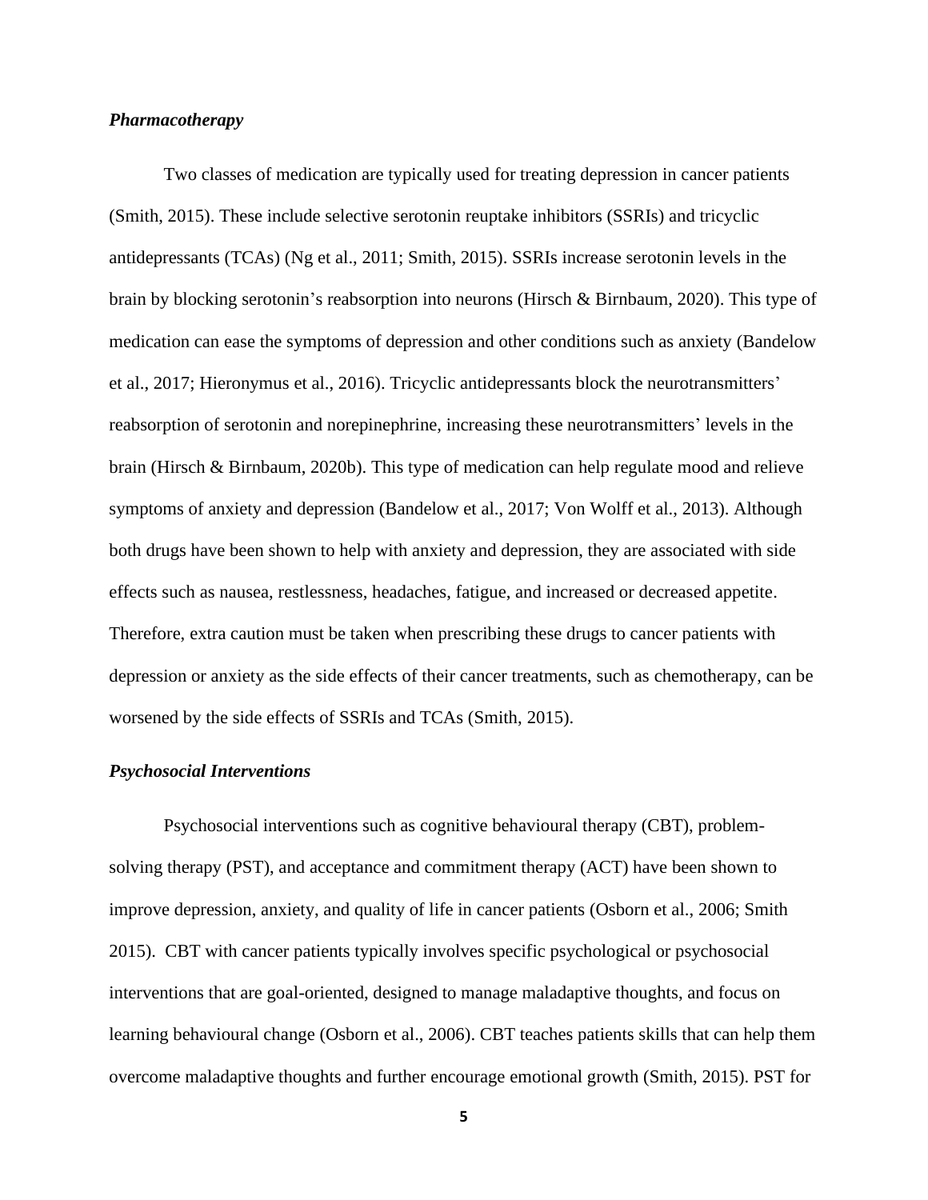### *Pharmacotherapy*

Two classes of medication are typically used for treating depression in cancer patients (Smith, 2015). These include selective serotonin reuptake inhibitors (SSRIs) and tricyclic antidepressants (TCAs) (Ng et al., 2011; Smith, 2015). SSRIs increase serotonin levels in the brain by blocking serotonin's reabsorption into neurons (Hirsch & Birnbaum, 2020). This type of medication can ease the symptoms of depression and other conditions such as anxiety (Bandelow et al., 2017; Hieronymus et al., 2016). Tricyclic antidepressants block the neurotransmitters' reabsorption of serotonin and norepinephrine, increasing these neurotransmitters' levels in the brain (Hirsch & Birnbaum, 2020b). This type of medication can help regulate mood and relieve symptoms of anxiety and depression (Bandelow et al., 2017; Von Wolff et al., 2013). Although both drugs have been shown to help with anxiety and depression, they are associated with side effects such as nausea, restlessness, headaches, fatigue, and increased or decreased appetite. Therefore, extra caution must be taken when prescribing these drugs to cancer patients with depression or anxiety as the side effects of their cancer treatments, such as chemotherapy, can be worsened by the side effects of SSRIs and TCAs (Smith, 2015).

### *Psychosocial Interventions*

Psychosocial interventions such as cognitive behavioural therapy (CBT), problem-solving therapy (PST), and acceptance and commitment therapy (ACT) have been shown to improve depression, anxiety, and quality of life in cancer patients (Osborn et al., 2006; Smith 2015). CBT with cancer patients typically involves specific psychological or psychosocial interventions that are goal-oriented, designed to manage maladaptive thoughts, and focus on learning behavioural change (Osborn et al., 2006). CBT teaches patients skills that can help them overcome maladaptive thoughts and further encourage emotional growth (Smith, 2015). PST for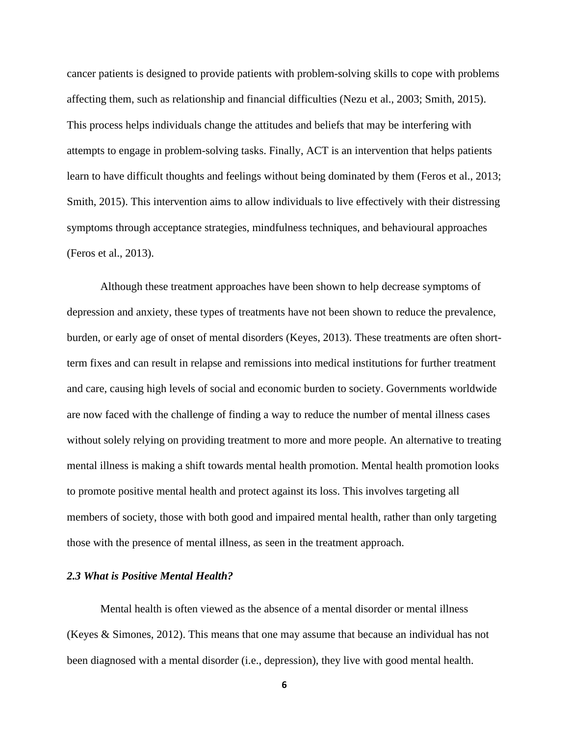cancer patients is designed to provide patients with problem-solving skills to cope with problems affecting them, such as relationship and financial difficulties (Nezu et al., 2003; Smith, 2015). This process helps individuals change the attitudes and beliefs that may be interfering with attempts to engage in problem-solving tasks. Finally, ACT is an intervention that helps patients learn to have difficult thoughts and feelings without being dominated by them (Feros et al., 2013; Smith, 2015). This intervention aims to allow individuals to live effectively with their distressing symptoms through acceptance strategies, mindfulness techniques, and behavioural approaches (Feros et al., 2013).

Although these treatment approaches have been shown to help decrease symptoms of depression and anxiety, these types of treatments have not been shown to reduce the prevalence, burden, or early age of onset of mental disorders (Keyes, 2013). These treatments are often short-term fixes and can result in relapse and remissions into medical institutions for further treatment and care, causing high levels of social and economic burden to society. Governments worldwide are now faced with the challenge of finding a way to reduce the number of mental illness cases without solely relying on providing treatment to more and more people. An alternative to treating mental illness is making a shift towards mental health promotion. Mental health promotion looks to promote positive mental health and protect against its loss. This involves targeting all members of society, those with both good and impaired mental health, rather than only targeting those with the presence of mental illness, as seen in the treatment approach.

### *2.3 What is Positive Mental Health?*

Mental health is often viewed as the absence of a mental disorder or mental illness (Keyes & Simones, 2012). This means that one may assume that because an individual has not been diagnosed with a mental disorder (i.e., depression), they live with good mental health.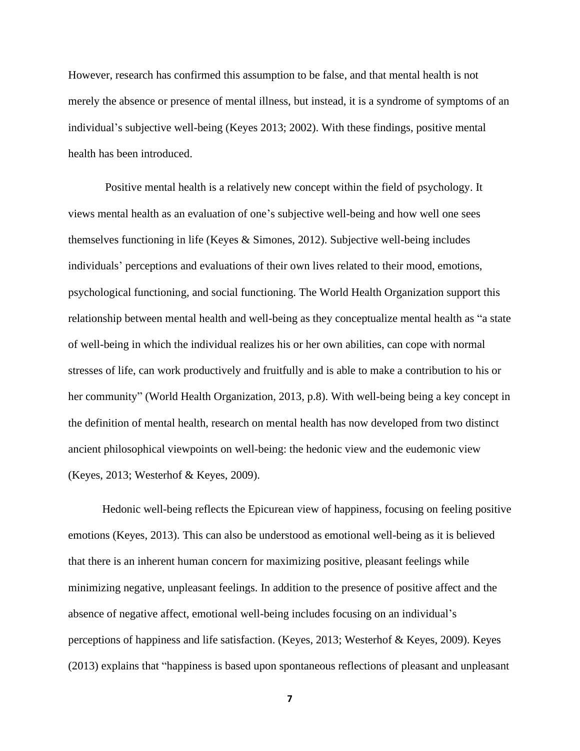However, research has confirmed this assumption to be false, and that mental health is not merely the absence or presence of mental illness, but instead, it is a syndrome of symptoms of an individual's subjective well-being (Keyes 2013; 2002). With these findings, positive mental health has been introduced.

Positive mental health is a relatively new concept within the field of psychology. It views mental health as an evaluation of one's subjective well-being and how well one sees themselves functioning in life (Keyes & Simones, 2012). Subjective well-being includes individuals' perceptions and evaluations of their own lives related to their mood, emotions, psychological functioning, and social functioning. The World Health Organization support this relationship between mental health and well-being as they conceptualize mental health as "a state of well-being in which the individual realizes his or her own abilities, can cope with normal stresses of life, can work productively and fruitfully and is able to make a contribution to his or her community" (World Health Organization, 2013, p.8). With well-being being a key concept in the definition of mental health, research on mental health has now developed from two distinct ancient philosophical viewpoints on well-being: the hedonic view and the eudemonic view (Keyes, 2013; Westerhof & Keyes, 2009).

Hedonic well-being reflects the Epicurean view of happiness, focusing on feeling positive emotions (Keyes, 2013). This can also be understood as emotional well-being as it is believed that there is an inherent human concern for maximizing positive, pleasant feelings while minimizing negative, unpleasant feelings. In addition to the presence of positive affect and the absence of negative affect, emotional well-being includes focusing on an individual's perceptions of happiness and life satisfaction. (Keyes, 2013; Westerhof & Keyes, 2009). Keyes (2013) explains that "happiness is based upon spontaneous reflections of pleasant and unpleasant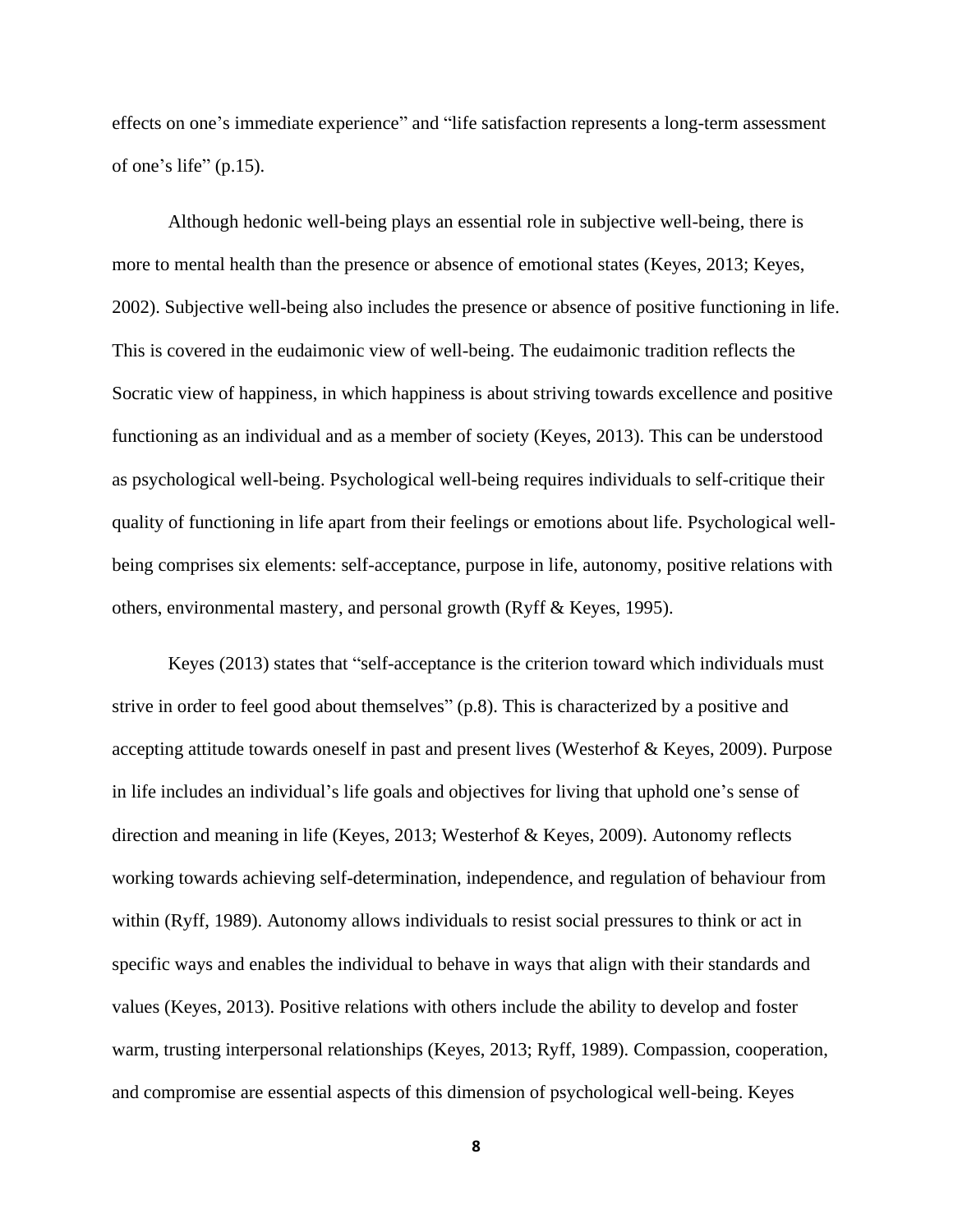effects on one's immediate experience" and "life satisfaction represents a long-term assessment of one's life" (p.15).

Although hedonic well-being plays an essential role in subjective well-being, there is more to mental health than the presence or absence of emotional states (Keyes, 2013; Keyes, 2002). Subjective well-being also includes the presence or absence of positive functioning in life. This is covered in the eudaimonic view of well-being. The eudaimonic tradition reflects the Socratic view of happiness, in which happiness is about striving towards excellence and positive functioning as an individual and as a member of society (Keyes, 2013). This can be understood as psychological well-being. Psychological well-being requires individuals to self-critique their quality of functioning in life apart from their feelings or emotions about life. Psychological well-being comprises six elements: self-acceptance, purpose in life, autonomy, positive relations with others, environmental mastery, and personal growth (Ryff & Keyes, 1995).

Keyes (2013) states that "self-acceptance is the criterion toward which individuals must strive in order to feel good about themselves" (p.8). This is characterized by a positive and accepting attitude towards oneself in past and present lives (Westerhof & Keyes, 2009). Purpose in life includes an individual's life goals and objectives for living that uphold one's sense of direction and meaning in life (Keyes, 2013; Westerhof & Keyes, 2009). Autonomy reflects working towards achieving self-determination, independence, and regulation of behaviour from within (Ryff, 1989). Autonomy allows individuals to resist social pressures to think or act in specific ways and enables the individual to behave in ways that align with their standards and values (Keyes, 2013). Positive relations with others include the ability to develop and foster warm, trusting interpersonal relationships (Keyes, 2013; Ryff, 1989). Compassion, cooperation, and compromise are essential aspects of this dimension of psychological well-being. Keyes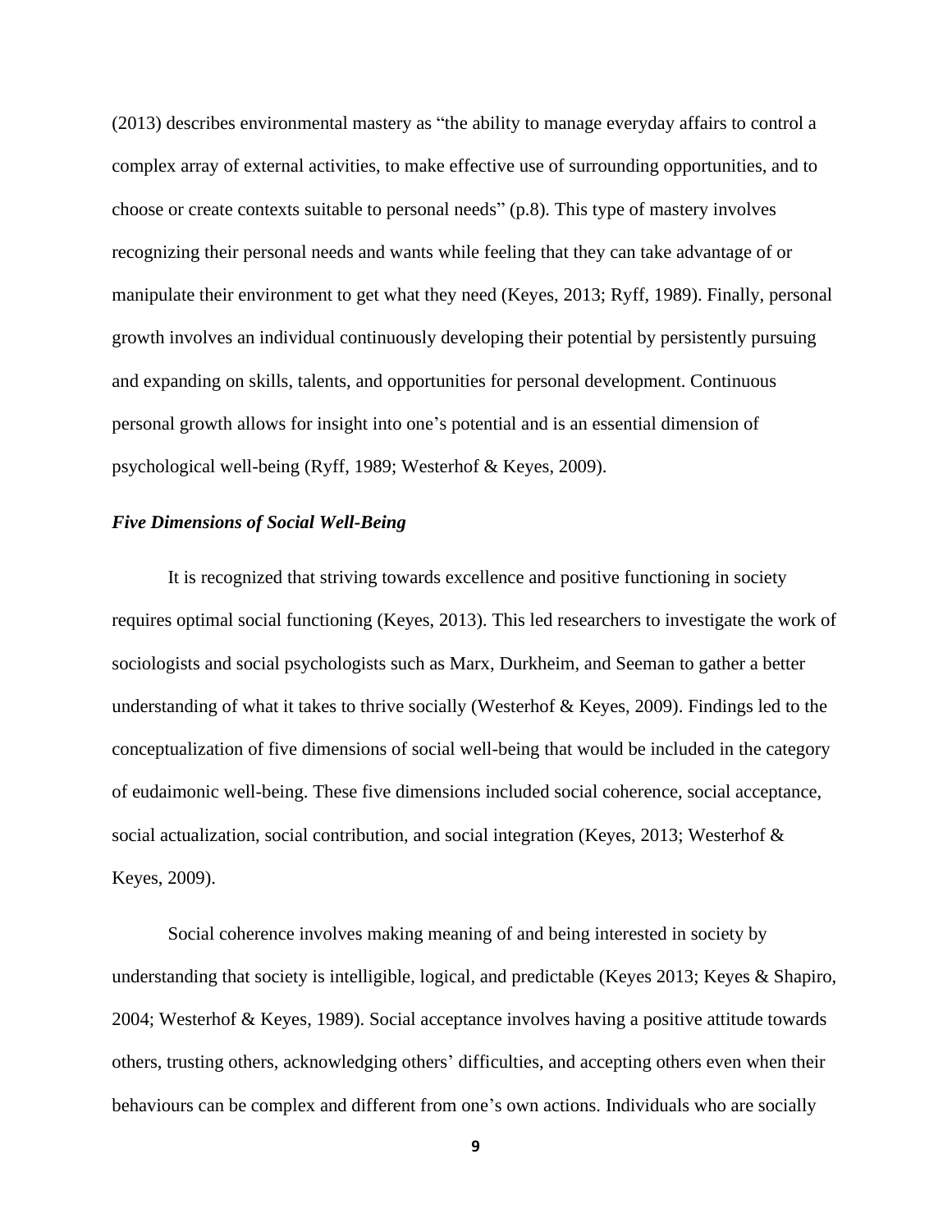(2013) describes environmental mastery as "the ability to manage everyday affairs to control a complex array of external activities, to make effective use of surrounding opportunities, and to choose or create contexts suitable to personal needs" (p.8). This type of mastery involves recognizing their personal needs and wants while feeling that they can take advantage of or manipulate their environment to get what they need (Keyes, 2013; Ryff, 1989). Finally, personal growth involves an individual continuously developing their potential by persistently pursuing and expanding on skills, talents, and opportunities for personal development. Continuous personal growth allows for insight into one's potential and is an essential dimension of psychological well-being (Ryff, 1989; Westerhof & Keyes, 2009).

### *Five Dimensions of Social Well-Being*

It is recognized that striving towards excellence and positive functioning in society requires optimal social functioning (Keyes, 2013). This led researchers to investigate the work of sociologists and social psychologists such as Marx, Durkheim, and Seeman to gather a better understanding of what it takes to thrive socially (Westerhof & Keyes, 2009). Findings led to the conceptualization of five dimensions of social well-being that would be included in the category of eudaimonic well-being. These five dimensions included social coherence, social acceptance, social actualization, social contribution, and social integration (Keyes, 2013; Westerhof & Keyes, 2009).

Social coherence involves making meaning of and being interested in society by understanding that society is intelligible, logical, and predictable (Keyes 2013; Keyes & Shapiro, 2004; Westerhof & Keyes, 1989). Social acceptance involves having a positive attitude towards others, trusting others, acknowledging others' difficulties, and accepting others even when their behaviours can be complex and different from one's own actions. Individuals who are socially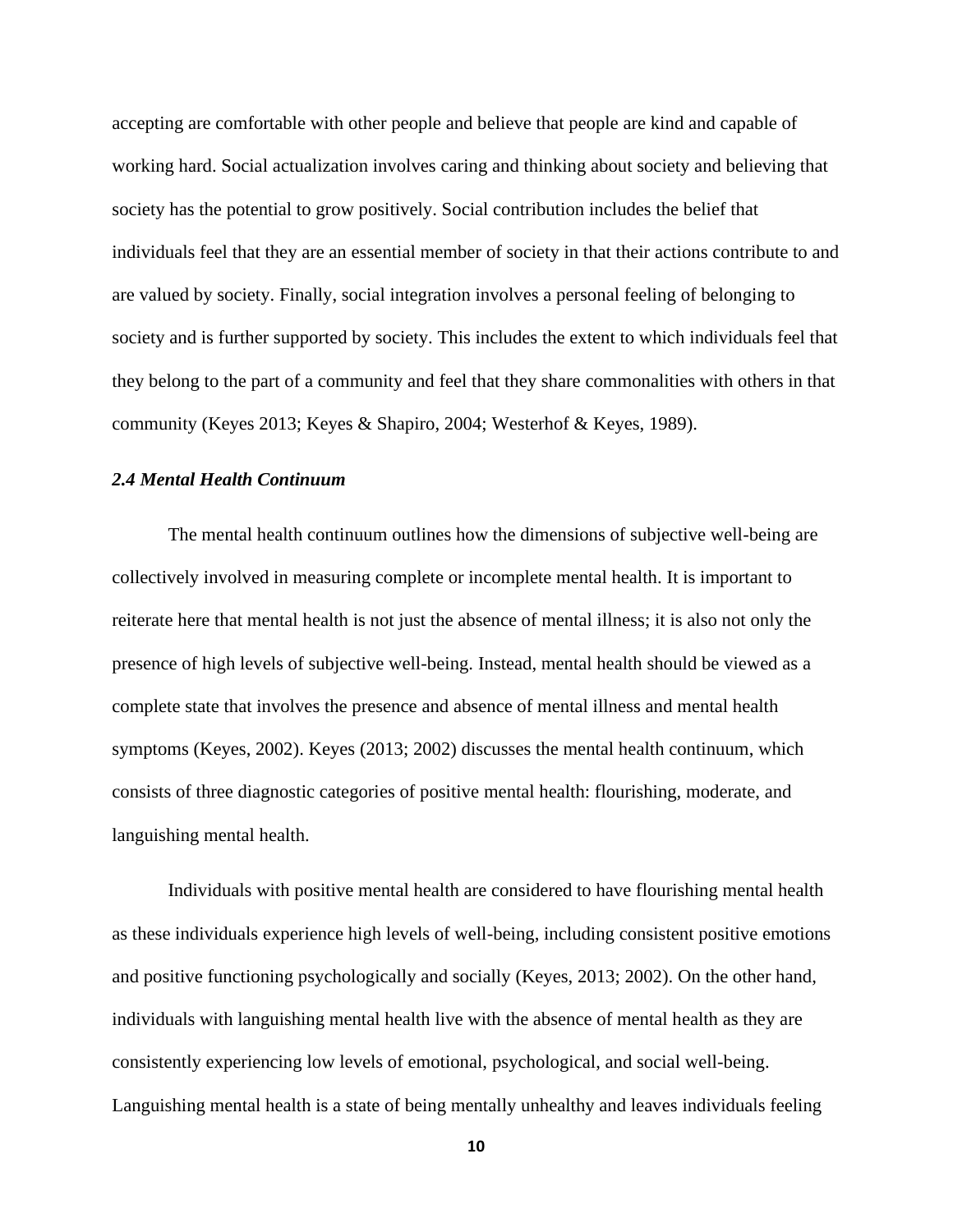accepting are comfortable with other people and believe that people are kind and capable of working hard. Social actualization involves caring and thinking about society and believing that society has the potential to grow positively. Social contribution includes the belief that individuals feel that they are an essential member of society in that their actions contribute to and are valued by society. Finally, social integration involves a personal feeling of belonging to society and is further supported by society. This includes the extent to which individuals feel that they belong to the part of a community and feel that they share commonalities with others in that community (Keyes 2013; Keyes & Shapiro, 2004; Westerhof & Keyes, 1989).

### *2.4 Mental Health Continuum*

The mental health continuum outlines how the dimensions of subjective well-being are collectively involved in measuring complete or incomplete mental health. It is important to reiterate here that mental health is not just the absence of mental illness; it is also not only the presence of high levels of subjective well-being. Instead, mental health should be viewed as a complete state that involves the presence and absence of mental illness and mental health symptoms (Keyes, 2002). Keyes (2013; 2002) discusses the mental health continuum, which consists of three diagnostic categories of positive mental health: flourishing, moderate, and languishing mental health.

Individuals with positive mental health are considered to have flourishing mental health as these individuals experience high levels of well-being, including consistent positive emotions and positive functioning psychologically and socially (Keyes, 2013; 2002). On the other hand, individuals with languishing mental health live with the absence of mental health as they are consistently experiencing low levels of emotional, psychological, and social well-being. Languishing mental health is a state of being mentally unhealthy and leaves individuals feeling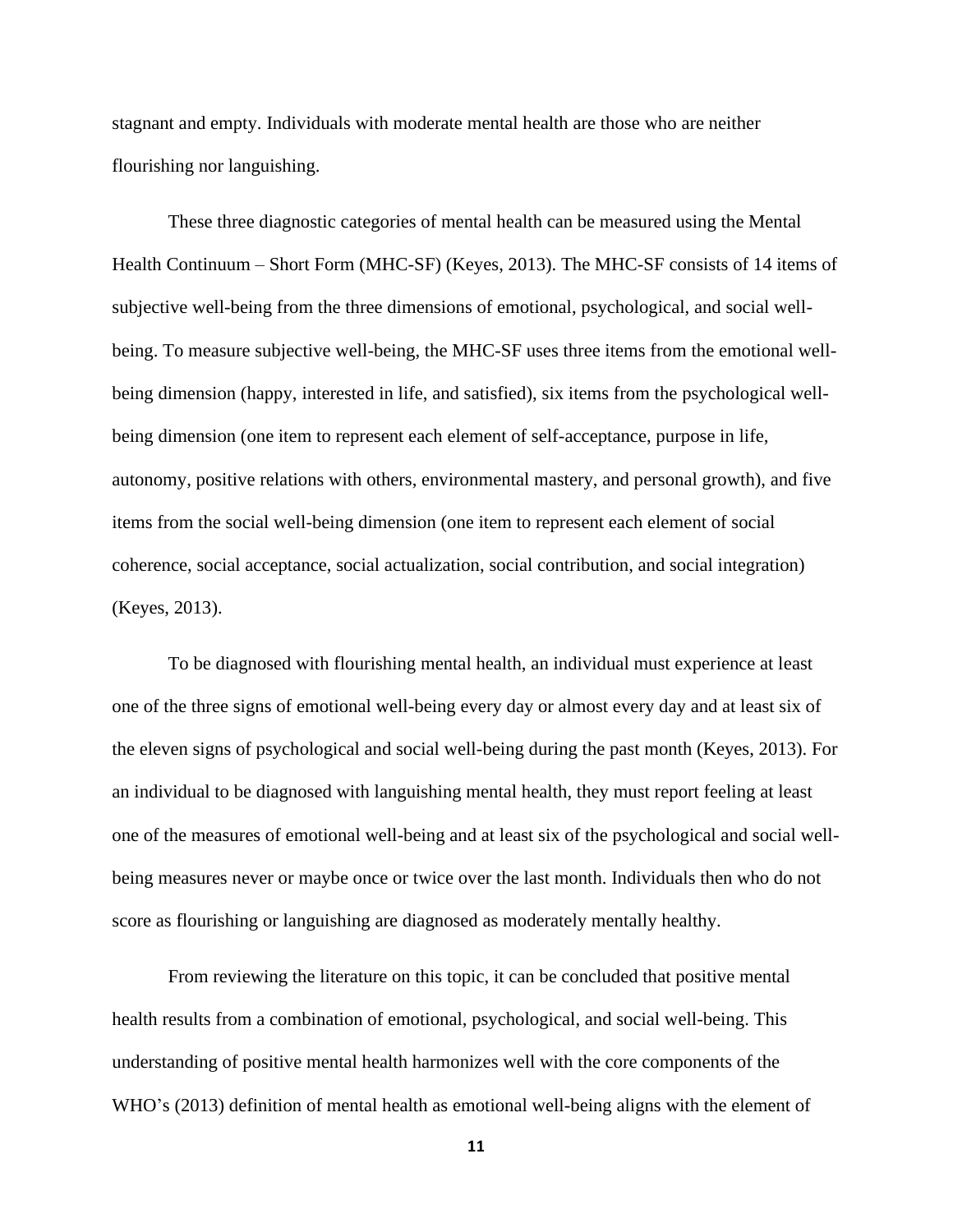stagnant and empty. Individuals with moderate mental health are those who are neither flourishing nor languishing.

These three diagnostic categories of mental health can be measured using the Mental Health Continuum – Short Form (MHC-SF) (Keyes, 2013). The MHC-SF consists of 14 items of subjective well-being from the three dimensions of emotional, psychological, and social well-being. To measure subjective well-being, the MHC-SF uses three items from the emotional well-being dimension (happy, interested in life, and satisfied), six items from the psychological well-being dimension (one item to represent each element of self-acceptance, purpose in life, autonomy, positive relations with others, environmental mastery, and personal growth), and five items from the social well-being dimension (one item to represent each element of social coherence, social acceptance, social actualization, social contribution, and social integration) (Keyes, 2013).

To be diagnosed with flourishing mental health, an individual must experience at least one of the three signs of emotional well-being every day or almost every day and at least six of the eleven signs of psychological and social well-being during the past month (Keyes, 2013). For an individual to be diagnosed with languishing mental health, they must report feeling at least one of the measures of emotional well-being and at least six of the psychological and social well-being measures never or maybe once or twice over the last month. Individuals then who do not score as flourishing or languishing are diagnosed as moderately mentally healthy.

From reviewing the literature on this topic, it can be concluded that positive mental health results from a combination of emotional, psychological, and social well-being. This understanding of positive mental health harmonizes well with the core components of the WHO's (2013) definition of mental health as emotional well-being aligns with the element of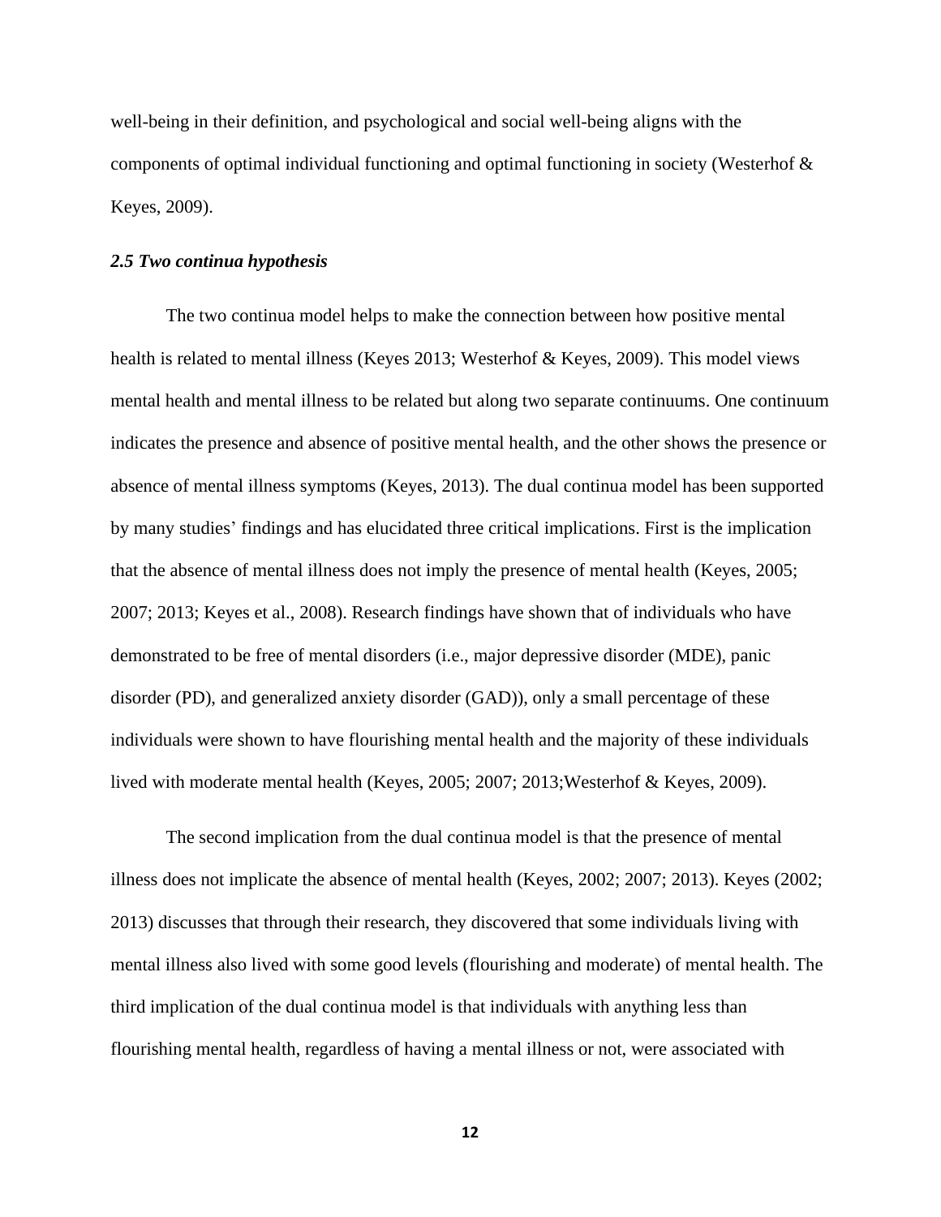well-being in their definition, and psychological and social well-being aligns with the components of optimal individual functioning and optimal functioning in society (Westerhof & Keyes, 2009).

### *2.5 Two continua hypothesis*

The two continua model helps to make the connection between how positive mental health is related to mental illness (Keyes 2013; Westerhof & Keyes, 2009). This model views mental health and mental illness to be related but along two separate continuums. One continuum indicates the presence and absence of positive mental health, and the other shows the presence or absence of mental illness symptoms (Keyes, 2013). The dual continua model has been supported by many studies' findings and has elucidated three critical implications. First is the implication that the absence of mental illness does not imply the presence of mental health (Keyes, 2005; 2007; 2013; Keyes et al., 2008). Research findings have shown that of individuals who have demonstrated to be free of mental disorders (i.e., major depressive disorder (MDE), panic disorder (PD), and generalized anxiety disorder (GAD)), only a small percentage of these individuals were shown to have flourishing mental health and the majority of these individuals lived with moderate mental health (Keyes, 2005; 2007; 2013;Westerhof & Keyes, 2009).

The second implication from the dual continua model is that the presence of mental illness does not implicate the absence of mental health (Keyes, 2002; 2007; 2013). Keyes (2002; 2013) discusses that through their research, they discovered that some individuals living with mental illness also lived with some good levels (flourishing and moderate) of mental health. The third implication of the dual continua model is that individuals with anything less than flourishing mental health, regardless of having a mental illness or not, were associated with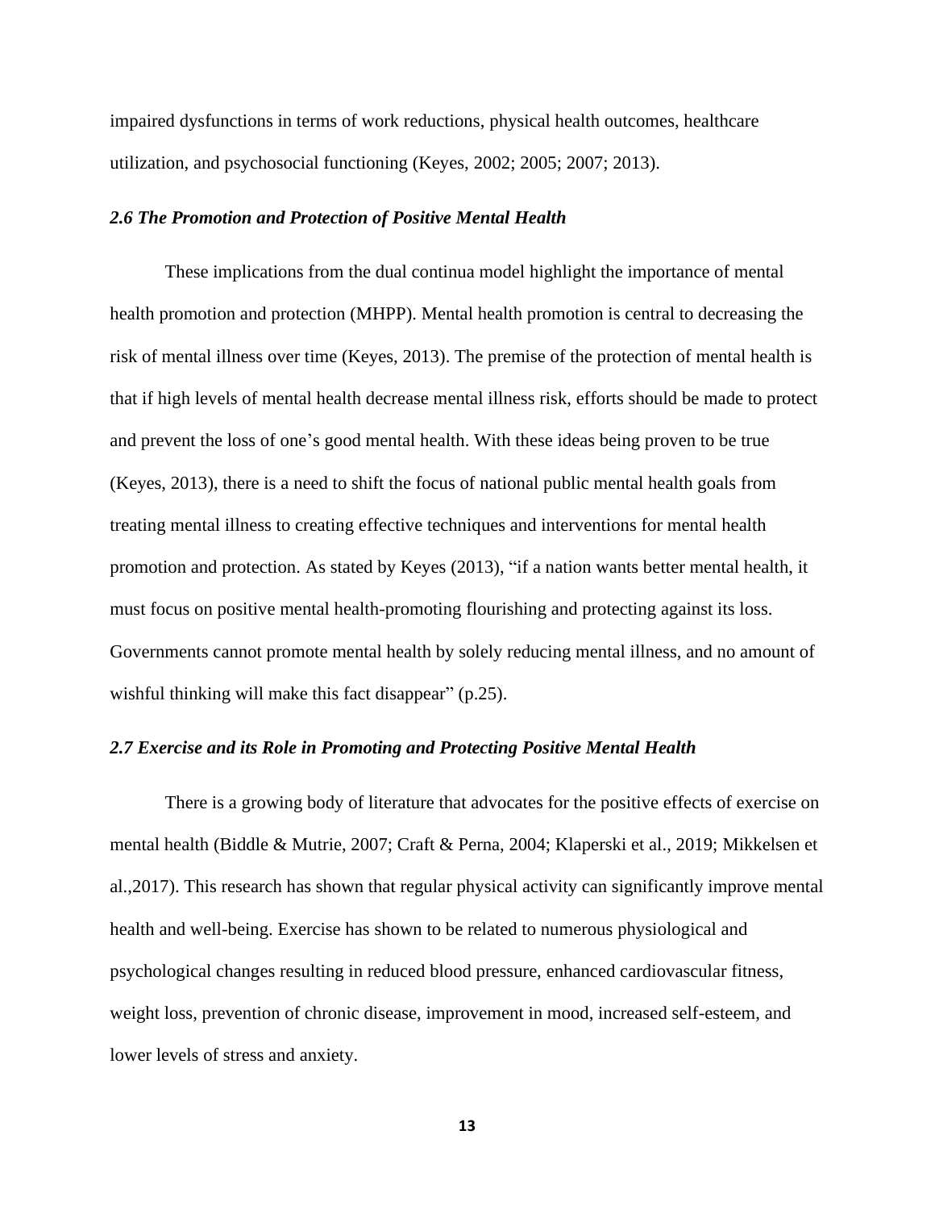impaired dysfunctions in terms of work reductions, physical health outcomes, healthcare utilization, and psychosocial functioning (Keyes, 2002; 2005; 2007; 2013).

### *2.6 The Promotion and Protection of Positive Mental Health*

These implications from the dual continua model highlight the importance of mental health promotion and protection (MHPP). Mental health promotion is central to decreasing the risk of mental illness over time (Keyes, 2013). The premise of the protection of mental health is that if high levels of mental health decrease mental illness risk, efforts should be made to protect and prevent the loss of one's good mental health. With these ideas being proven to be true (Keyes, 2013), there is a need to shift the focus of national public mental health goals from treating mental illness to creating effective techniques and interventions for mental health promotion and protection. As stated by Keyes (2013), "if a nation wants better mental health, it must focus on positive mental health-promoting flourishing and protecting against its loss. Governments cannot promote mental health by solely reducing mental illness, and no amount of wishful thinking will make this fact disappear" (p.25).

### *2.7 Exercise and its Role in Promoting and Protecting Positive Mental Health*

There is a growing body of literature that advocates for the positive effects of exercise on mental health (Biddle & Mutrie, 2007; Craft & Perna, 2004; Klaperski et al., 2019; Mikkelsen et al.,2017). This research has shown that regular physical activity can significantly improve mental health and well-being. Exercise has shown to be related to numerous physiological and psychological changes resulting in reduced blood pressure, enhanced cardiovascular fitness, weight loss, prevention of chronic disease, improvement in mood, increased self-esteem, and lower levels of stress and anxiety.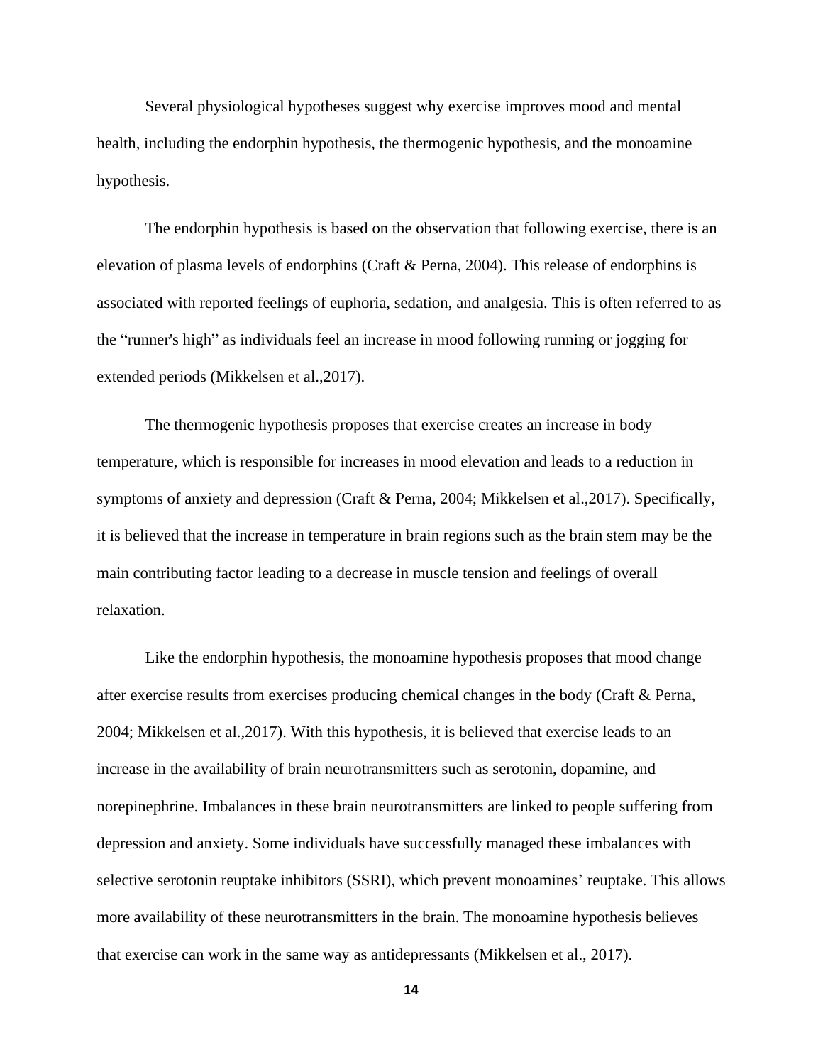Several physiological hypotheses suggest why exercise improves mood and mental health, including the endorphin hypothesis, the thermogenic hypothesis, and the monoamine hypothesis.

The endorphin hypothesis is based on the observation that following exercise, there is an elevation of plasma levels of endorphins (Craft & Perna, 2004). This release of endorphins is associated with reported feelings of euphoria, sedation, and analgesia. This is often referred to as the "runner's high" as individuals feel an increase in mood following running or jogging for extended periods (Mikkelsen et al.,2017).

The thermogenic hypothesis proposes that exercise creates an increase in body temperature, which is responsible for increases in mood elevation and leads to a reduction in symptoms of anxiety and depression (Craft & Perna, 2004; Mikkelsen et al.,2017). Specifically, it is believed that the increase in temperature in brain regions such as the brain stem may be the main contributing factor leading to a decrease in muscle tension and feelings of overall relaxation.

Like the endorphin hypothesis, the monoamine hypothesis proposes that mood change after exercise results from exercises producing chemical changes in the body (Craft & Perna, 2004; Mikkelsen et al.,2017). With this hypothesis, it is believed that exercise leads to an increase in the availability of brain neurotransmitters such as serotonin, dopamine, and norepinephrine. Imbalances in these brain neurotransmitters are linked to people suffering from depression and anxiety. Some individuals have successfully managed these imbalances with selective serotonin reuptake inhibitors (SSRI), which prevent monoamines' reuptake. This allows more availability of these neurotransmitters in the brain. The monoamine hypothesis believes that exercise can work in the same way as antidepressants (Mikkelsen et al., 2017).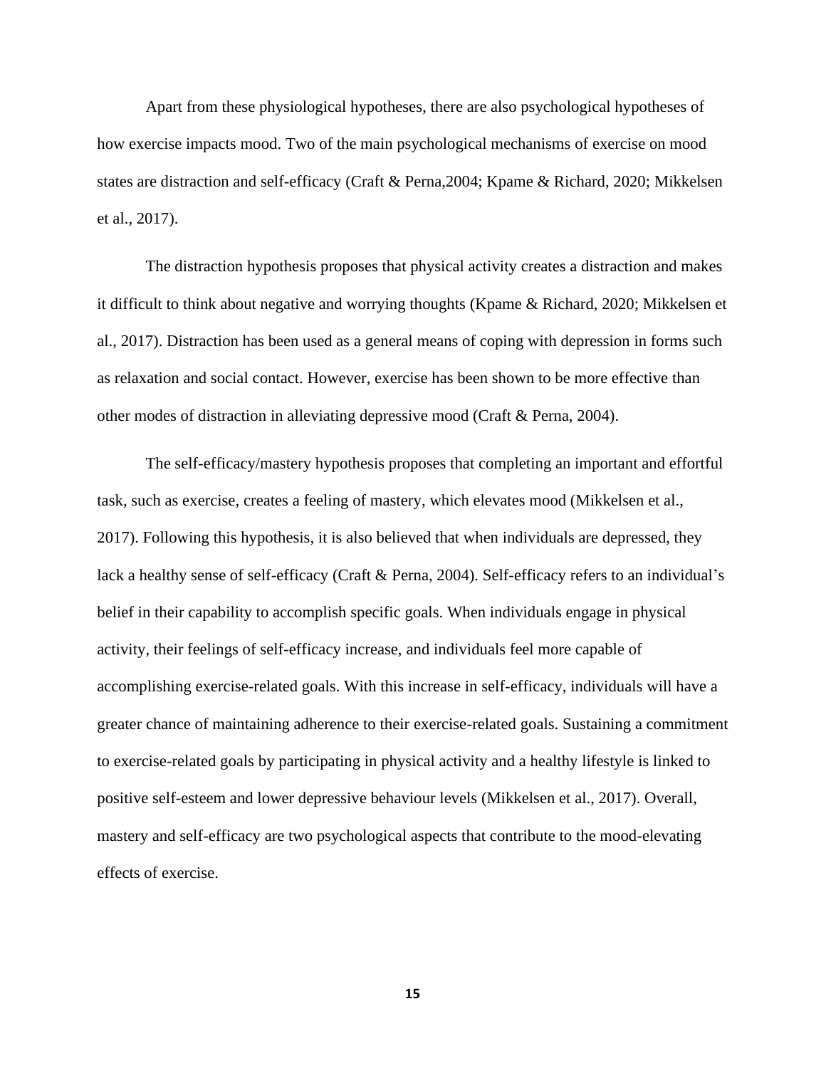Apart from these physiological hypotheses, there are also psychological hypotheses of how exercise impacts mood. Two of the main psychological mechanisms of exercise on mood states are distraction and self-efficacy (Craft & Perna,2004; Kpame & Richard, 2020; Mikkelsen et al., 2017).

The distraction hypothesis proposes that physical activity creates a distraction and makes it difficult to think about negative and worrying thoughts (Kpame & Richard, 2020; Mikkelsen et al., 2017). Distraction has been used as a general means of coping with depression in forms such as relaxation and social contact. However, exercise has been shown to be more effective than other modes of distraction in alleviating depressive mood (Craft & Perna, 2004).

The self-efficacy/mastery hypothesis proposes that completing an important and effortful task, such as exercise, creates a feeling of mastery, which elevates mood (Mikkelsen et al., 2017). Following this hypothesis, it is also believed that when individuals are depressed, they lack a healthy sense of self-efficacy (Craft & Perna, 2004). Self-efficacy refers to an individual's belief in their capability to accomplish specific goals. When individuals engage in physical activity, their feelings of self-efficacy increase, and individuals feel more capable of accomplishing exercise-related goals. With this increase in self-efficacy, individuals will have a greater chance of maintaining adherence to their exercise-related goals. Sustaining a commitment to exercise-related goals by participating in physical activity and a healthy lifestyle is linked to positive self-esteem and lower depressive behaviour levels (Mikkelsen et al., 2017). Overall, mastery and self-efficacy are two psychological aspects that contribute to the mood-elevating effects of exercise.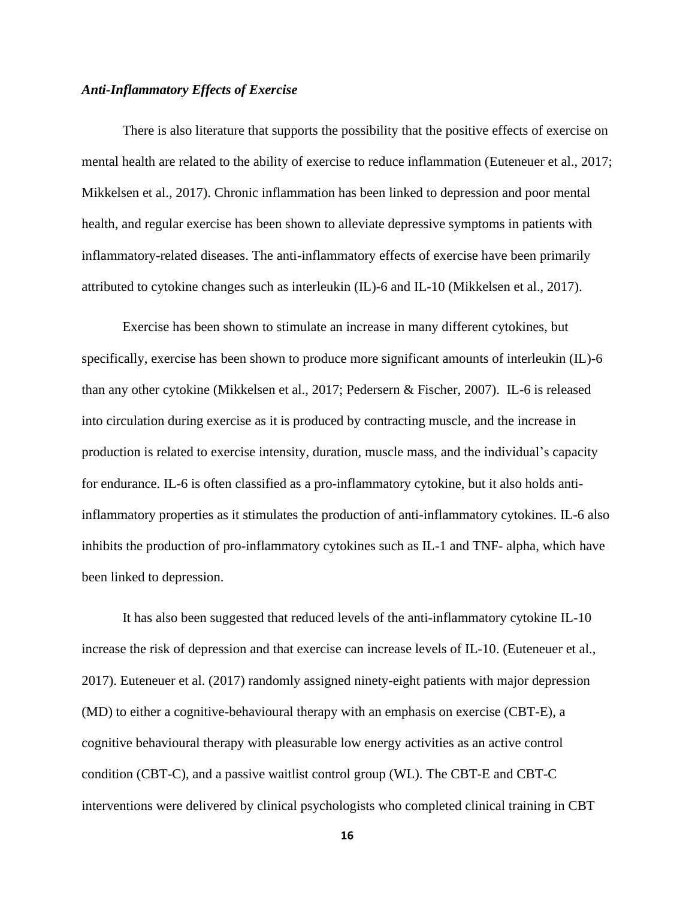### *Anti-Inflammatory Effects of Exercise*

There is also literature that supports the possibility that the positive effects of exercise on mental health are related to the ability of exercise to reduce inflammation (Euteneuer et al., 2017; Mikkelsen et al., 2017). Chronic inflammation has been linked to depression and poor mental health, and regular exercise has been shown to alleviate depressive symptoms in patients with inflammatory-related diseases. The anti-inflammatory effects of exercise have been primarily attributed to cytokine changes such as interleukin (IL)-6 and IL-10 (Mikkelsen et al., 2017).

Exercise has been shown to stimulate an increase in many different cytokines, but specifically, exercise has been shown to produce more significant amounts of interleukin (IL)-6 than any other cytokine (Mikkelsen et al., 2017; Pedersern & Fischer, 2007). IL-6 is released into circulation during exercise as it is produced by contracting muscle, and the increase in production is related to exercise intensity, duration, muscle mass, and the individual's capacity for endurance. IL-6 is often classified as a pro-inflammatory cytokine, but it also holds anti-inflammatory properties as it stimulates the production of anti-inflammatory cytokines. IL-6 also inhibits the production of pro-inflammatory cytokines such as IL-1 and TNF- alpha, which have been linked to depression.

It has also been suggested that reduced levels of the anti-inflammatory cytokine IL-10 increase the risk of depression and that exercise can increase levels of IL-10. (Euteneuer et al., 2017). Euteneuer et al. (2017) randomly assigned ninety-eight patients with major depression (MD) to either a cognitive-behavioural therapy with an emphasis on exercise (CBT-E), a cognitive behavioural therapy with pleasurable low energy activities as an active control condition (CBT-C), and a passive waitlist control group (WL). The CBT-E and CBT-C interventions were delivered by clinical psychologists who completed clinical training in CBT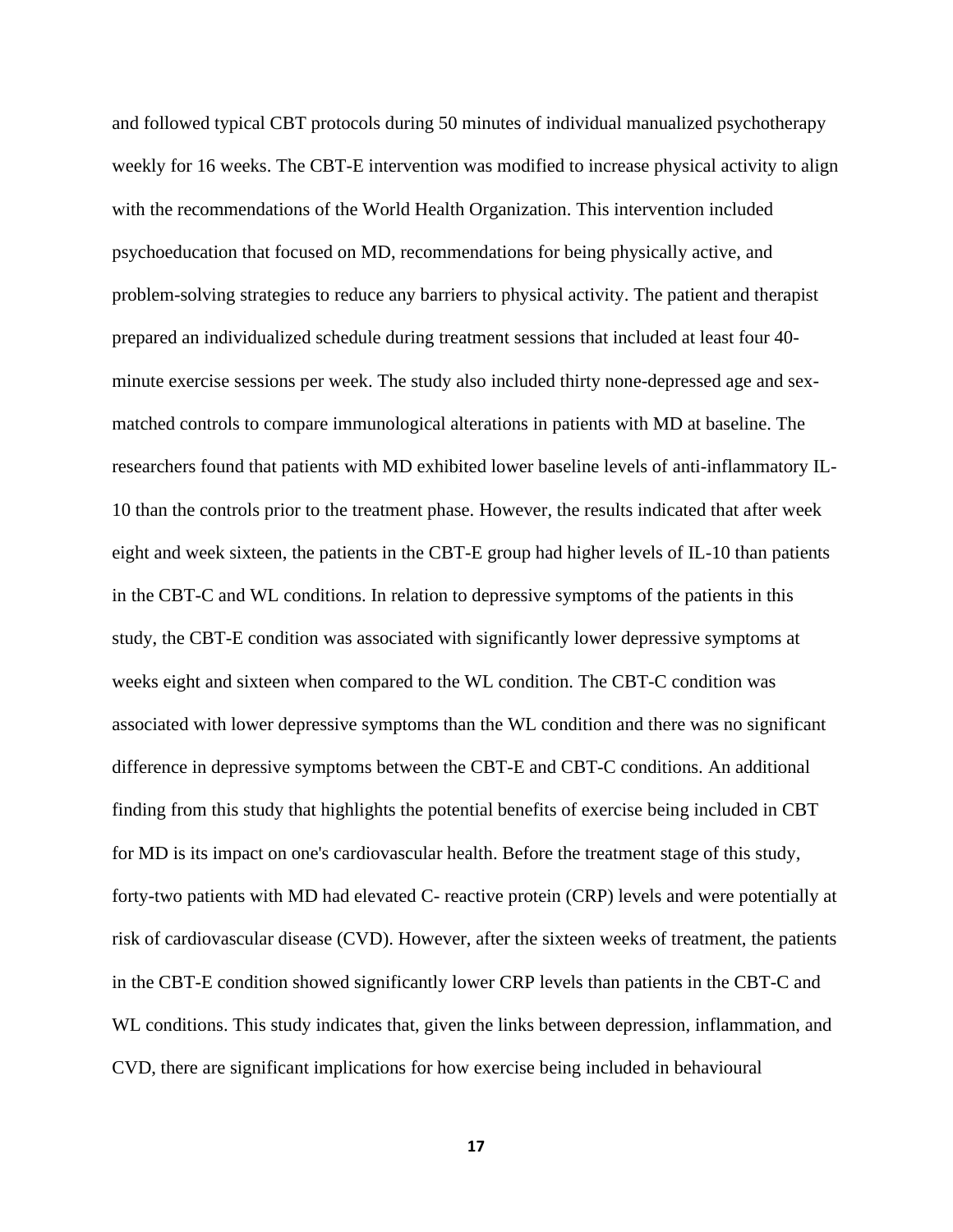and followed typical CBT protocols during 50 minutes of individual manualized psychotherapy weekly for 16 weeks. The CBT-E intervention was modified to increase physical activity to align with the recommendations of the World Health Organization. This intervention included psychoeducation that focused on MD, recommendations for being physically active, and problem-solving strategies to reduce any barriers to physical activity. The patient and therapist prepared an individualized schedule during treatment sessions that included at least four 40-minute exercise sessions per week. The study also included thirty none-depressed age and sex-matched controls to compare immunological alterations in patients with MD at baseline. The researchers found that patients with MD exhibited lower baseline levels of anti-inflammatory IL-10 than the controls prior to the treatment phase. However, the results indicated that after week eight and week sixteen, the patients in the CBT-E group had higher levels of IL-10 than patients in the CBT-C and WL conditions. In relation to depressive symptoms of the patients in this study, the CBT-E condition was associated with significantly lower depressive symptoms at weeks eight and sixteen when compared to the WL condition. The CBT-C condition was associated with lower depressive symptoms than the WL condition and there was no significant difference in depressive symptoms between the CBT-E and CBT-C conditions. An additional finding from this study that highlights the potential benefits of exercise being included in CBT for MD is its impact on one's cardiovascular health. Before the treatment stage of this study, forty-two patients with MD had elevated C- reactive protein (CRP) levels and were potentially at risk of cardiovascular disease (CVD). However, after the sixteen weeks of treatment, the patients in the CBT-E condition showed significantly lower CRP levels than patients in the CBT-C and WL conditions. This study indicates that, given the links between depression, inflammation, and CVD, there are significant implications for how exercise being included in behavioural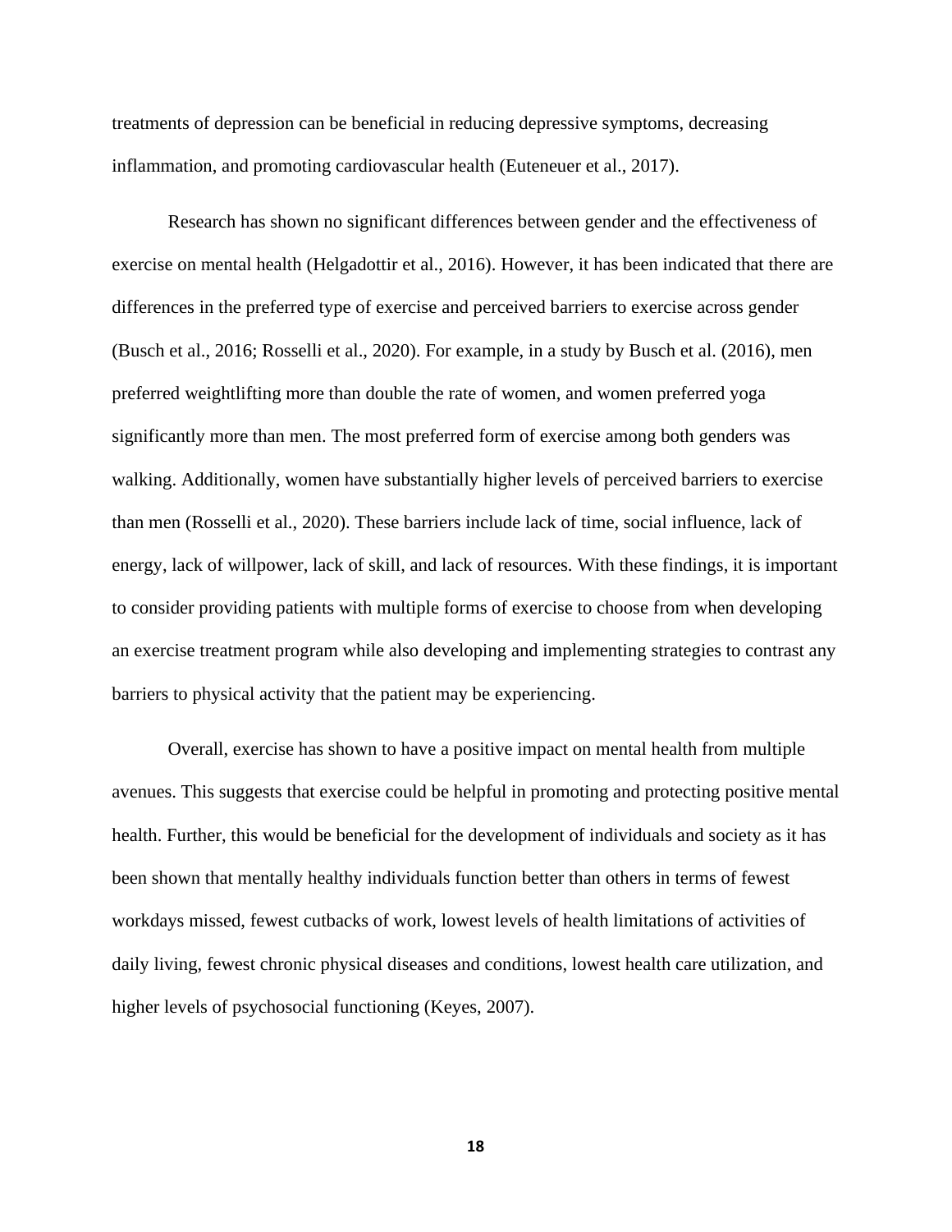treatments of depression can be beneficial in reducing depressive symptoms, decreasing inflammation, and promoting cardiovascular health (Euteneuer et al., 2017).

Research has shown no significant differences between gender and the effectiveness of exercise on mental health (Helgadottir et al., 2016). However, it has been indicated that there are differences in the preferred type of exercise and perceived barriers to exercise across gender (Busch et al., 2016; Rosselli et al., 2020). For example, in a study by Busch et al. (2016), men preferred weightlifting more than double the rate of women, and women preferred yoga significantly more than men. The most preferred form of exercise among both genders was walking. Additionally, women have substantially higher levels of perceived barriers to exercise than men (Rosselli et al., 2020). These barriers include lack of time, social influence, lack of energy, lack of willpower, lack of skill, and lack of resources. With these findings, it is important to consider providing patients with multiple forms of exercise to choose from when developing an exercise treatment program while also developing and implementing strategies to contrast any barriers to physical activity that the patient may be experiencing.

Overall, exercise has shown to have a positive impact on mental health from multiple avenues. This suggests that exercise could be helpful in promoting and protecting positive mental health. Further, this would be beneficial for the development of individuals and society as it has been shown that mentally healthy individuals function better than others in terms of fewest workdays missed, fewest cutbacks of work, lowest levels of health limitations of activities of daily living, fewest chronic physical diseases and conditions, lowest health care utilization, and higher levels of psychosocial functioning (Keyes, 2007).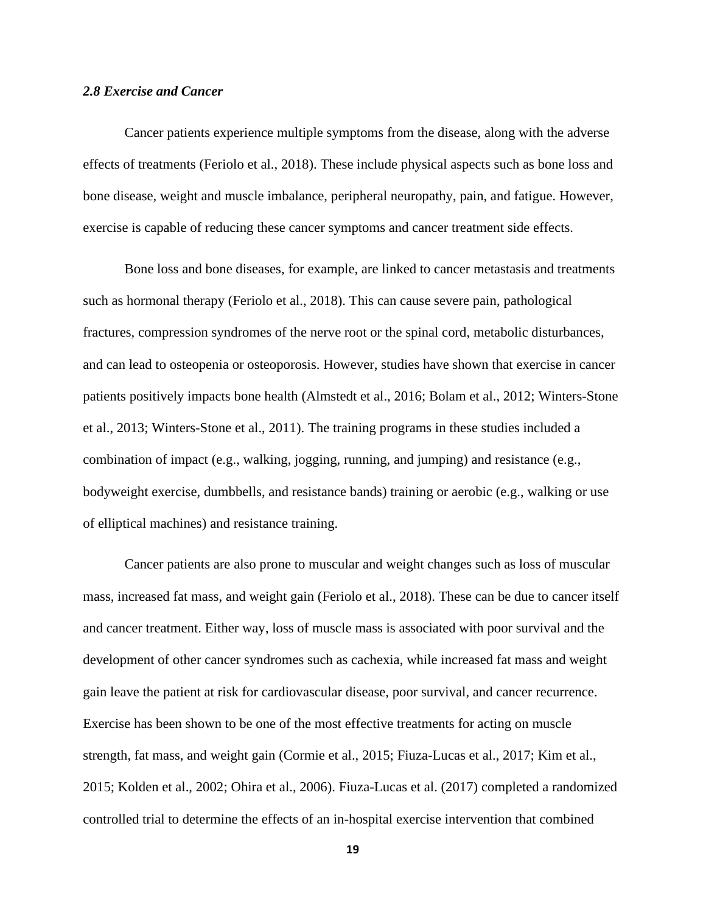### *2.8 Exercise and Cancer*

Cancer patients experience multiple symptoms from the disease, along with the adverse effects of treatments (Feriolo et al., 2018). These include physical aspects such as bone loss and bone disease, weight and muscle imbalance, peripheral neuropathy, pain, and fatigue. However, exercise is capable of reducing these cancer symptoms and cancer treatment side effects.

Bone loss and bone diseases, for example, are linked to cancer metastasis and treatments such as hormonal therapy (Feriolo et al., 2018). This can cause severe pain, pathological fractures, compression syndromes of the nerve root or the spinal cord, metabolic disturbances, and can lead to osteopenia or osteoporosis. However, studies have shown that exercise in cancer patients positively impacts bone health (Almstedt et al., 2016; Bolam et al., 2012; Winters-Stone et al., 2013; Winters-Stone et al., 2011). The training programs in these studies included a combination of impact (e.g., walking, jogging, running, and jumping) and resistance (e.g., bodyweight exercise, dumbbells, and resistance bands) training or aerobic (e.g., walking or use of elliptical machines) and resistance training.

Cancer patients are also prone to muscular and weight changes such as loss of muscular mass, increased fat mass, and weight gain (Feriolo et al., 2018). These can be due to cancer itself and cancer treatment. Either way, loss of muscle mass is associated with poor survival and the development of other cancer syndromes such as cachexia, while increased fat mass and weight gain leave the patient at risk for cardiovascular disease, poor survival, and cancer recurrence. Exercise has been shown to be one of the most effective treatments for acting on muscle strength, fat mass, and weight gain (Cormie et al., 2015; Fiuza-Lucas et al., 2017; Kim et al., 2015; Kolden et al., 2002; Ohira et al., 2006). Fiuza-Lucas et al. (2017) completed a randomized controlled trial to determine the effects of an in-hospital exercise intervention that combined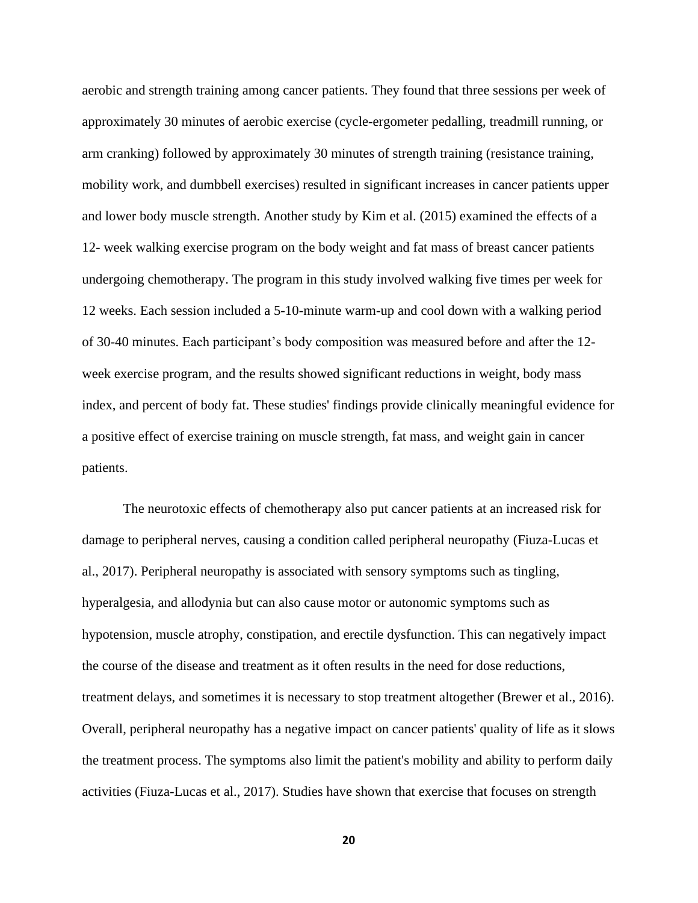aerobic and strength training among cancer patients. They found that three sessions per week of approximately 30 minutes of aerobic exercise (cycle-ergometer pedalling, treadmill running, or arm cranking) followed by approximately 30 minutes of strength training (resistance training, mobility work, and dumbbell exercises) resulted in significant increases in cancer patients upper and lower body muscle strength. Another study by Kim et al. (2015) examined the effects of a 12- week walking exercise program on the body weight and fat mass of breast cancer patients undergoing chemotherapy. The program in this study involved walking five times per week for 12 weeks. Each session included a 5-10-minute warm-up and cool down with a walking period of 30-40 minutes. Each participant's body composition was measured before and after the 12-week exercise program, and the results showed significant reductions in weight, body mass index, and percent of body fat. These studies' findings provide clinically meaningful evidence for a positive effect of exercise training on muscle strength, fat mass, and weight gain in cancer patients.

The neurotoxic effects of chemotherapy also put cancer patients at an increased risk for damage to peripheral nerves, causing a condition called peripheral neuropathy (Fiuza-Lucas et al., 2017). Peripheral neuropathy is associated with sensory symptoms such as tingling, hyperalgesia, and allodynia but can also cause motor or autonomic symptoms such as hypotension, muscle atrophy, constipation, and erectile dysfunction. This can negatively impact the course of the disease and treatment as it often results in the need for dose reductions, treatment delays, and sometimes it is necessary to stop treatment altogether (Brewer et al., 2016). Overall, peripheral neuropathy has a negative impact on cancer patients' quality of life as it slows the treatment process. The symptoms also limit the patient's mobility and ability to perform daily activities (Fiuza-Lucas et al., 2017). Studies have shown that exercise that focuses on strength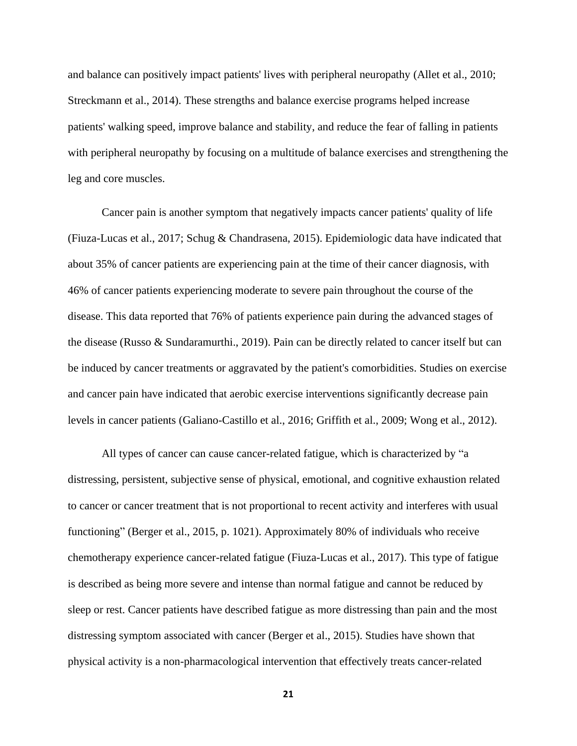and balance can positively impact patients' lives with peripheral neuropathy (Allet et al., 2010; Streckmann et al., 2014). These strengths and balance exercise programs helped increase patients' walking speed, improve balance and stability, and reduce the fear of falling in patients with peripheral neuropathy by focusing on a multitude of balance exercises and strengthening the leg and core muscles.

Cancer pain is another symptom that negatively impacts cancer patients' quality of life (Fiuza-Lucas et al., 2017; Schug & Chandrasena, 2015). Epidemiologic data have indicated that about 35% of cancer patients are experiencing pain at the time of their cancer diagnosis, with 46% of cancer patients experiencing moderate to severe pain throughout the course of the disease. This data reported that 76% of patients experience pain during the advanced stages of the disease (Russo & Sundaramurthi., 2019). Pain can be directly related to cancer itself but can be induced by cancer treatments or aggravated by the patient's comorbidities. Studies on exercise and cancer pain have indicated that aerobic exercise interventions significantly decrease pain levels in cancer patients (Galiano-Castillo et al., 2016; Griffith et al., 2009; Wong et al., 2012).

All types of cancer can cause cancer-related fatigue, which is characterized by "a distressing, persistent, subjective sense of physical, emotional, and cognitive exhaustion related to cancer or cancer treatment that is not proportional to recent activity and interferes with usual functioning" (Berger et al., 2015, p. 1021). Approximately 80% of individuals who receive chemotherapy experience cancer-related fatigue (Fiuza-Lucas et al., 2017). This type of fatigue is described as being more severe and intense than normal fatigue and cannot be reduced by sleep or rest. Cancer patients have described fatigue as more distressing than pain and the most distressing symptom associated with cancer (Berger et al., 2015). Studies have shown that physical activity is a non-pharmacological intervention that effectively treats cancer-related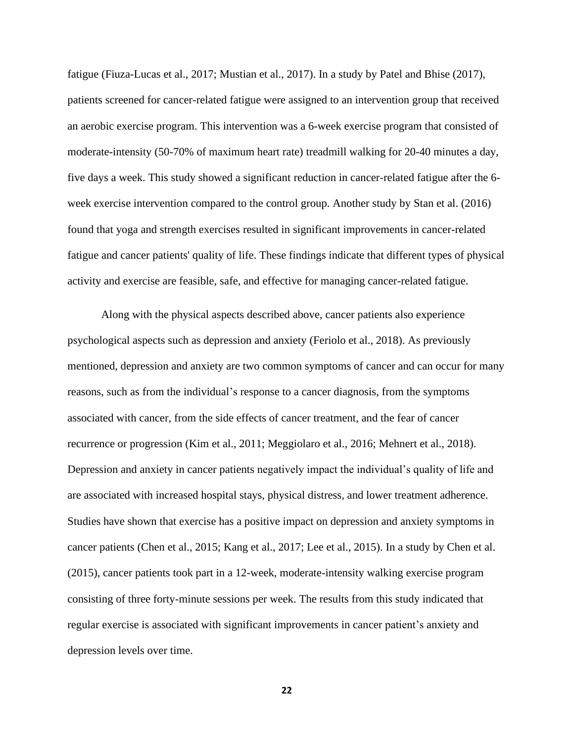fatigue (Fiuza-Lucas et al., 2017; Mustian et al., 2017). In a study by Patel and Bhise (2017), patients screened for cancer-related fatigue were assigned to an intervention group that received an aerobic exercise program. This intervention was a 6-week exercise program that consisted of moderate-intensity (50-70% of maximum heart rate) treadmill walking for 20-40 minutes a day, five days a week. This study showed a significant reduction in cancer-related fatigue after the 6-week exercise intervention compared to the control group. Another study by Stan et al. (2016) found that yoga and strength exercises resulted in significant improvements in cancer-related fatigue and cancer patients' quality of life. These findings indicate that different types of physical activity and exercise are feasible, safe, and effective for managing cancer-related fatigue.

Along with the physical aspects described above, cancer patients also experience psychological aspects such as depression and anxiety (Feriolo et al., 2018). As previously mentioned, depression and anxiety are two common symptoms of cancer and can occur for many reasons, such as from the individual’s response to a cancer diagnosis, from the symptoms associated with cancer, from the side effects of cancer treatment, and the fear of cancer recurrence or progression (Kim et al., 2011; Meggiolaro et al., 2016; Mehnert et al., 2018). Depression and anxiety in cancer patients negatively impact the individual’s quality of life and are associated with increased hospital stays, physical distress, and lower treatment adherence. Studies have shown that exercise has a positive impact on depression and anxiety symptoms in cancer patients (Chen et al., 2015; Kang et al., 2017; Lee et al., 2015). In a study by Chen et al. (2015), cancer patients took part in a 12-week, moderate-intensity walking exercise program consisting of three forty-minute sessions per week. The results from this study indicated that regular exercise is associated with significant improvements in cancer patient’s anxiety and depression levels over time.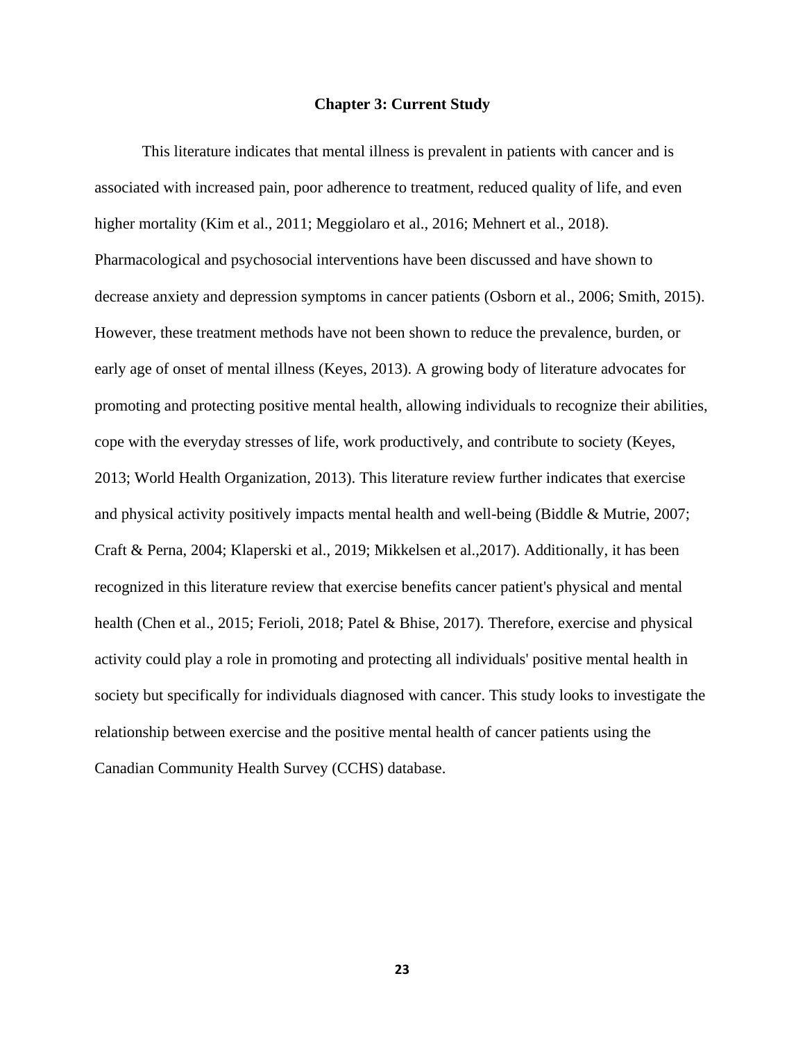# Chapter 3: Current Study

This literature indicates that mental illness is prevalent in patients with cancer and is associated with increased pain, poor adherence to treatment, reduced quality of life, and even higher mortality (Kim et al., 2011; Meggiolaro et al., 2016; Mehnert et al., 2018). Pharmacological and psychosocial interventions have been discussed and have shown to decrease anxiety and depression symptoms in cancer patients (Osborn et al., 2006; Smith, 2015). However, these treatment methods have not been shown to reduce the prevalence, burden, or early age of onset of mental illness (Keyes, 2013). A growing body of literature advocates for promoting and protecting positive mental health, allowing individuals to recognize their abilities, cope with the everyday stresses of life, work productively, and contribute to society (Keyes, 2013; World Health Organization, 2013). This literature review further indicates that exercise and physical activity positively impacts mental health and well-being (Biddle & Mutrie, 2007; Craft & Perna, 2004; Klaperski et al., 2019; Mikkelsen et al.,2017). Additionally, it has been recognized in this literature review that exercise benefits cancer patient's physical and mental health (Chen et al., 2015; Ferioli, 2018; Patel & Bhise, 2017). Therefore, exercise and physical activity could play a role in promoting and protecting all individuals' positive mental health in society but specifically for individuals diagnosed with cancer. This study looks to investigate the relationship between exercise and the positive mental health of cancer patients using the Canadian Community Health Survey (CCHS) database.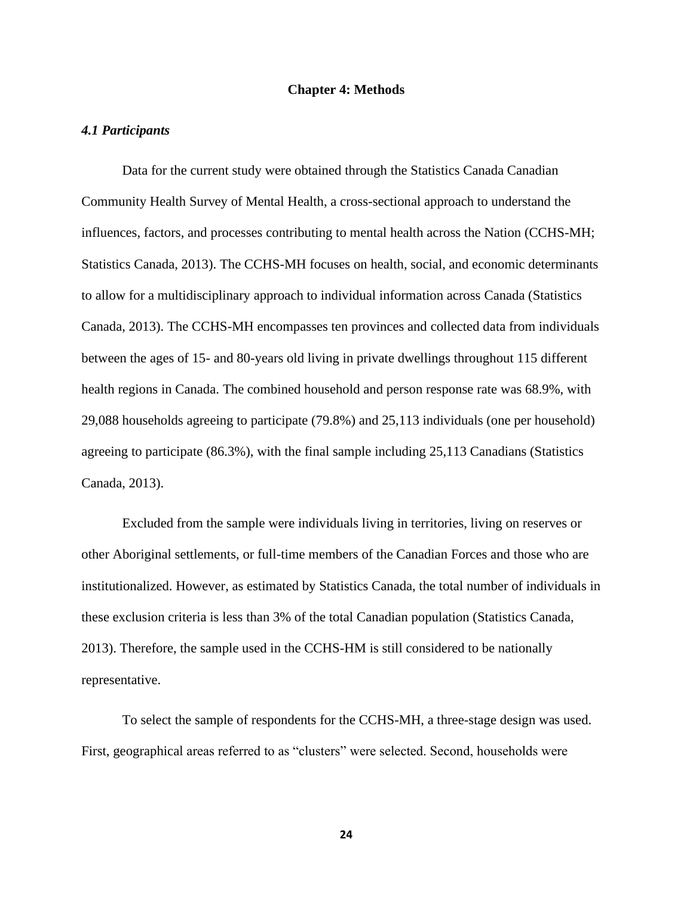# Chapter 4: Methods

### *4.1 Participants*

Data for the current study were obtained through the Statistics Canada Canadian Community Health Survey of Mental Health, a cross-sectional approach to understand the influences, factors, and processes contributing to mental health across the Nation (CCHS-MH; Statistics Canada, 2013). The CCHS-MH focuses on health, social, and economic determinants to allow for a multidisciplinary approach to individual information across Canada (Statistics Canada, 2013). The CCHS-MH encompasses ten provinces and collected data from individuals between the ages of 15- and 80-years old living in private dwellings throughout 115 different health regions in Canada. The combined household and person response rate was 68.9%, with 29,088 households agreeing to participate (79.8%) and 25,113 individuals (one per household) agreeing to participate (86.3%), with the final sample including 25,113 Canadians (Statistics Canada, 2013).

Excluded from the sample were individuals living in territories, living on reserves or other Aboriginal settlements, or full-time members of the Canadian Forces and those who are institutionalized. However, as estimated by Statistics Canada, the total number of individuals in these exclusion criteria is less than 3% of the total Canadian population (Statistics Canada, 2013). Therefore, the sample used in the CCHS-HM is still considered to be nationally representative.

To select the sample of respondents for the CCHS-MH, a three-stage design was used. First, geographical areas referred to as "clusters" were selected. Second, households were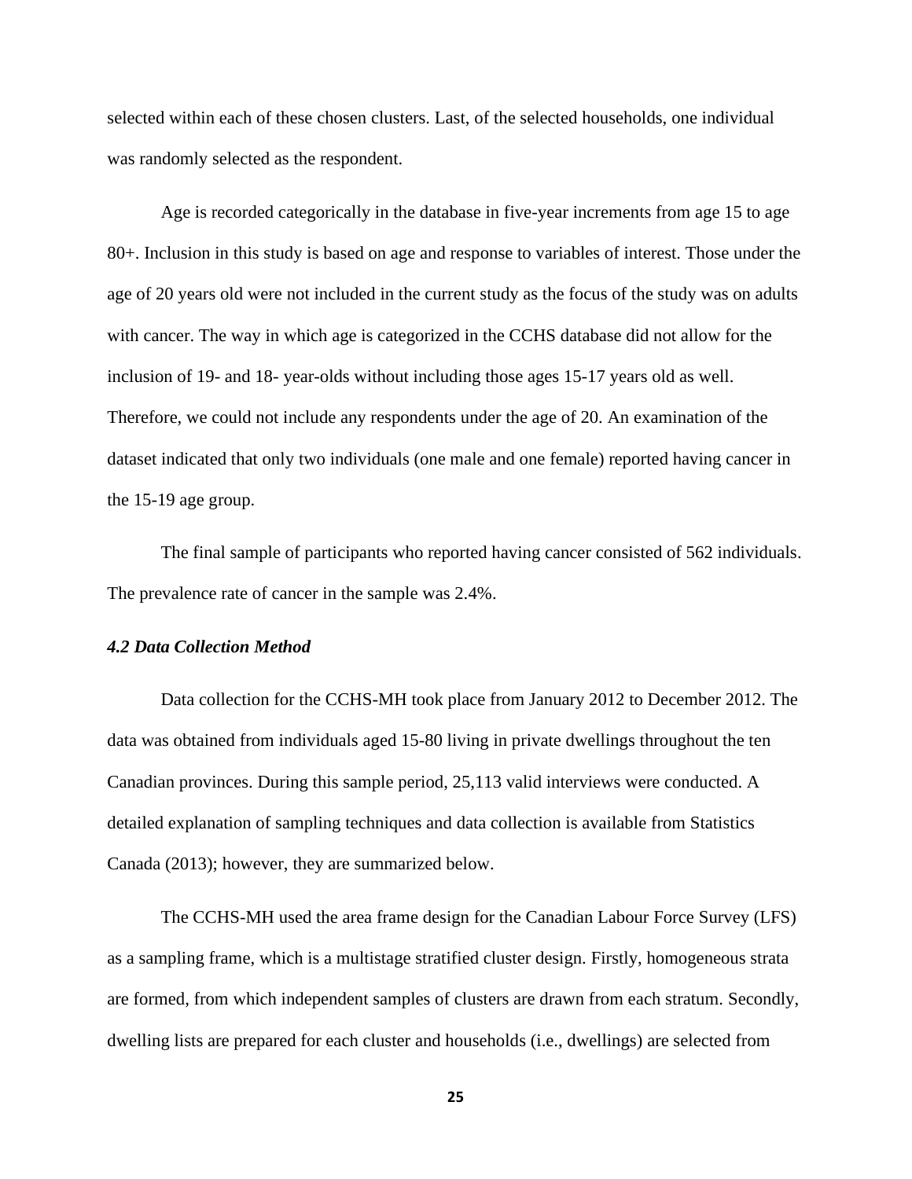selected within each of these chosen clusters. Last, of the selected households, one individual was randomly selected as the respondent.

Age is recorded categorically in the database in five-year increments from age 15 to age 80+. Inclusion in this study is based on age and response to variables of interest. Those under the age of 20 years old were not included in the current study as the focus of the study was on adults with cancer. The way in which age is categorized in the CCHS database did not allow for the inclusion of 19- and 18- year-olds without including those ages 15-17 years old as well. Therefore, we could not include any respondents under the age of 20. An examination of the dataset indicated that only two individuals (one male and one female) reported having cancer in the 15-19 age group.

The final sample of participants who reported having cancer consisted of 562 individuals. The prevalence rate of cancer in the sample was 2.4%.

### *4.2 Data Collection Method*

Data collection for the CCHS-MH took place from January 2012 to December 2012. The data was obtained from individuals aged 15-80 living in private dwellings throughout the ten Canadian provinces. During this sample period, 25,113 valid interviews were conducted. A detailed explanation of sampling techniques and data collection is available from Statistics Canada (2013); however, they are summarized below.

The CCHS-MH used the area frame design for the Canadian Labour Force Survey (LFS) as a sampling frame, which is a multistage stratified cluster design. Firstly, homogeneous strata are formed, from which independent samples of clusters are drawn from each stratum. Secondly, dwelling lists are prepared for each cluster and households (i.e., dwellings) are selected from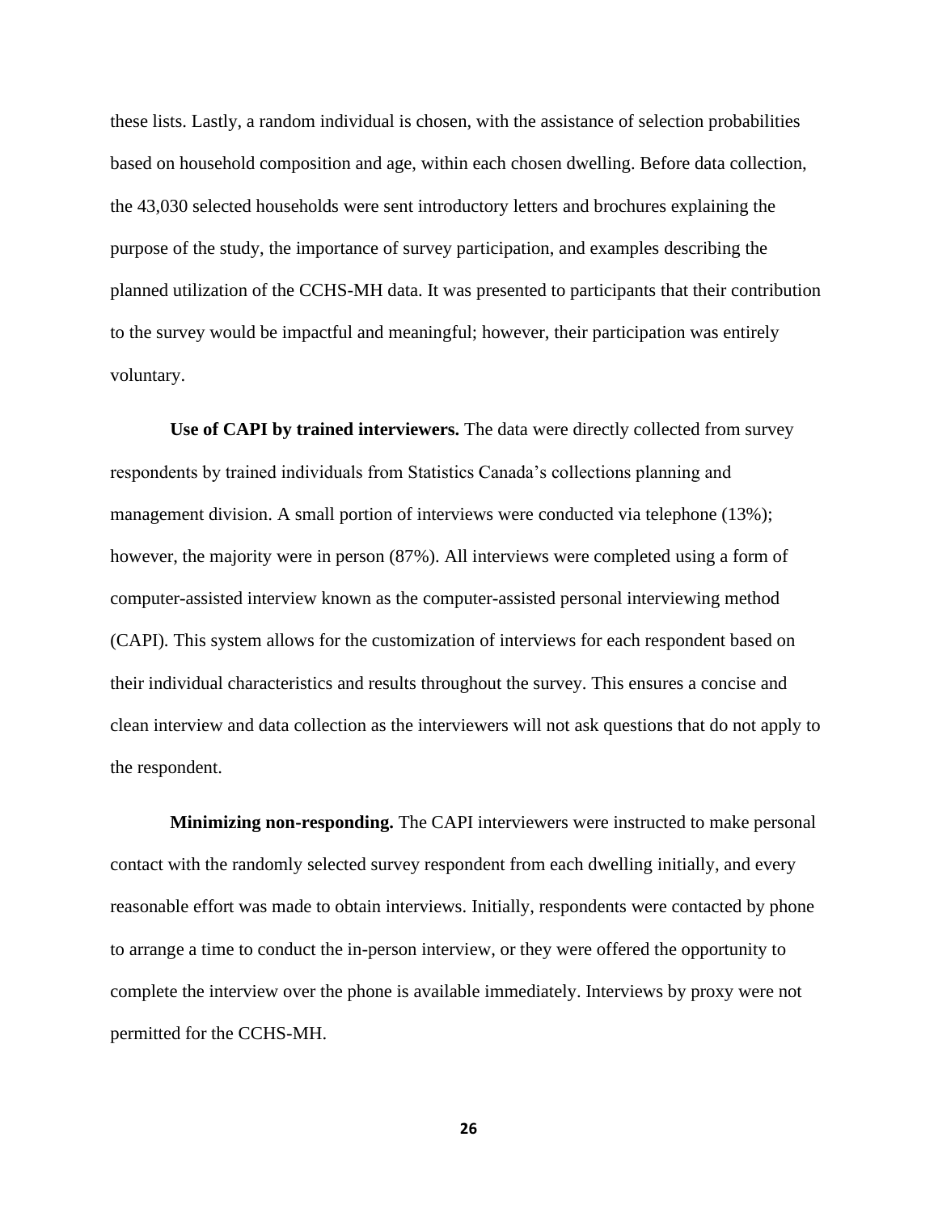these lists. Lastly, a random individual is chosen, with the assistance of selection probabilities based on household composition and age, within each chosen dwelling. Before data collection, the 43,030 selected households were sent introductory letters and brochures explaining the purpose of the study, the importance of survey participation, and examples describing the planned utilization of the CCHS-MH data. It was presented to participants that their contribution to the survey would be impactful and meaningful; however, their participation was entirely voluntary.

**Use of CAPI by trained interviewers.** The data were directly collected from survey respondents by trained individuals from Statistics Canada's collections planning and management division. A small portion of interviews were conducted via telephone (13%); however, the majority were in person (87%). All interviews were completed using a form of computer-assisted interview known as the computer-assisted personal interviewing method (CAPI). This system allows for the customization of interviews for each respondent based on their individual characteristics and results throughout the survey. This ensures a concise and clean interview and data collection as the interviewers will not ask questions that do not apply to the respondent.

**Minimizing non-responding.** The CAPI interviewers were instructed to make personal contact with the randomly selected survey respondent from each dwelling initially, and every reasonable effort was made to obtain interviews. Initially, respondents were contacted by phone to arrange a time to conduct the in-person interview, or they were offered the opportunity to complete the interview over the phone is available immediately. Interviews by proxy were not permitted for the CCHS-MH.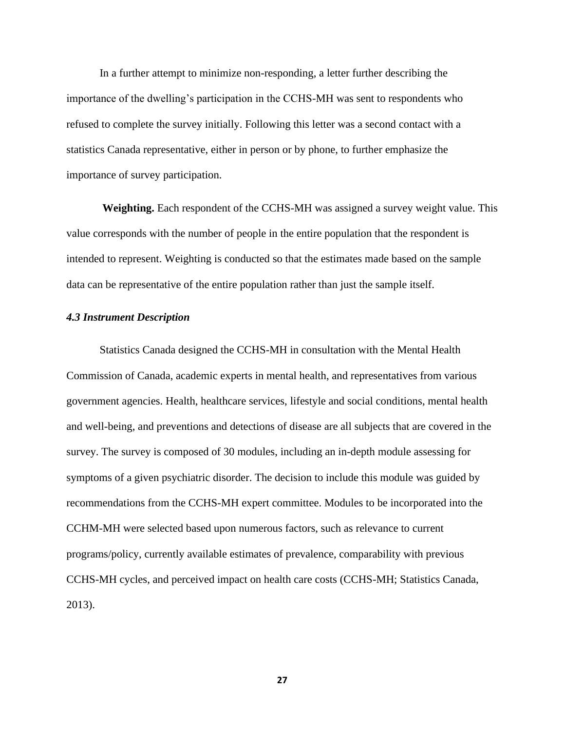In a further attempt to minimize non-responding, a letter further describing the importance of the dwelling's participation in the CCHS-MH was sent to respondents who refused to complete the survey initially. Following this letter was a second contact with a statistics Canada representative, either in person or by phone, to further emphasize the importance of survey participation.

**Weighting.** Each respondent of the CCHS-MH was assigned a survey weight value. This value corresponds with the number of people in the entire population that the respondent is intended to represent. Weighting is conducted so that the estimates made based on the sample data can be representative of the entire population rather than just the sample itself.

### *4.3 Instrument Description*

Statistics Canada designed the CCHS-MH in consultation with the Mental Health Commission of Canada, academic experts in mental health, and representatives from various government agencies. Health, healthcare services, lifestyle and social conditions, mental health and well-being, and preventions and detections of disease are all subjects that are covered in the survey. The survey is composed of 30 modules, including an in-depth module assessing for symptoms of a given psychiatric disorder. The decision to include this module was guided by recommendations from the CCHS-MH expert committee. Modules to be incorporated into the CCHM-MH were selected based upon numerous factors, such as relevance to current programs/policy, currently available estimates of prevalence, comparability with previous CCHS-MH cycles, and perceived impact on health care costs (CCHS-MH; Statistics Canada, 2013).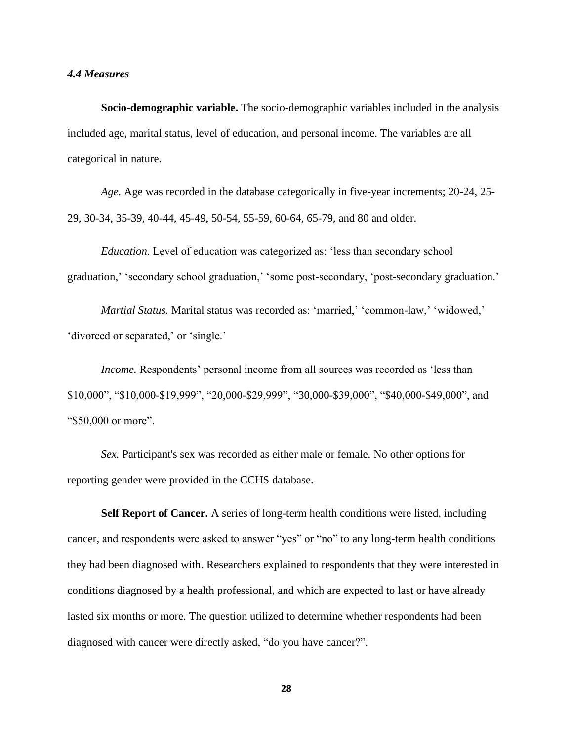### *4.4 Measures*

**Socio-demographic variable.** The socio-demographic variables included in the analysis included age, marital status, level of education, and personal income. The variables are all categorical in nature.

*Age.* Age was recorded in the database categorically in five-year increments; 20-24, 25-29, 30-34, 35-39, 40-44, 45-49, 50-54, 55-59, 60-64, 65-79, and 80 and older.

*Education*. Level of education was categorized as: 'less than secondary school graduation,' 'secondary school graduation,' 'some post-secondary, 'post-secondary graduation.'

*Martial Status.* Marital status was recorded as: 'married,' 'common-law,' 'widowed,' 'divorced or separated,' or 'single.'

*Income.* Respondents' personal income from all sources was recorded as 'less than $10,000", "$10,000-$19,999", "20,000-$29,999", "30,000-$39,000", "$40,000-$49,000", and "$50,000 or more".

*Sex.* Participant's sex was recorded as either male or female. No other options for reporting gender were provided in the CCHS database.

**Self Report of Cancer.** A series of long-term health conditions were listed, including cancer, and respondents were asked to answer "yes" or "no" to any long-term health conditions they had been diagnosed with. Researchers explained to respondents that they were interested in conditions diagnosed by a health professional, and which are expected to last or have already lasted six months or more. The question utilized to determine whether respondents had been diagnosed with cancer were directly asked, "do you have cancer?".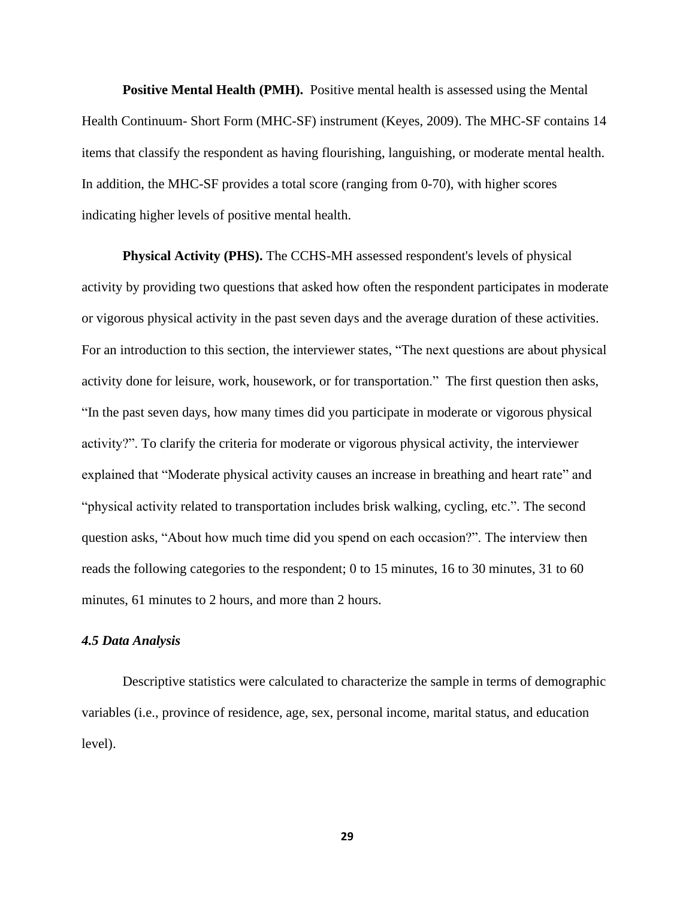**Positive Mental Health (PMH).** Positive mental health is assessed using the Mental Health Continuum- Short Form (MHC-SF) instrument (Keyes, 2009). The MHC-SF contains 14 items that classify the respondent as having flourishing, languishing, or moderate mental health. In addition, the MHC-SF provides a total score (ranging from 0-70), with higher scores indicating higher levels of positive mental health.

**Physical Activity (PHS).** The CCHS-MH assessed respondent's levels of physical activity by providing two questions that asked how often the respondent participates in moderate or vigorous physical activity in the past seven days and the average duration of these activities. For an introduction to this section, the interviewer states, "The next questions are about physical activity done for leisure, work, housework, or for transportation." The first question then asks, "In the past seven days, how many times did you participate in moderate or vigorous physical activity?". To clarify the criteria for moderate or vigorous physical activity, the interviewer explained that "Moderate physical activity causes an increase in breathing and heart rate" and "physical activity related to transportation includes brisk walking, cycling, etc.". The second question asks, "About how much time did you spend on each occasion?". The interview then reads the following categories to the respondent; 0 to 15 minutes, 16 to 30 minutes, 31 to 60 minutes, 61 minutes to 2 hours, and more than 2 hours.

### *4.5 Data Analysis*

Descriptive statistics were calculated to characterize the sample in terms of demographic variables (i.e., province of residence, age, sex, personal income, marital status, and education level).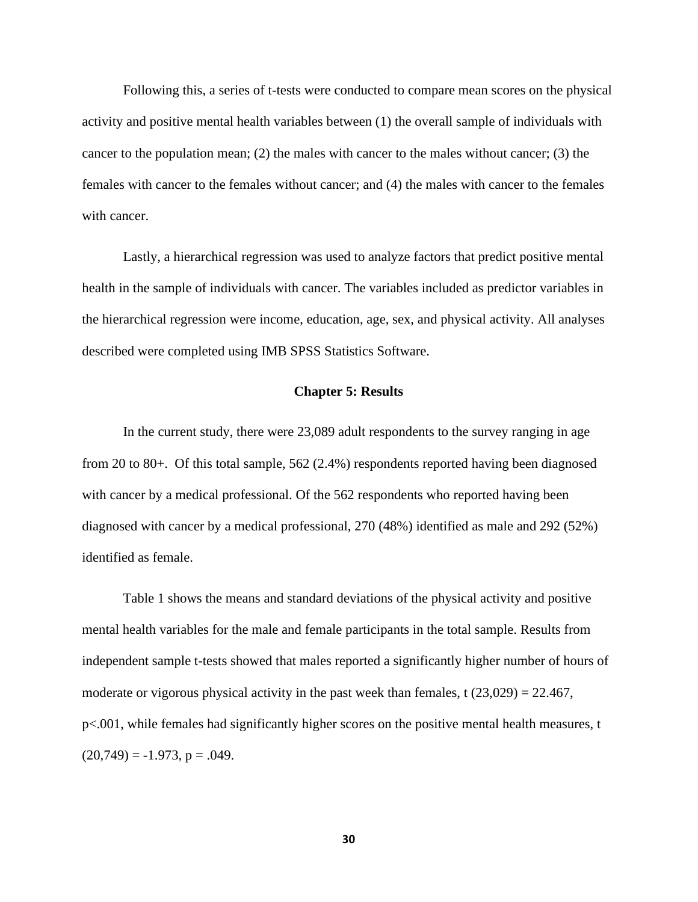Following this, a series of t-tests were conducted to compare mean scores on the physical activity and positive mental health variables between (1) the overall sample of individuals with cancer to the population mean; (2) the males with cancer to the males without cancer; (3) the females with cancer to the females without cancer; and (4) the males with cancer to the females with cancer.

Lastly, a hierarchical regression was used to analyze factors that predict positive mental health in the sample of individuals with cancer. The variables included as predictor variables in the hierarchical regression were income, education, age, sex, and physical activity. All analyses described were completed using IMB SPSS Statistics Software.

## Chapter 5: Results

In the current study, there were 23,089 adult respondents to the survey ranging in age from 20 to 80+. Of this total sample, 562 (2.4%) respondents reported having been diagnosed with cancer by a medical professional. Of the 562 respondents who reported having been diagnosed with cancer by a medical professional, 270 (48%) identified as male and 292 (52%) identified as female.

Table 1 shows the means and standard deviations of the physical activity and positive mental health variables for the male and female participants in the total sample. Results from independent sample t-tests showed that males reported a significantly higher number of hours of moderate or vigorous physical activity in the past week than females, $t\ (23{,}029) = 22.467$, $p<.001$, while females had significantly higher scores on the positive mental health measures, $t\ (20{,}749) = -1.973$, $p = .049$.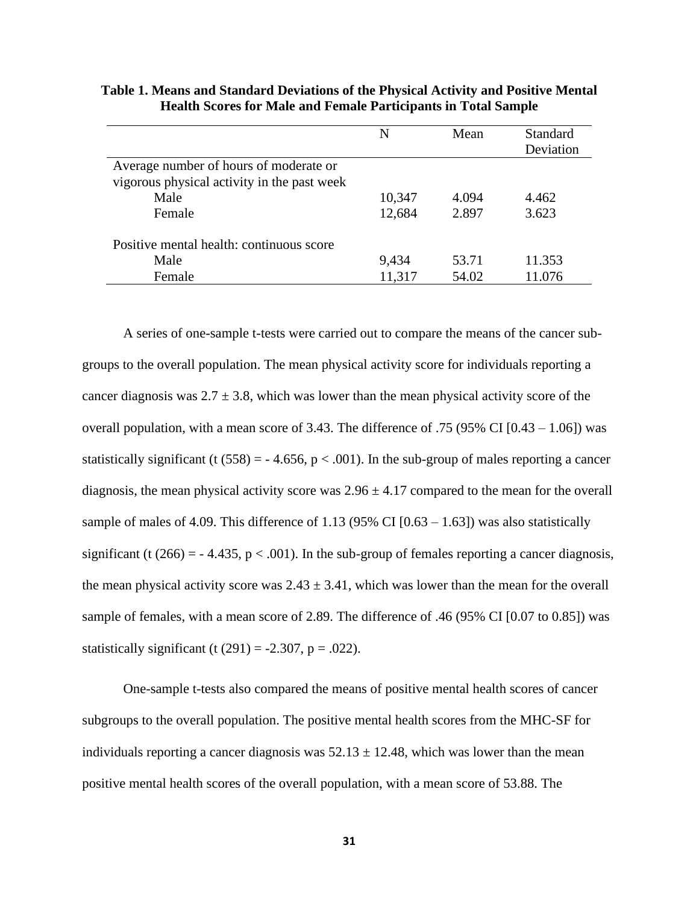**Table 1. Means and Standard Deviations of the Physical Activity and Positive Mental Health Scores for Male and Female Participants in Total Sample**

| | N | Mean | Standard Deviation |
|---|---|---|---|
| Average number of hours of moderate or vigorous physical activity in the past week | | | |
| Male | 10,347 | 4.094 | 4.462 |
| Female | 12,684 | 2.897 | 3.623 |
| Positive mental health: continuous score | | | |
| Male | 9,434 | 53.71 | 11.353 |
| Female | 11,317 | 54.02 | 11.076 |

A series of one-sample t-tests were carried out to compare the means of the cancer sub-groups to the overall population. The mean physical activity score for individuals reporting a cancer diagnosis was $2.7 \pm 3.8$, which was lower than the mean physical activity score of the overall population, with a mean score of 3.43. The difference of .75 (95% CI [0.43 – 1.06]) was statistically significant ($t\ (558) = -4.656$, $p < .001$). In the sub-group of males reporting a cancer diagnosis, the mean physical activity score was $2.96 \pm 4.17$ compared to the mean for the overall sample of males of 4.09. This difference of 1.13 (95% CI [0.63 – 1.63]) was also statistically significant ($t\ (266) = -4.435$, $p < .001$). In the sub-group of females reporting a cancer diagnosis, the mean physical activity score was $2.43 \pm 3.41$, which was lower than the mean for the overall sample of females, with a mean score of 2.89. The difference of .46 (95% CI [0.07 to 0.85]) was statistically significant ($t\ (291) = -2.307$, $p = .022$).

One-sample t-tests also compared the means of positive mental health scores of cancer subgroups to the overall population. The positive mental health scores from the MHC-SF for individuals reporting a cancer diagnosis was $52.13 \pm 12.48$, which was lower than the mean positive mental health scores of the overall population, with a mean score of 53.88. The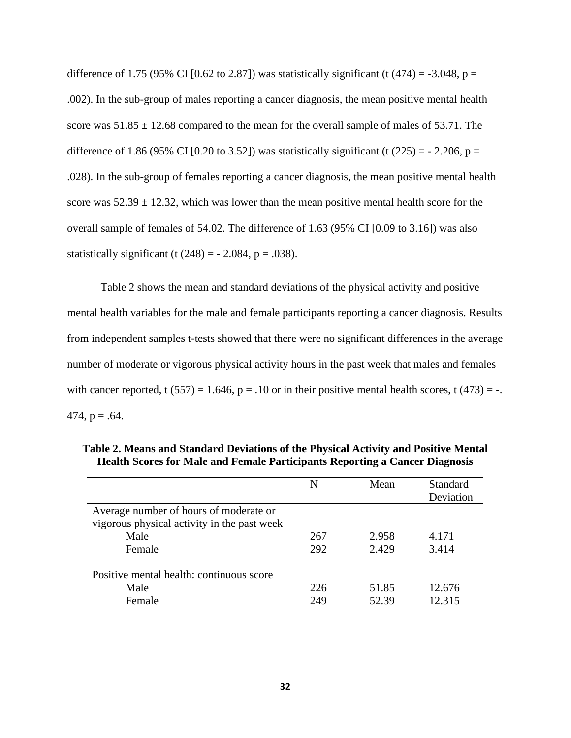difference of 1.75 (95% CI [0.62 to 2.87]) was statistically significant ($t(474) = -3.048$, $p = .002$). In the sub-group of males reporting a cancer diagnosis, the mean positive mental health score was $51.85 \pm 12.68$ compared to the mean for the overall sample of males of 53.71. The difference of 1.86 (95% CI [0.20 to 3.52]) was statistically significant ($t(225) = -2.206$, $p = .028$). In the sub-group of females reporting a cancer diagnosis, the mean positive mental health score was $52.39 \pm 12.32$, which was lower than the mean positive mental health score for the overall sample of females of 54.02. The difference of 1.63 (95% CI [0.09 to 3.16]) was also statistically significant ($t(248) = -2.084$, $p = .038$).

Table 2 shows the mean and standard deviations of the physical activity and positive mental health variables for the male and female participants reporting a cancer diagnosis. Results from independent samples t-tests showed that there were no significant differences in the average number of moderate or vigorous physical activity hours in the past week that males and females with cancer reported, $t(557) = 1.646$, $p = .10$ or in their positive mental health scores, $t(473) = -.474$, $p = .64$.

**Table 2. Means and Standard Deviations of the Physical Activity and Positive Mental Health Scores for Male and Female Participants Reporting a Cancer Diagnosis**

| | N | Mean | Standard Deviation |
|---|---|---|---|
| Average number of hours of moderate or vigorous physical activity in the past week | | | |
| Male | 267 | 2.958 | 4.171 |
| Female | 292 | 2.429 | 3.414 |
| Positive mental health: continuous score | | | |
| Male | 226 | 51.85 | 12.676 |
| Female | 249 | 52.39 | 12.315 |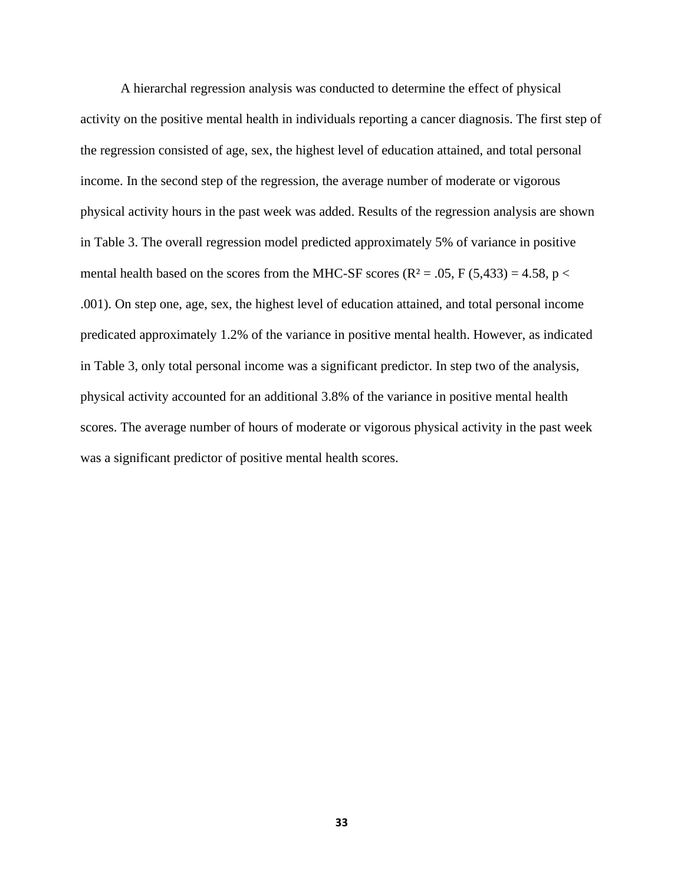A hierarchal regression analysis was conducted to determine the effect of physical activity on the positive mental health in individuals reporting a cancer diagnosis. The first step of the regression consisted of age, sex, the highest level of education attained, and total personal income. In the second step of the regression, the average number of moderate or vigorous physical activity hours in the past week was added. Results of the regression analysis are shown in Table 3. The overall regression model predicted approximately 5% of variance in positive mental health based on the scores from the MHC-SF scores ($R^2 = .05$, $F(5,433) = 4.58$, $p < .001$). On step one, age, sex, the highest level of education attained, and total personal income predicated approximately 1.2% of the variance in positive mental health. However, as indicated in Table 3, only total personal income was a significant predictor. In step two of the analysis, physical activity accounted for an additional 3.8% of the variance in positive mental health scores. The average number of hours of moderate or vigorous physical activity in the past week was a significant predictor of positive mental health scores.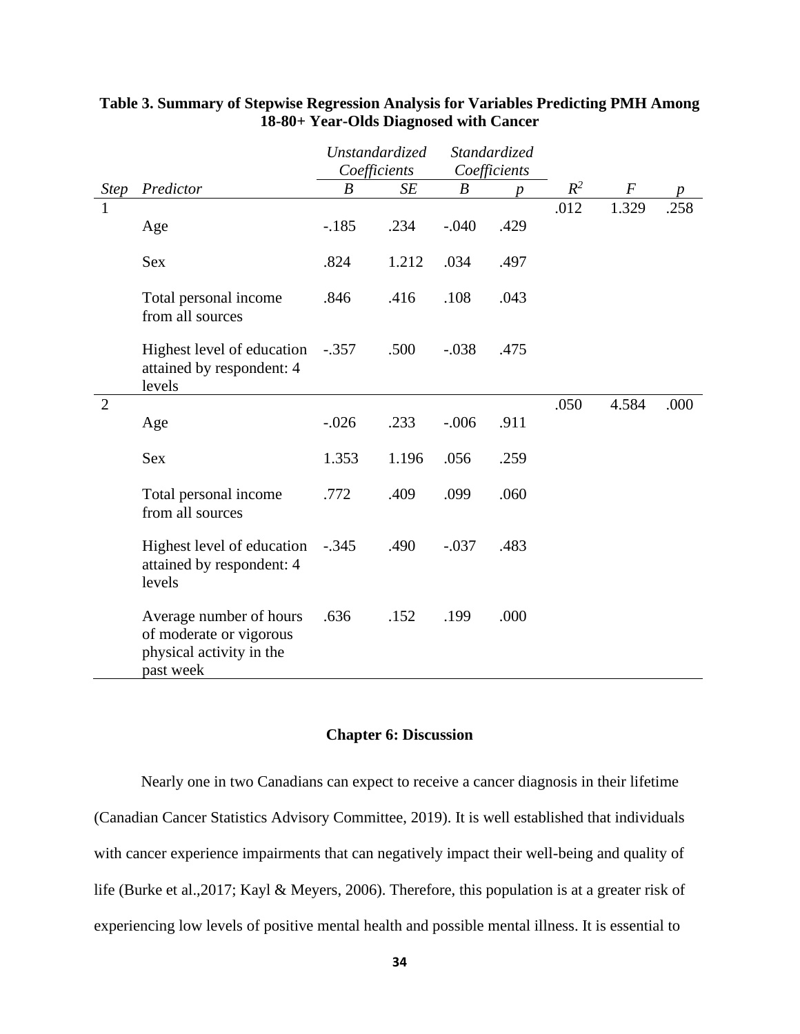**Table 3. Summary of Stepwise Regression Analysis for Variables Predicting PMH Among 18-80+ Year-Olds Diagnosed with Cancer**

| | | *Unstandardized Coefficients* | | *Standardized Coefficients* | | | | |
|---|---|---|---|---|---|---|---|---|
| *Step* | *Predictor* | *B* | *SE* | *B* | *p* | $R^2$ | *F* | *p* |
| 1 | | | | | | .012 | 1.329 | .258 |
| | Age | -.185 | .234 | -.040 | .429 | | | |
| | Sex | .824 | 1.212 | .034 | .497 | | | |
| | Total personal income from all sources | .846 | .416 | .108 | .043 | | | |
| | Highest level of education attained by respondent: 4 levels | -.357 | .500 | -.038 | .475 | | | |
| 2 | | | | | | .050 | 4.584 | .000 |
| | Age | -.026 | .233 | -.006 | .911 | | | |
| | Sex | 1.353 | 1.196 | .056 | .259 | | | |
| | Total personal income from all sources | .772 | .409 | .099 | .060 | | | |
| | Highest level of education attained by respondent: 4 levels | -.345 | .490 | -.037 | .483 | | | |
| | Average number of hours of moderate or vigorous physical activity in the past week | .636 | .152 | .199 | .000 | | | |

## Chapter 6: Discussion

Nearly one in two Canadians can expect to receive a cancer diagnosis in their lifetime (Canadian Cancer Statistics Advisory Committee, 2019). It is well established that individuals with cancer experience impairments that can negatively impact their well-being and quality of life (Burke et al.,2017; Kayl & Meyers, 2006). Therefore, this population is at a greater risk of experiencing low levels of positive mental health and possible mental illness. It is essential to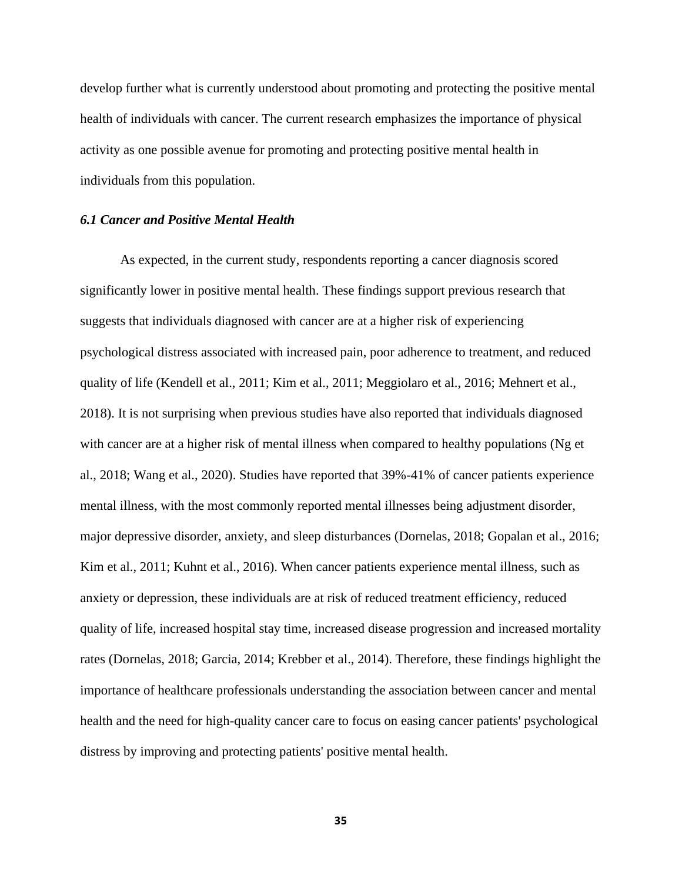develop further what is currently understood about promoting and protecting the positive mental health of individuals with cancer. The current research emphasizes the importance of physical activity as one possible avenue for promoting and protecting positive mental health in individuals from this population.

### *6.1 Cancer and Positive Mental Health*

As expected, in the current study, respondents reporting a cancer diagnosis scored significantly lower in positive mental health. These findings support previous research that suggests that individuals diagnosed with cancer are at a higher risk of experiencing psychological distress associated with increased pain, poor adherence to treatment, and reduced quality of life (Kendell et al., 2011; Kim et al., 2011; Meggiolaro et al., 2016; Mehnert et al., 2018). It is not surprising when previous studies have also reported that individuals diagnosed with cancer are at a higher risk of mental illness when compared to healthy populations (Ng et al., 2018; Wang et al., 2020). Studies have reported that 39%-41% of cancer patients experience mental illness, with the most commonly reported mental illnesses being adjustment disorder, major depressive disorder, anxiety, and sleep disturbances (Dornelas, 2018; Gopalan et al., 2016; Kim et al., 2011; Kuhnt et al., 2016). When cancer patients experience mental illness, such as anxiety or depression, these individuals are at risk of reduced treatment efficiency, reduced quality of life, increased hospital stay time, increased disease progression and increased mortality rates (Dornelas, 2018; Garcia, 2014; Krebber et al., 2014). Therefore, these findings highlight the importance of healthcare professionals understanding the association between cancer and mental health and the need for high-quality cancer care to focus on easing cancer patients' psychological distress by improving and protecting patients' positive mental health.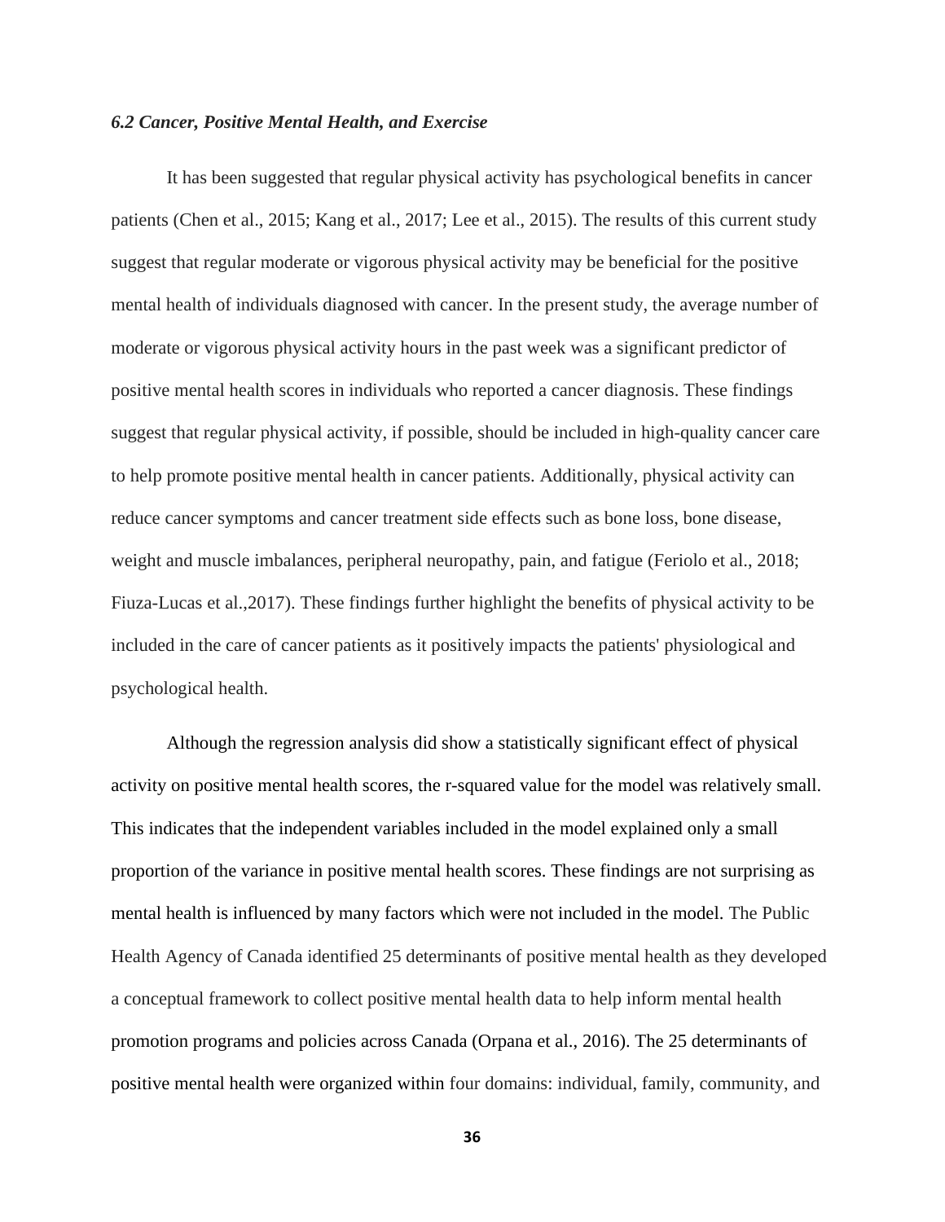### *6.2 Cancer, Positive Mental Health, and Exercise*

It has been suggested that regular physical activity has psychological benefits in cancer patients (Chen et al., 2015; Kang et al., 2017; Lee et al., 2015). The results of this current study suggest that regular moderate or vigorous physical activity may be beneficial for the positive mental health of individuals diagnosed with cancer. In the present study, the average number of moderate or vigorous physical activity hours in the past week was a significant predictor of positive mental health scores in individuals who reported a cancer diagnosis. These findings suggest that regular physical activity, if possible, should be included in high-quality cancer care to help promote positive mental health in cancer patients. Additionally, physical activity can reduce cancer symptoms and cancer treatment side effects such as bone loss, bone disease, weight and muscle imbalances, peripheral neuropathy, pain, and fatigue (Feriolo et al., 2018; Fiuza-Lucas et al.,2017). These findings further highlight the benefits of physical activity to be included in the care of cancer patients as it positively impacts the patients' physiological and psychological health.

Although the regression analysis did show a statistically significant effect of physical activity on positive mental health scores, the r-squared value for the model was relatively small. This indicates that the independent variables included in the model explained only a small proportion of the variance in positive mental health scores. These findings are not surprising as mental health is influenced by many factors which were not included in the model. The Public Health Agency of Canada identified 25 determinants of positive mental health as they developed a conceptual framework to collect positive mental health data to help inform mental health promotion programs and policies across Canada (Orpana et al., 2016). The 25 determinants of positive mental health were organized within four domains: individual, family, community, and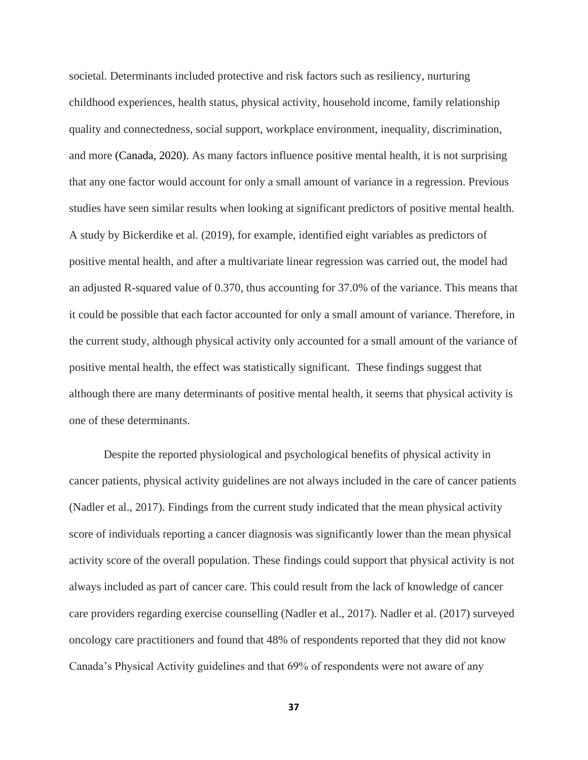societal. Determinants included protective and risk factors such as resiliency, nurturing childhood experiences, health status, physical activity, household income, family relationship quality and connectedness, social support, workplace environment, inequality, discrimination, and more (Canada, 2020). As many factors influence positive mental health, it is not surprising that any one factor would account for only a small amount of variance in a regression. Previous studies have seen similar results when looking at significant predictors of positive mental health. A study by Bickerdike et al. (2019), for example, identified eight variables as predictors of positive mental health, and after a multivariate linear regression was carried out, the model had an adjusted R-squared value of 0.370, thus accounting for 37.0% of the variance. This means that it could be possible that each factor accounted for only a small amount of variance. Therefore, in the current study, although physical activity only accounted for a small amount of the variance of positive mental health, the effect was statistically significant. These findings suggest that although there are many determinants of positive mental health, it seems that physical activity is one of these determinants.

Despite the reported physiological and psychological benefits of physical activity in cancer patients, physical activity guidelines are not always included in the care of cancer patients (Nadler et al., 2017). Findings from the current study indicated that the mean physical activity score of individuals reporting a cancer diagnosis was significantly lower than the mean physical activity score of the overall population. These findings could support that physical activity is not always included as part of cancer care. This could result from the lack of knowledge of cancer care providers regarding exercise counselling (Nadler et al., 2017). Nadler et al. (2017) surveyed oncology care practitioners and found that 48% of respondents reported that they did not know Canada's Physical Activity guidelines and that 69% of respondents were not aware of any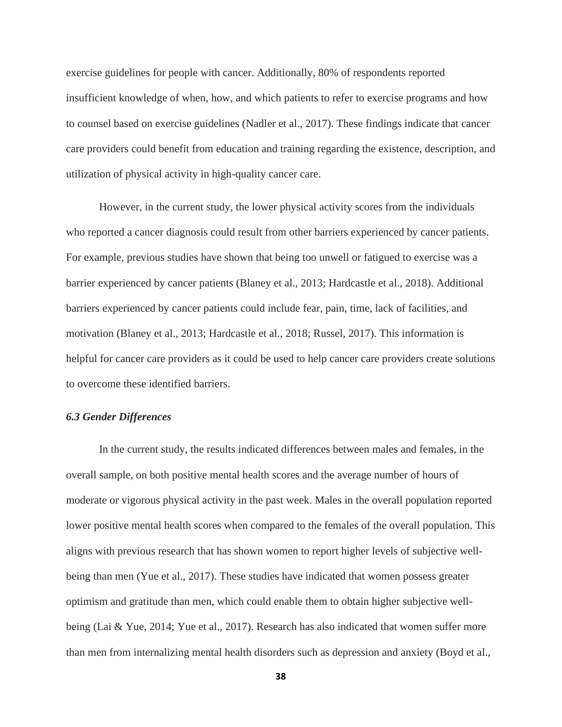exercise guidelines for people with cancer. Additionally, 80% of respondents reported insufficient knowledge of when, how, and which patients to refer to exercise programs and how to counsel based on exercise guidelines (Nadler et al., 2017). These findings indicate that cancer care providers could benefit from education and training regarding the existence, description, and utilization of physical activity in high-quality cancer care.

However, in the current study, the lower physical activity scores from the individuals who reported a cancer diagnosis could result from other barriers experienced by cancer patients. For example, previous studies have shown that being too unwell or fatigued to exercise was a barrier experienced by cancer patients (Blaney et al., 2013; Hardcastle et al., 2018). Additional barriers experienced by cancer patients could include fear, pain, time, lack of facilities, and motivation (Blaney et al., 2013; Hardcastle et al., 2018; Russel, 2017). This information is helpful for cancer care providers as it could be used to help cancer care providers create solutions to overcome these identified barriers.

### *6.3 Gender Differences*

In the current study, the results indicated differences between males and females, in the overall sample, on both positive mental health scores and the average number of hours of moderate or vigorous physical activity in the past week. Males in the overall population reported lower positive mental health scores when compared to the females of the overall population. This aligns with previous research that has shown women to report higher levels of subjective well-being than men (Yue et al., 2017). These studies have indicated that women possess greater optimism and gratitude than men, which could enable them to obtain higher subjective well-being (Lai & Yue, 2014; Yue et al., 2017). Research has also indicated that women suffer more than men from internalizing mental health disorders such as depression and anxiety (Boyd et al.,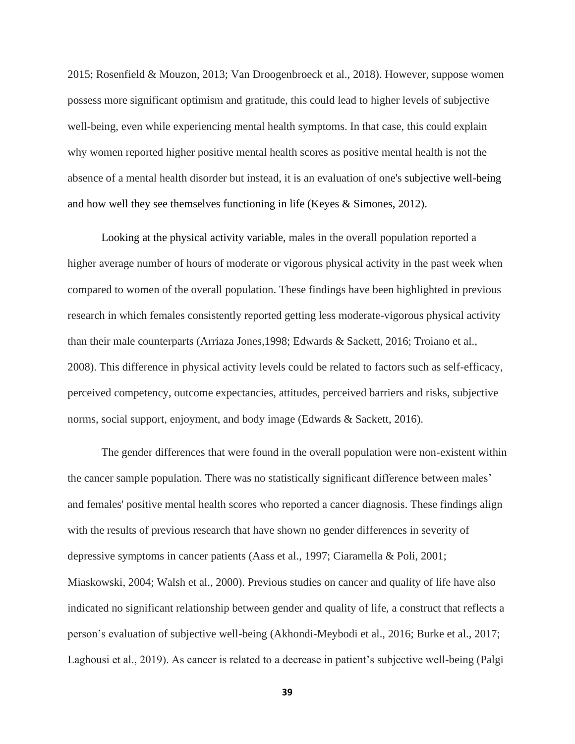2015; Rosenfield & Mouzon, 2013; Van Droogenbroeck et al., 2018). However, suppose women possess more significant optimism and gratitude, this could lead to higher levels of subjective well-being, even while experiencing mental health symptoms. In that case, this could explain why women reported higher positive mental health scores as positive mental health is not the absence of a mental health disorder but instead, it is an evaluation of one's subjective well-being and how well they see themselves functioning in life (Keyes & Simones, 2012).

Looking at the physical activity variable, males in the overall population reported a higher average number of hours of moderate or vigorous physical activity in the past week when compared to women of the overall population. These findings have been highlighted in previous research in which females consistently reported getting less moderate-vigorous physical activity than their male counterparts (Arriaza Jones,1998; Edwards & Sackett, 2016; Troiano et al., 2008). This difference in physical activity levels could be related to factors such as self-efficacy, perceived competency, outcome expectancies, attitudes, perceived barriers and risks, subjective norms, social support, enjoyment, and body image (Edwards & Sackett, 2016).

The gender differences that were found in the overall population were non-existent within the cancer sample population. There was no statistically significant difference between males' and females' positive mental health scores who reported a cancer diagnosis. These findings align with the results of previous research that have shown no gender differences in severity of depressive symptoms in cancer patients (Aass et al., 1997; Ciaramella & Poli, 2001; Miaskowski, 2004; Walsh et al., 2000). Previous studies on cancer and quality of life have also indicated no significant relationship between gender and quality of life, a construct that reflects a person's evaluation of subjective well-being (Akhondi-Meybodi et al., 2016; Burke et al., 2017; Laghousi et al., 2019). As cancer is related to a decrease in patient's subjective well-being (Palgi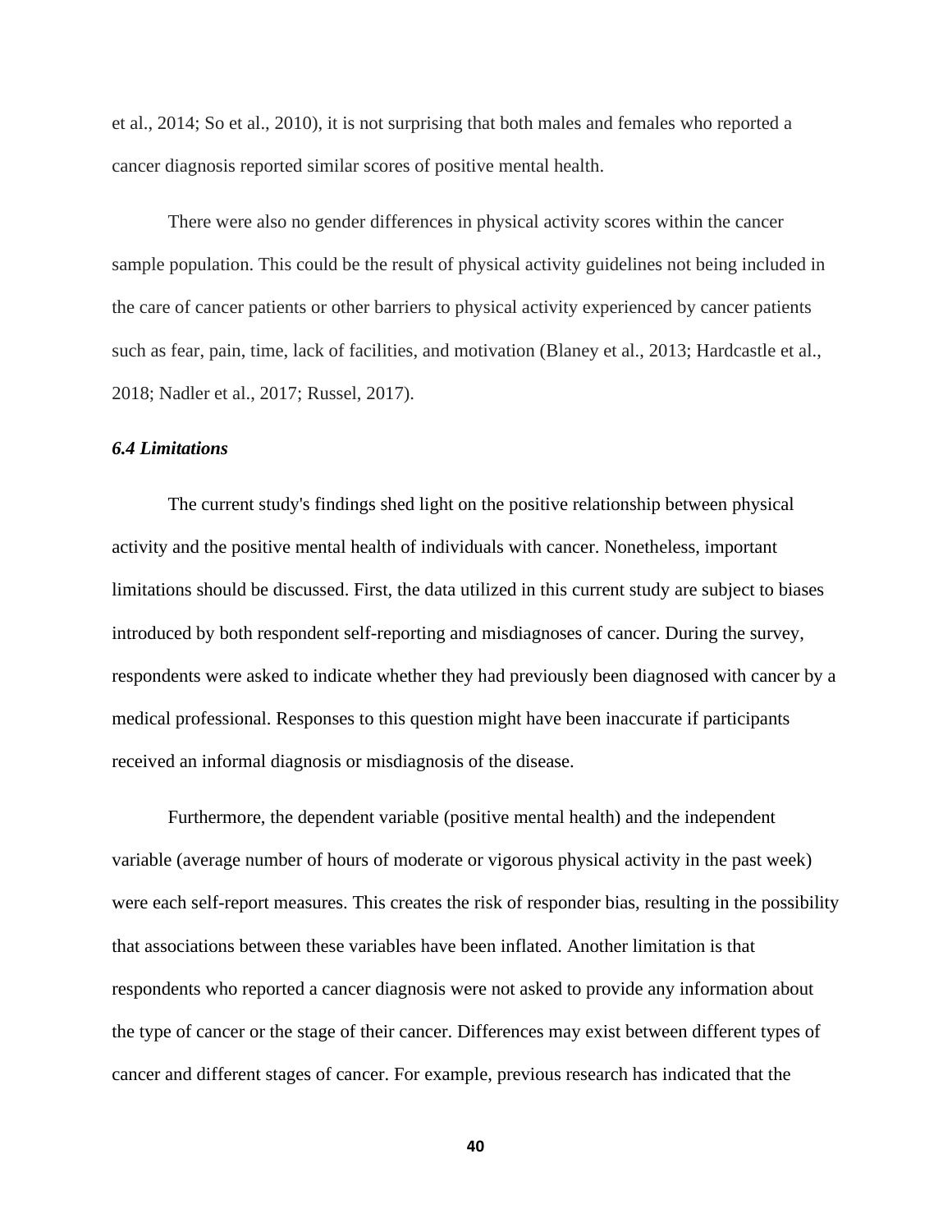et al., 2014; So et al., 2010), it is not surprising that both males and females who reported a cancer diagnosis reported similar scores of positive mental health.

There were also no gender differences in physical activity scores within the cancer sample population. This could be the result of physical activity guidelines not being included in the care of cancer patients or other barriers to physical activity experienced by cancer patients such as fear, pain, time, lack of facilities, and motivation (Blaney et al., 2013; Hardcastle et al., 2018; Nadler et al., 2017; Russel, 2017).

### *6.4 Limitations*

The current study's findings shed light on the positive relationship between physical activity and the positive mental health of individuals with cancer. Nonetheless, important limitations should be discussed. First, the data utilized in this current study are subject to biases introduced by both respondent self-reporting and misdiagnoses of cancer. During the survey, respondents were asked to indicate whether they had previously been diagnosed with cancer by a medical professional. Responses to this question might have been inaccurate if participants received an informal diagnosis or misdiagnosis of the disease.

Furthermore, the dependent variable (positive mental health) and the independent variable (average number of hours of moderate or vigorous physical activity in the past week) were each self-report measures. This creates the risk of responder bias, resulting in the possibility that associations between these variables have been inflated. Another limitation is that respondents who reported a cancer diagnosis were not asked to provide any information about the type of cancer or the stage of their cancer. Differences may exist between different types of cancer and different stages of cancer. For example, previous research has indicated that the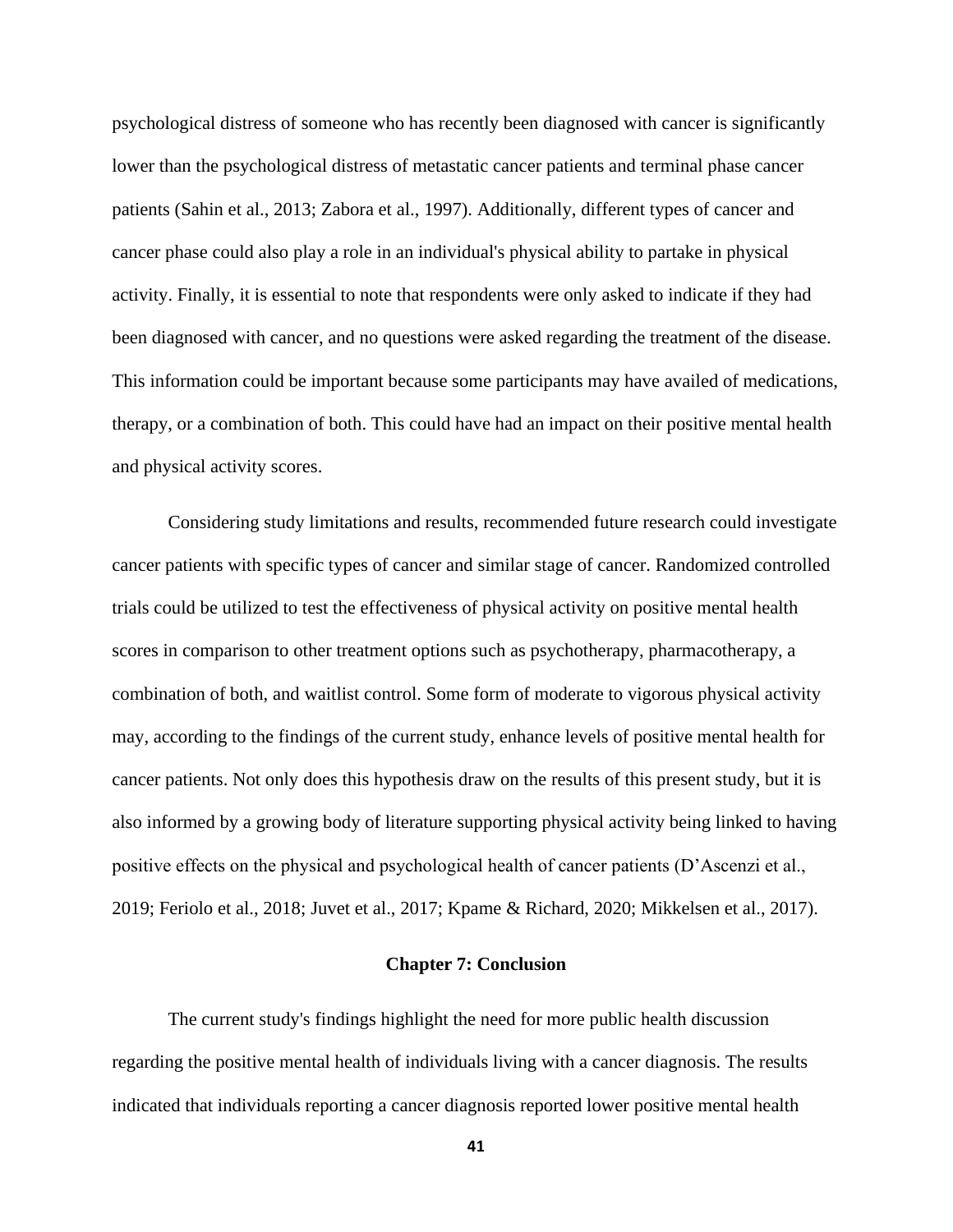psychological distress of someone who has recently been diagnosed with cancer is significantly lower than the psychological distress of metastatic cancer patients and terminal phase cancer patients (Sahin et al., 2013; Zabora et al., 1997). Additionally, different types of cancer and cancer phase could also play a role in an individual's physical ability to partake in physical activity. Finally, it is essential to note that respondents were only asked to indicate if they had been diagnosed with cancer, and no questions were asked regarding the treatment of the disease. This information could be important because some participants may have availed of medications, therapy, or a combination of both. This could have had an impact on their positive mental health and physical activity scores.

Considering study limitations and results, recommended future research could investigate cancer patients with specific types of cancer and similar stage of cancer. Randomized controlled trials could be utilized to test the effectiveness of physical activity on positive mental health scores in comparison to other treatment options such as psychotherapy, pharmacotherapy, a combination of both, and waitlist control. Some form of moderate to vigorous physical activity may, according to the findings of the current study, enhance levels of positive mental health for cancer patients. Not only does this hypothesis draw on the results of this present study, but it is also informed by a growing body of literature supporting physical activity being linked to having positive effects on the physical and psychological health of cancer patients (D'Ascenzi et al., 2019; Feriolo et al., 2018; Juvet et al., 2017; Kpame & Richard, 2020; Mikkelsen et al., 2017).

## Chapter 7: Conclusion

The current study's findings highlight the need for more public health discussion regarding the positive mental health of individuals living with a cancer diagnosis. The results indicated that individuals reporting a cancer diagnosis reported lower positive mental health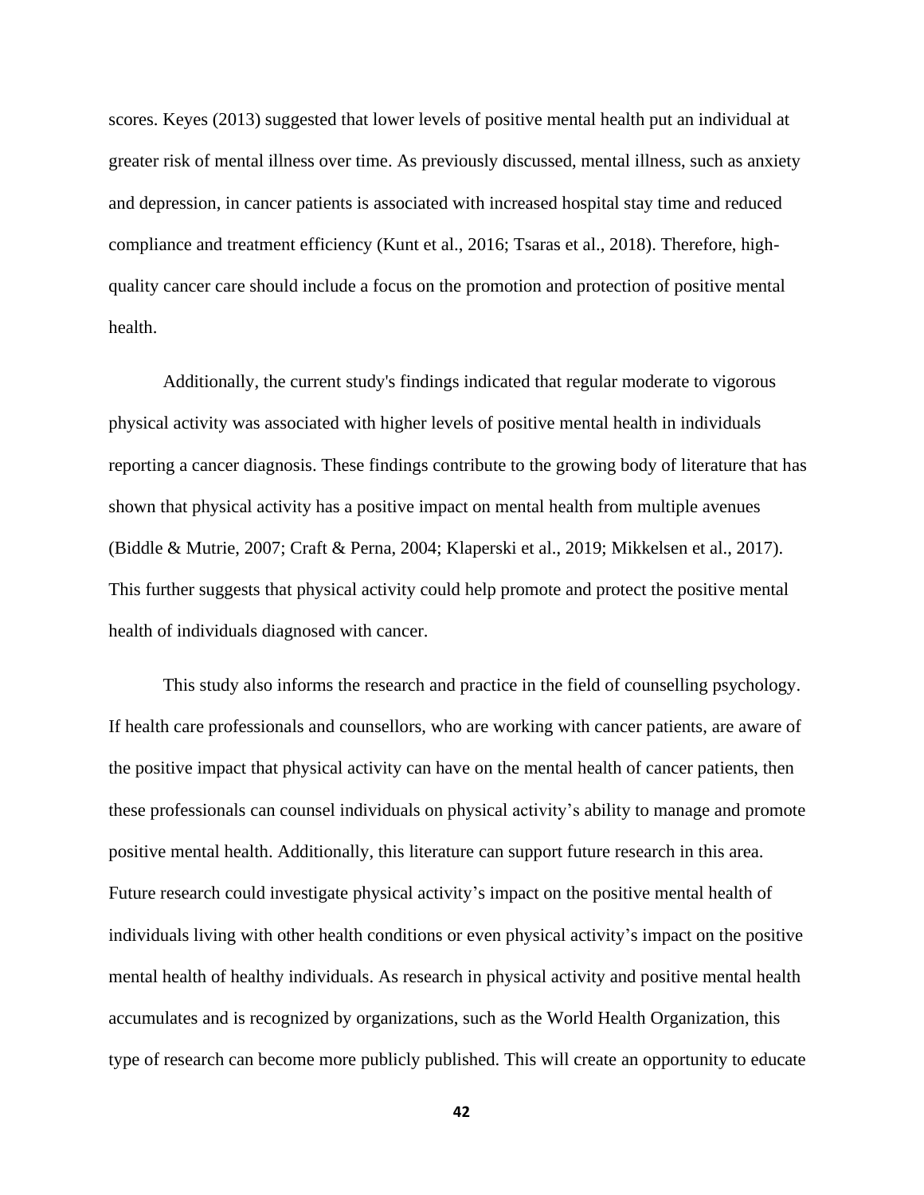scores. Keyes (2013) suggested that lower levels of positive mental health put an individual at greater risk of mental illness over time. As previously discussed, mental illness, such as anxiety and depression, in cancer patients is associated with increased hospital stay time and reduced compliance and treatment efficiency (Kunt et al., 2016; Tsaras et al., 2018). Therefore, high-quality cancer care should include a focus on the promotion and protection of positive mental health.

Additionally, the current study's findings indicated that regular moderate to vigorous physical activity was associated with higher levels of positive mental health in individuals reporting a cancer diagnosis. These findings contribute to the growing body of literature that has shown that physical activity has a positive impact on mental health from multiple avenues (Biddle & Mutrie, 2007; Craft & Perna, 2004; Klaperski et al., 2019; Mikkelsen et al., 2017). This further suggests that physical activity could help promote and protect the positive mental health of individuals diagnosed with cancer.

This study also informs the research and practice in the field of counselling psychology. If health care professionals and counsellors, who are working with cancer patients, are aware of the positive impact that physical activity can have on the mental health of cancer patients, then these professionals can counsel individuals on physical activity's ability to manage and promote positive mental health. Additionally, this literature can support future research in this area. Future research could investigate physical activity's impact on the positive mental health of individuals living with other health conditions or even physical activity's impact on the positive mental health of healthy individuals. As research in physical activity and positive mental health accumulates and is recognized by organizations, such as the World Health Organization, this type of research can become more publicly published. This will create an opportunity to educate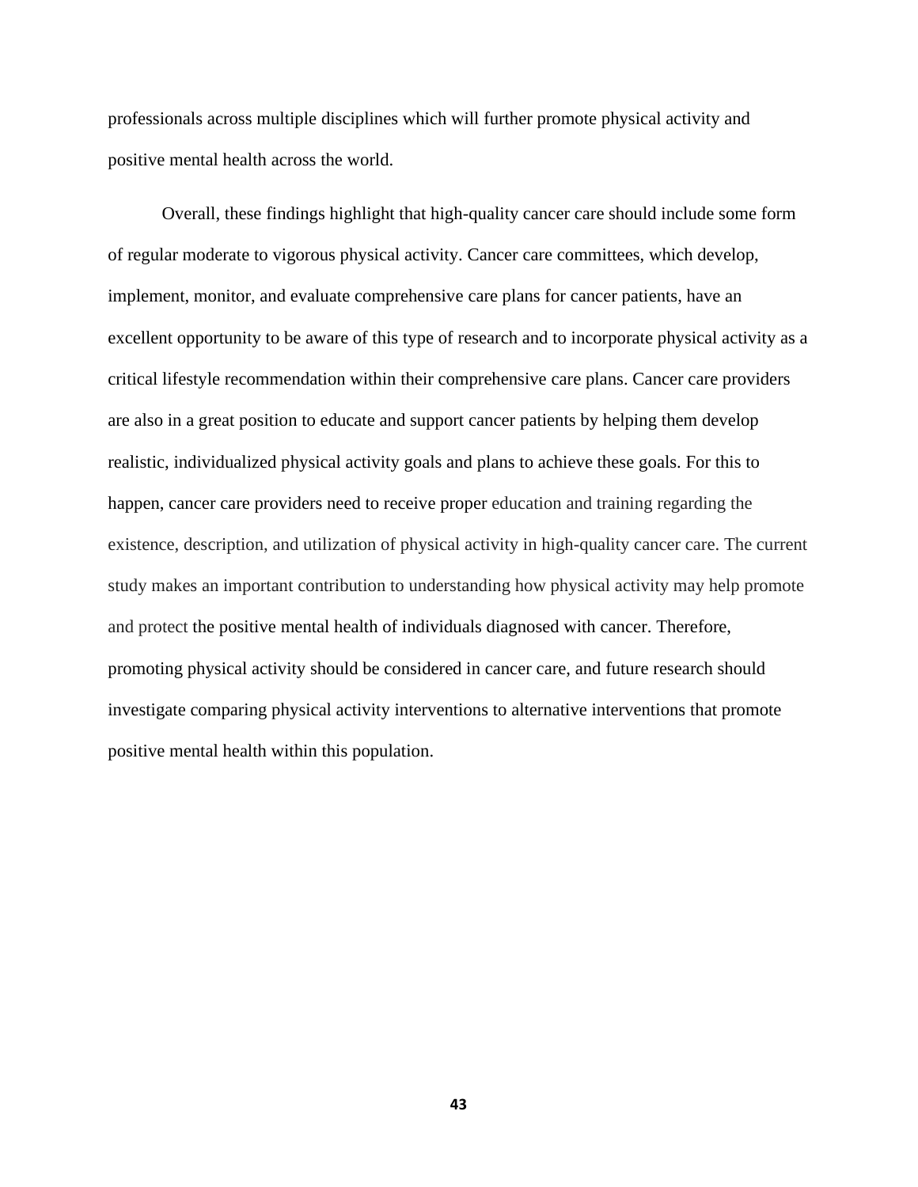professionals across multiple disciplines which will further promote physical activity and positive mental health across the world.

Overall, these findings highlight that high-quality cancer care should include some form of regular moderate to vigorous physical activity. Cancer care committees, which develop, implement, monitor, and evaluate comprehensive care plans for cancer patients, have an excellent opportunity to be aware of this type of research and to incorporate physical activity as a critical lifestyle recommendation within their comprehensive care plans. Cancer care providers are also in a great position to educate and support cancer patients by helping them develop realistic, individualized physical activity goals and plans to achieve these goals. For this to happen, cancer care providers need to receive proper education and training regarding the existence, description, and utilization of physical activity in high-quality cancer care. The current study makes an important contribution to understanding how physical activity may help promote and protect the positive mental health of individuals diagnosed with cancer. Therefore, promoting physical activity should be considered in cancer care, and future research should investigate comparing physical activity interventions to alternative interventions that promote positive mental health within this population.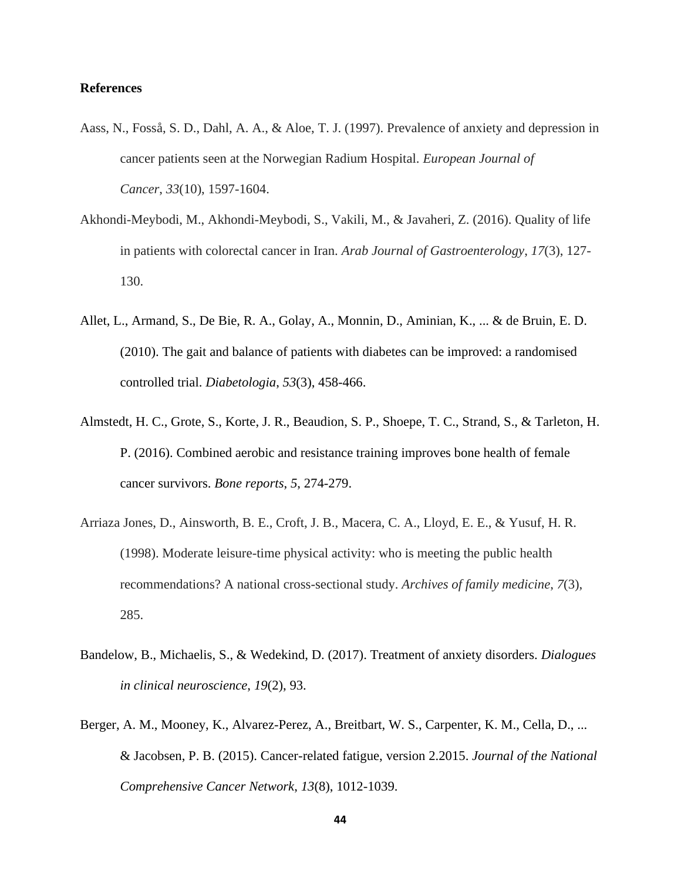**References**

Aass, N., Fosså, S. D., Dahl, A. A., & Aloe, T. J. (1997). Prevalence of anxiety and depression in cancer patients seen at the Norwegian Radium Hospital. *European Journal of Cancer*, *33*(10), 1597-1604.

Akhondi-Meybodi, M., Akhondi-Meybodi, S., Vakili, M., & Javaheri, Z. (2016). Quality of life in patients with colorectal cancer in Iran. *Arab Journal of Gastroenterology*, *17*(3), 127-130.

Allet, L., Armand, S., De Bie, R. A., Golay, A., Monnin, D., Aminian, K., ... & de Bruin, E. D. (2010). The gait and balance of patients with diabetes can be improved: a randomised controlled trial. *Diabetologia*, *53*(3), 458-466.

Almstedt, H. C., Grote, S., Korte, J. R., Beaudion, S. P., Shoepe, T. C., Strand, S., & Tarleton, H. P. (2016). Combined aerobic and resistance training improves bone health of female cancer survivors. *Bone reports*, *5*, 274-279.

Arriaza Jones, D., Ainsworth, B. E., Croft, J. B., Macera, C. A., Lloyd, E. E., & Yusuf, H. R. (1998). Moderate leisure-time physical activity: who is meeting the public health recommendations? A national cross-sectional study. *Archives of family medicine*, *7*(3), 285.

Bandelow, B., Michaelis, S., & Wedekind, D. (2017). Treatment of anxiety disorders. *Dialogues in clinical neuroscience*, *19*(2), 93.

Berger, A. M., Mooney, K., Alvarez-Perez, A., Breitbart, W. S., Carpenter, K. M., Cella, D., ... & Jacobsen, P. B. (2015). Cancer-related fatigue, version 2.2015. *Journal of the National Comprehensive Cancer Network*, *13*(8), 1012-1039.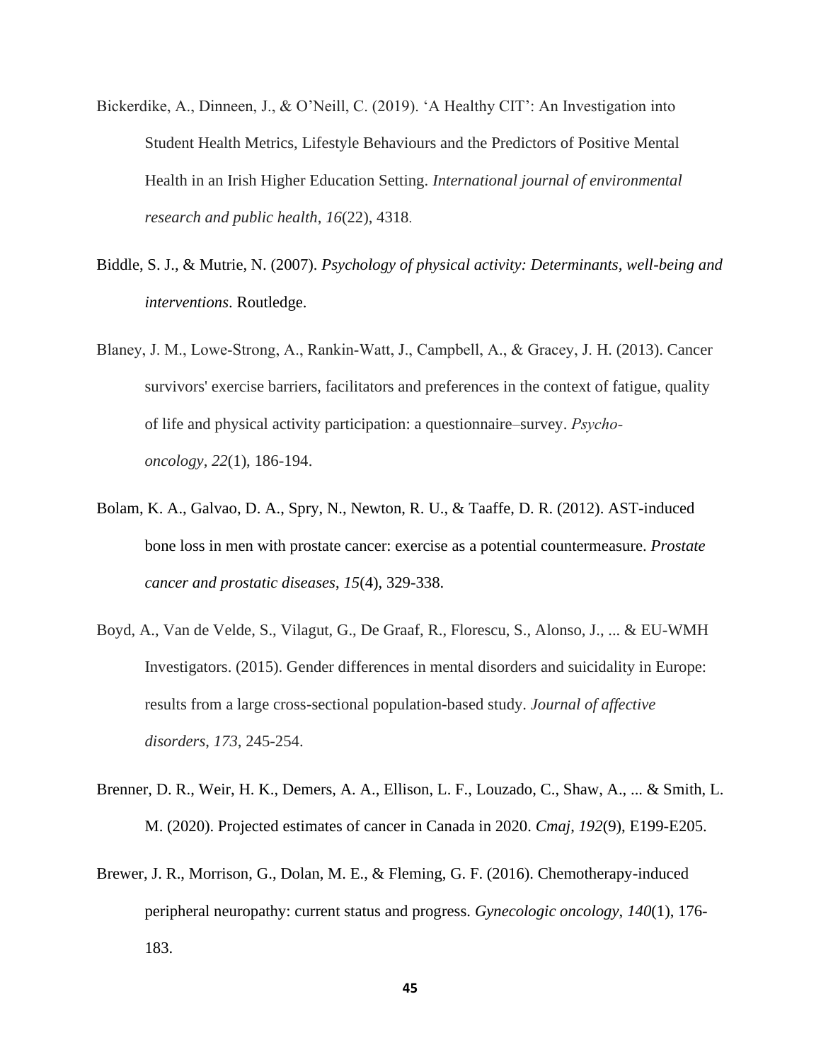Bickerdike, A., Dinneen, J., & O'Neill, C. (2019). 'A Healthy CIT': An Investigation into Student Health Metrics, Lifestyle Behaviours and the Predictors of Positive Mental Health in an Irish Higher Education Setting. *International journal of environmental research and public health*, *16*(22), 4318.

Biddle, S. J., & Mutrie, N. (2007). *Psychology of physical activity: Determinants, well-being and interventions*. Routledge.

Blaney, J. M., Lowe-Strong, A., Rankin-Watt, J., Campbell, A., & Gracey, J. H. (2013). Cancer survivors' exercise barriers, facilitators and preferences in the context of fatigue, quality of life and physical activity participation: a questionnaire–survey. *Psycho-oncology*, *22*(1), 186-194.

Bolam, K. A., Galvao, D. A., Spry, N., Newton, R. U., & Taaffe, D. R. (2012). AST-induced bone loss in men with prostate cancer: exercise as a potential countermeasure. *Prostate cancer and prostatic diseases*, *15*(4), 329-338.

Boyd, A., Van de Velde, S., Vilagut, G., De Graaf, R., Florescu, S., Alonso, J., ... & EU-WMH Investigators. (2015). Gender differences in mental disorders and suicidality in Europe: results from a large cross-sectional population-based study. *Journal of affective disorders*, *173*, 245-254.

Brenner, D. R., Weir, H. K., Demers, A. A., Ellison, L. F., Louzado, C., Shaw, A., ... & Smith, L. M. (2020). Projected estimates of cancer in Canada in 2020. *Cmaj*, *192*(9), E199-E205.

Brewer, J. R., Morrison, G., Dolan, M. E., & Fleming, G. F. (2016). Chemotherapy-induced peripheral neuropathy: current status and progress. *Gynecologic oncology*, *140*(1), 176-183.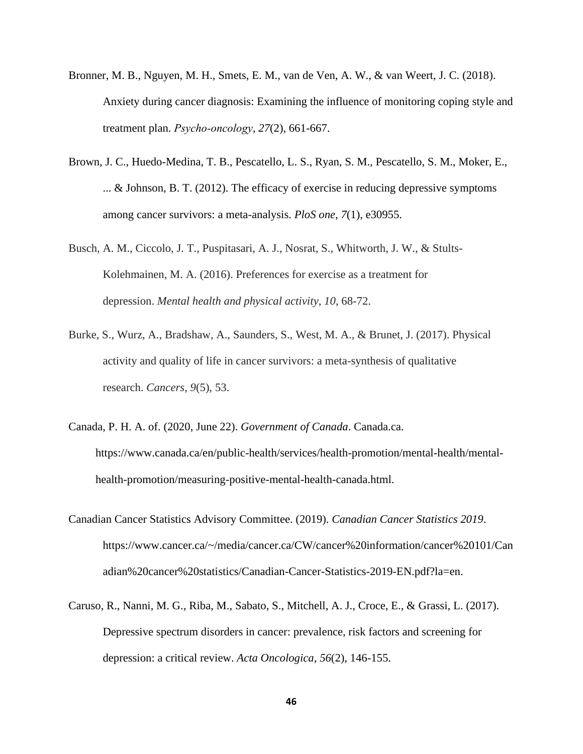Bronner, M. B., Nguyen, M. H., Smets, E. M., van de Ven, A. W., & van Weert, J. C. (2018). Anxiety during cancer diagnosis: Examining the influence of monitoring coping style and treatment plan. *Psycho-oncology*, *27*(2), 661-667.

Brown, J. C., Huedo-Medina, T. B., Pescatello, L. S., Ryan, S. M., Pescatello, S. M., Moker, E., ... & Johnson, B. T. (2012). The efficacy of exercise in reducing depressive symptoms among cancer survivors: a meta-analysis. *PloS one*, *7*(1), e30955.

Busch, A. M., Ciccolo, J. T., Puspitasari, A. J., Nosrat, S., Whitworth, J. W., & Stults-Kolehmainen, M. A. (2016). Preferences for exercise as a treatment for depression. *Mental health and physical activity*, *10*, 68-72.

Burke, S., Wurz, A., Bradshaw, A., Saunders, S., West, M. A., & Brunet, J. (2017). Physical activity and quality of life in cancer survivors: a meta-synthesis of qualitative research. *Cancers*, *9*(5), 53.

Canada, P. H. A. of. (2020, June 22). *Government of Canada*. Canada.ca. https://www.canada.ca/en/public-health/services/health-promotion/mental-health/mental-health-promotion/measuring-positive-mental-health-canada.html.

Canadian Cancer Statistics Advisory Committee. (2019). *Canadian Cancer Statistics 2019*. https://www.cancer.ca/~/media/cancer.ca/CW/cancer%20information/cancer%20101/Canadian%20cancer%20statistics/Canadian-Cancer-Statistics-2019-EN.pdf?la=en.

Caruso, R., Nanni, M. G., Riba, M., Sabato, S., Mitchell, A. J., Croce, E., & Grassi, L. (2017). Depressive spectrum disorders in cancer: prevalence, risk factors and screening for depression: a critical review. *Acta Oncologica*, *56*(2), 146-155.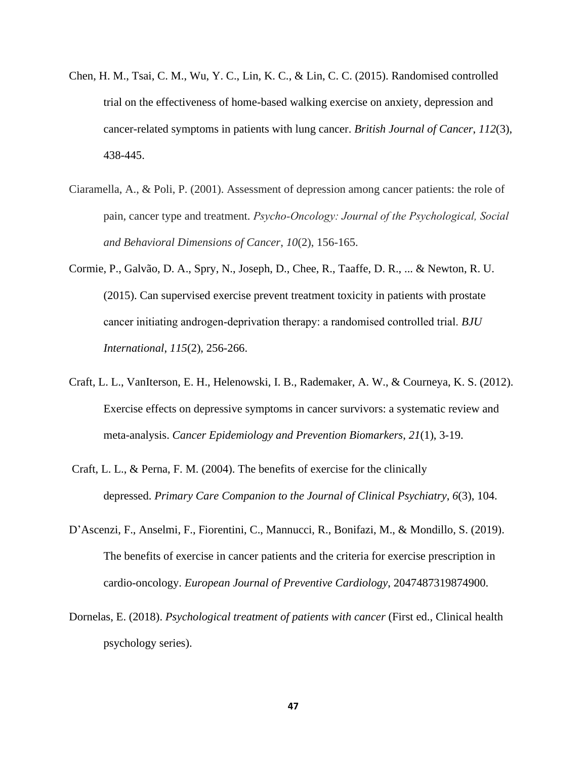Chen, H. M., Tsai, C. M., Wu, Y. C., Lin, K. C., & Lin, C. C. (2015). Randomised controlled trial on the effectiveness of home-based walking exercise on anxiety, depression and cancer-related symptoms in patients with lung cancer. *British Journal of Cancer*, *112*(3), 438-445.

Ciaramella, A., & Poli, P. (2001). Assessment of depression among cancer patients: the role of pain, cancer type and treatment. *Psycho-Oncology: Journal of the Psychological, Social and Behavioral Dimensions of Cancer*, *10*(2), 156-165.

Cormie, P., Galvão, D. A., Spry, N., Joseph, D., Chee, R., Taaffe, D. R., ... & Newton, R. U. (2015). Can supervised exercise prevent treatment toxicity in patients with prostate cancer initiating androgen-deprivation therapy: a randomised controlled trial. *BJU International*, *115*(2), 256-266.

Craft, L. L., VanIterson, E. H., Helenowski, I. B., Rademaker, A. W., & Courneya, K. S. (2012). Exercise effects on depressive symptoms in cancer survivors: a systematic review and meta-analysis. *Cancer Epidemiology and Prevention Biomarkers*, *21*(1), 3-19.

Craft, L. L., & Perna, F. M. (2004). The benefits of exercise for the clinically depressed. *Primary Care Companion to the Journal of Clinical Psychiatry*, *6*(3), 104.

D'Ascenzi, F., Anselmi, F., Fiorentini, C., Mannucci, R., Bonifazi, M., & Mondillo, S. (2019). The benefits of exercise in cancer patients and the criteria for exercise prescription in cardio-oncology. *European Journal of Preventive Cardiology*, 2047487319874900.

Dornelas, E. (2018). *Psychological treatment of patients with cancer* (First ed., Clinical health psychology series).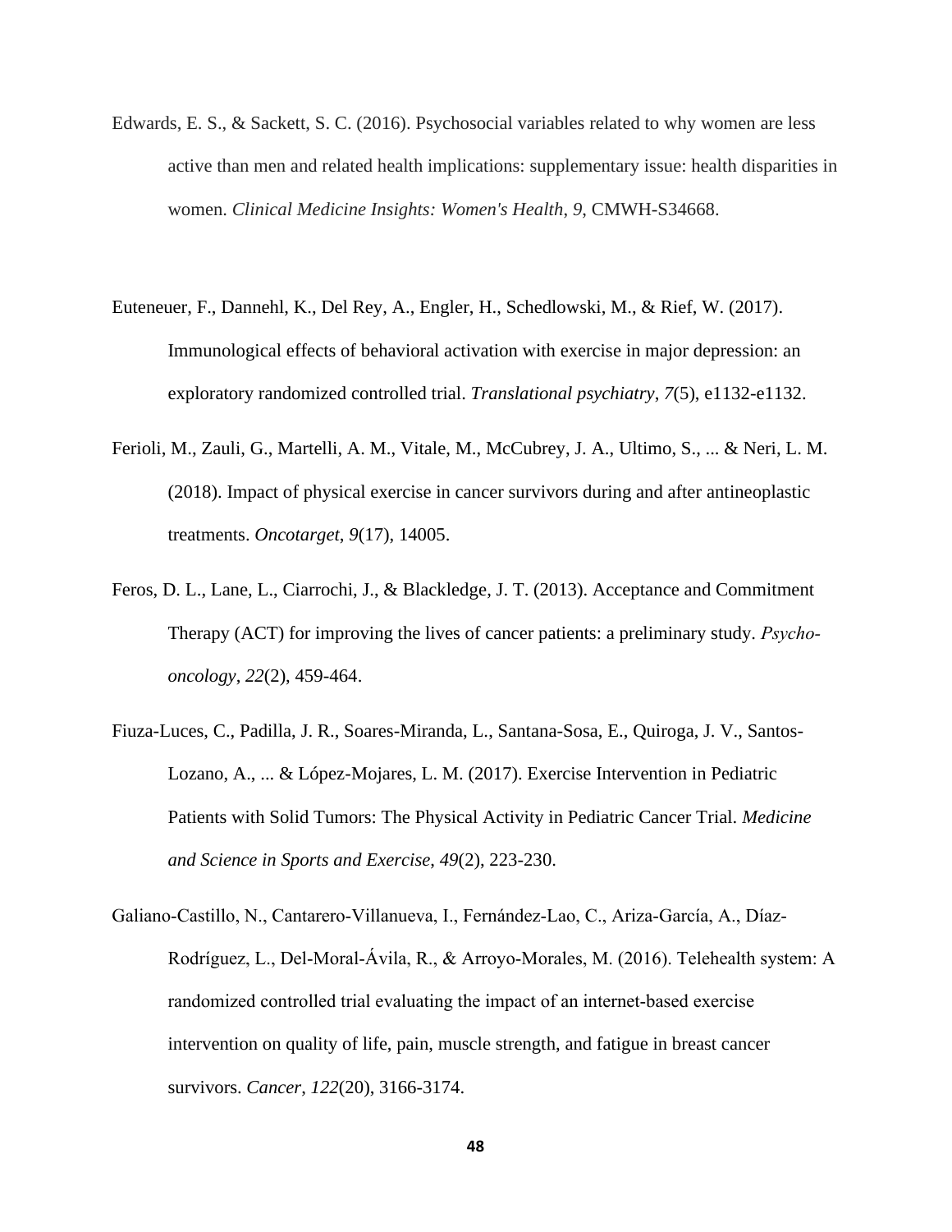Edwards, E. S., & Sackett, S. C. (2016). Psychosocial variables related to why women are less active than men and related health implications: supplementary issue: health disparities in women. *Clinical Medicine Insights: Women's Health*, *9*, CMWH-S34668.

Euteneuer, F., Dannehl, K., Del Rey, A., Engler, H., Schedlowski, M., & Rief, W. (2017). Immunological effects of behavioral activation with exercise in major depression: an exploratory randomized controlled trial. *Translational psychiatry*, *7*(5), e1132-e1132.

Ferioli, M., Zauli, G., Martelli, A. M., Vitale, M., McCubrey, J. A., Ultimo, S., ... & Neri, L. M. (2018). Impact of physical exercise in cancer survivors during and after antineoplastic treatments. *Oncotarget*, *9*(17), 14005.

Feros, D. L., Lane, L., Ciarrochi, J., & Blackledge, J. T. (2013). Acceptance and Commitment Therapy (ACT) for improving the lives of cancer patients: a preliminary study. *Psycho-oncology*, *22*(2), 459-464.

Fiuza-Luces, C., Padilla, J. R., Soares-Miranda, L., Santana-Sosa, E., Quiroga, J. V., Santos-Lozano, A., ... & López-Mojares, L. M. (2017). Exercise Intervention in Pediatric Patients with Solid Tumors: The Physical Activity in Pediatric Cancer Trial. *Medicine and Science in Sports and Exercise*, *49*(2), 223-230.

Galiano-Castillo, N., Cantarero-Villanueva, I., Fernández-Lao, C., Ariza-García, A., Díaz-Rodríguez, L., Del-Moral-Ávila, R., & Arroyo-Morales, M. (2016). Telehealth system: A randomized controlled trial evaluating the impact of an internet-based exercise intervention on quality of life, pain, muscle strength, and fatigue in breast cancer survivors. *Cancer*, *122*(20), 3166-3174.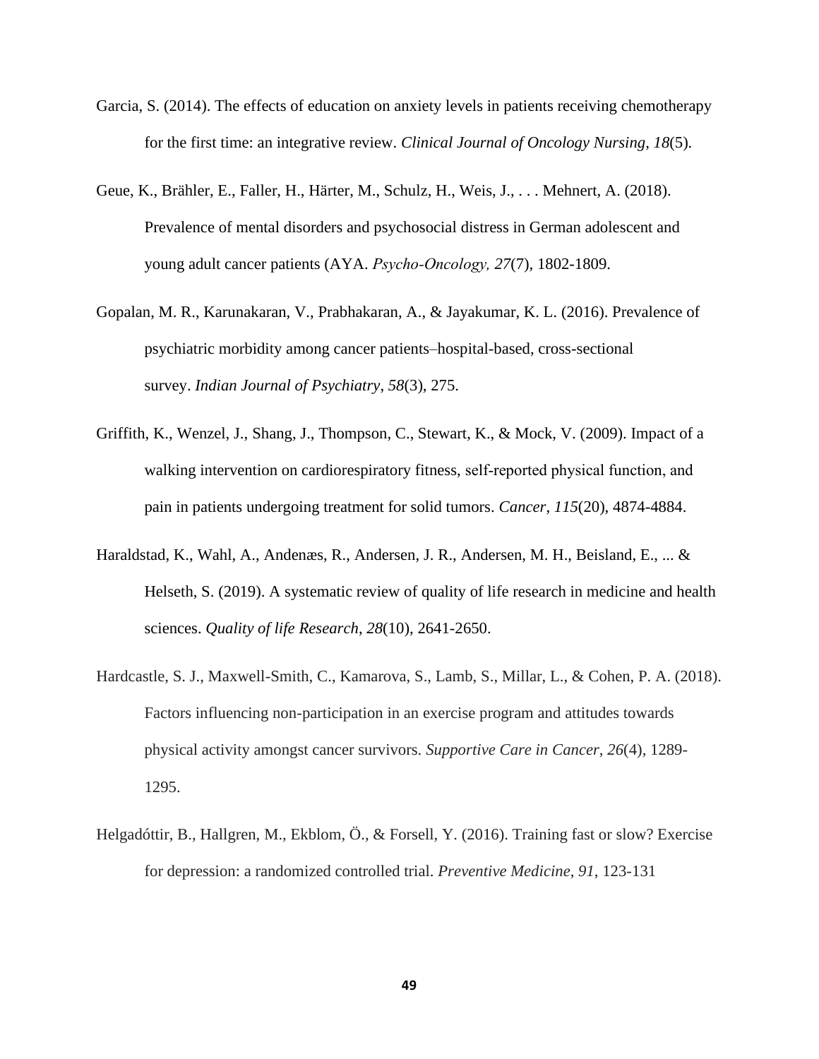Garcia, S. (2014). The effects of education on anxiety levels in patients receiving chemotherapy for the first time: an integrative review. *Clinical Journal of Oncology Nursing*, *18*(5).

Geue, K., Brähler, E., Faller, H., Härter, M., Schulz, H., Weis, J., . . . Mehnert, A. (2018). Prevalence of mental disorders and psychosocial distress in German adolescent and young adult cancer patients (AYA. *Psycho-Oncology, 27*(7), 1802-1809.

Gopalan, M. R., Karunakaran, V., Prabhakaran, A., & Jayakumar, K. L. (2016). Prevalence of psychiatric morbidity among cancer patients–hospital-based, cross-sectional survey. *Indian Journal of Psychiatry*, *58*(3), 275.

Griffith, K., Wenzel, J., Shang, J., Thompson, C., Stewart, K., & Mock, V. (2009). Impact of a walking intervention on cardiorespiratory fitness, self-reported physical function, and pain in patients undergoing treatment for solid tumors. *Cancer*, *115*(20), 4874-4884.

Haraldstad, K., Wahl, A., Andenæs, R., Andersen, J. R., Andersen, M. H., Beisland, E., ... & Helseth, S. (2019). A systematic review of quality of life research in medicine and health sciences. *Quality of life Research*, *28*(10), 2641-2650.

Hardcastle, S. J., Maxwell-Smith, C., Kamarova, S., Lamb, S., Millar, L., & Cohen, P. A. (2018). Factors influencing non-participation in an exercise program and attitudes towards physical activity amongst cancer survivors. *Supportive Care in Cancer*, *26*(4), 1289-1295.

Helgadóttir, B., Hallgren, M., Ekblom, Ö., & Forsell, Y. (2016). Training fast or slow? Exercise for depression: a randomized controlled trial. *Preventive Medicine*, *91*, 123-131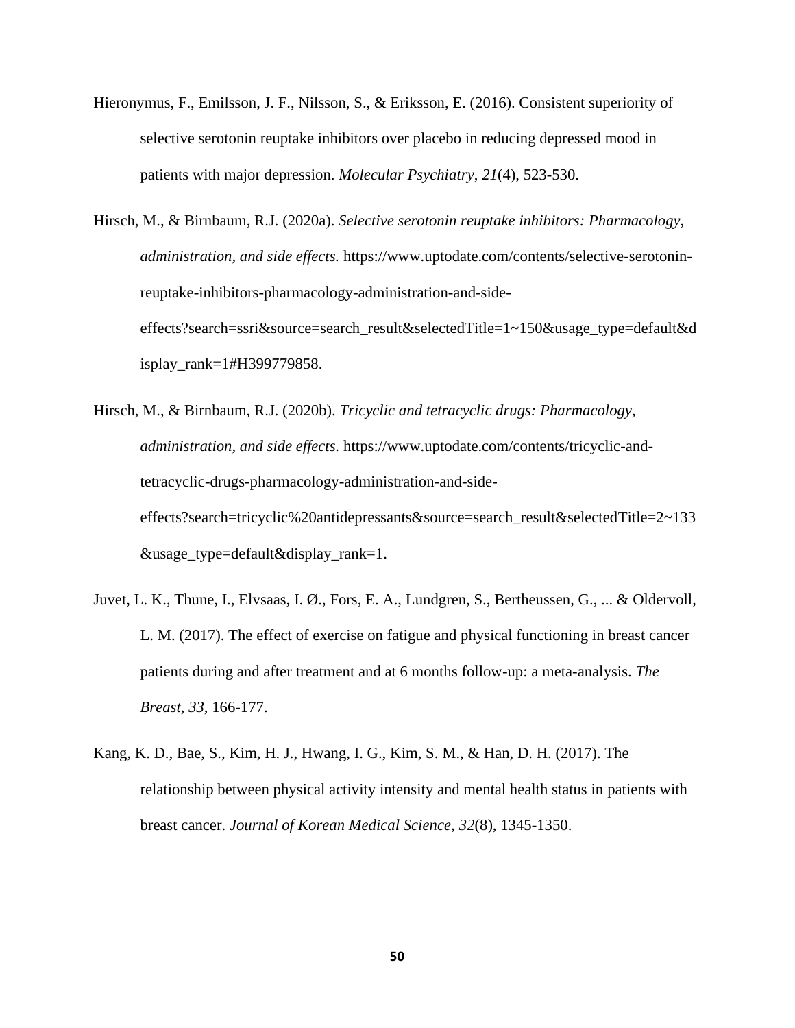Hieronymus, F., Emilsson, J. F., Nilsson, S., & Eriksson, E. (2016). Consistent superiority of selective serotonin reuptake inhibitors over placebo in reducing depressed mood in patients with major depression. *Molecular Psychiatry*, *21*(4), 523-530.

Hirsch, M., & Birnbaum, R.J. (2020a). *Selective serotonin reuptake inhibitors: Pharmacology, administration, and side effects.* https://www.uptodate.com/contents/selective-serotonin-reuptake-inhibitors-pharmacology-administration-and-side-effects?search=ssri&source=search_result&selectedTitle=1~150&usage_type=default&display_rank=1#H399779858.

Hirsch, M., & Birnbaum, R.J. (2020b). *Tricyclic and tetracyclic drugs: Pharmacology, administration, and side effects.* https://www.uptodate.com/contents/tricyclic-and-tetracyclic-drugs-pharmacology-administration-and-side-effects?search=tricyclic%20antidepressants&source=search_result&selectedTitle=2~133&usage_type=default&display_rank=1.

Juvet, L. K., Thune, I., Elvsaas, I. Ø., Fors, E. A., Lundgren, S., Bertheussen, G., ... & Oldervoll, L. M. (2017). The effect of exercise on fatigue and physical functioning in breast cancer patients during and after treatment and at 6 months follow-up: a meta-analysis. *The Breast*, *33*, 166-177.

Kang, K. D., Bae, S., Kim, H. J., Hwang, I. G., Kim, S. M., & Han, D. H. (2017). The relationship between physical activity intensity and mental health status in patients with breast cancer. *Journal of Korean Medical Science*, *32*(8), 1345-1350.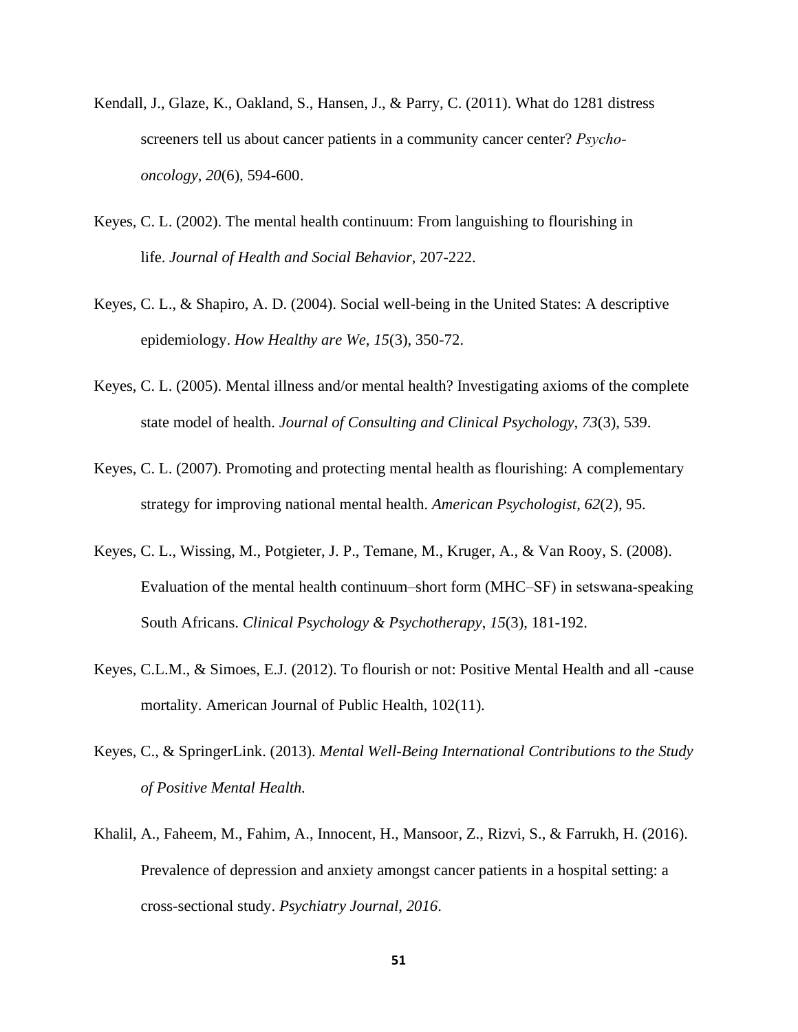Kendall, J., Glaze, K., Oakland, S., Hansen, J., & Parry, C. (2011). What do 1281 distress screeners tell us about cancer patients in a community cancer center? *Psycho-oncology*, *20*(6), 594-600.

Keyes, C. L. (2002). The mental health continuum: From languishing to flourishing in life. *Journal of Health and Social Behavior*, 207-222.

Keyes, C. L., & Shapiro, A. D. (2004). Social well-being in the United States: A descriptive epidemiology. *How Healthy are We*, *15*(3), 350-72.

Keyes, C. L. (2005). Mental illness and/or mental health? Investigating axioms of the complete state model of health. *Journal of Consulting and Clinical Psychology*, *73*(3), 539.

Keyes, C. L. (2007). Promoting and protecting mental health as flourishing: A complementary strategy for improving national mental health. *American Psychologist*, *62*(2), 95.

Keyes, C. L., Wissing, M., Potgieter, J. P., Temane, M., Kruger, A., & Van Rooy, S. (2008). Evaluation of the mental health continuum–short form (MHC–SF) in setswana-speaking South Africans. *Clinical Psychology & Psychotherapy*, *15*(3), 181-192.

Keyes, C.L.M., & Simoes, E.J. (2012). To flourish or not: Positive Mental Health and all -cause mortality. American Journal of Public Health, 102(11).

Keyes, C., & SpringerLink. (2013). *Mental Well-Being International Contributions to the Study of Positive Mental Health.*

Khalil, A., Faheem, M., Fahim, A., Innocent, H., Mansoor, Z., Rizvi, S., & Farrukh, H. (2016). Prevalence of depression and anxiety amongst cancer patients in a hospital setting: a cross-sectional study. *Psychiatry Journal*, *2016*.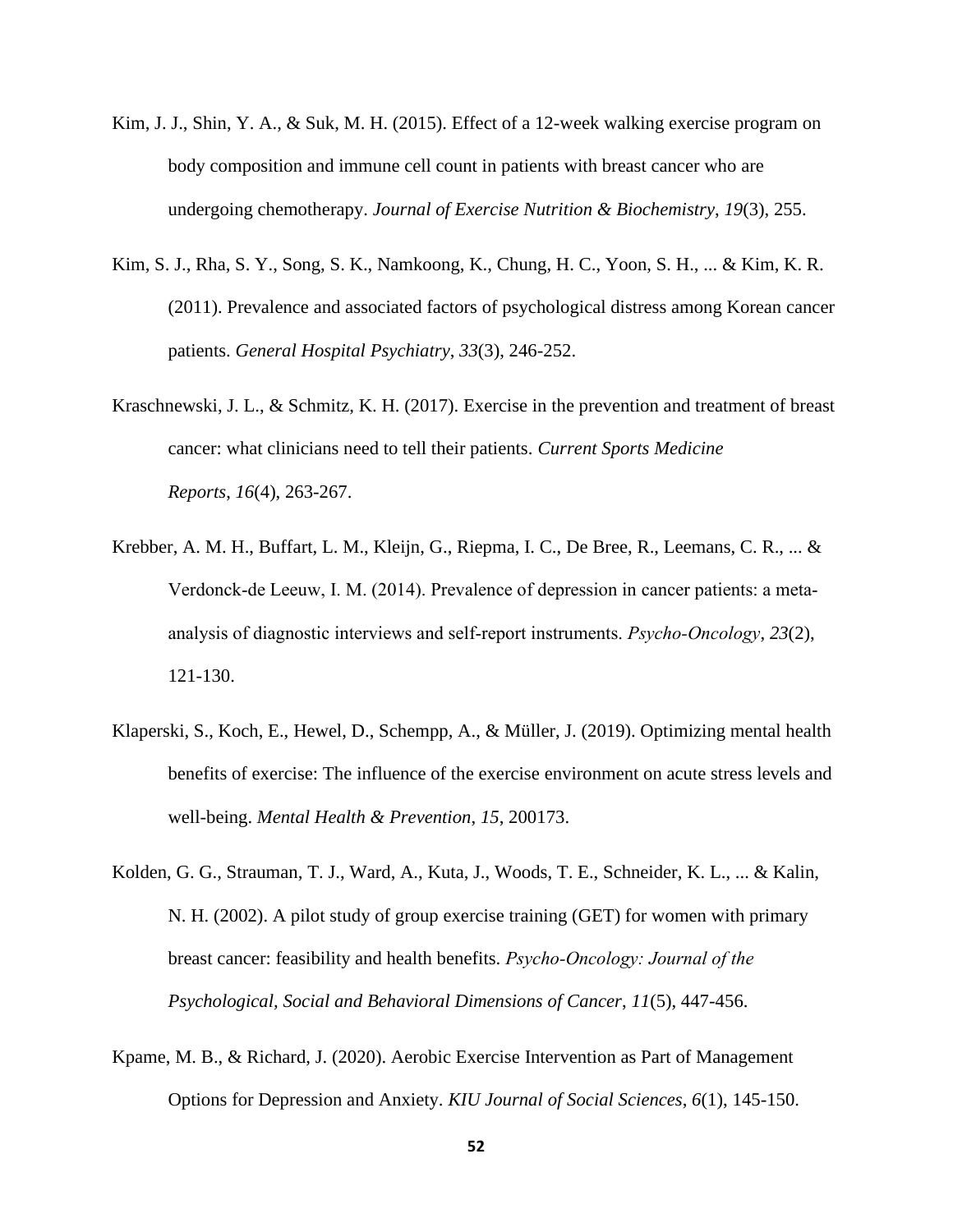Kim, J. J., Shin, Y. A., & Suk, M. H. (2015). Effect of a 12-week walking exercise program on body composition and immune cell count in patients with breast cancer who are undergoing chemotherapy. *Journal of Exercise Nutrition & Biochemistry*, *19*(3), 255.

Kim, S. J., Rha, S. Y., Song, S. K., Namkoong, K., Chung, H. C., Yoon, S. H., ... & Kim, K. R. (2011). Prevalence and associated factors of psychological distress among Korean cancer patients. *General Hospital Psychiatry*, *33*(3), 246-252.

Kraschnewski, J. L., & Schmitz, K. H. (2017). Exercise in the prevention and treatment of breast cancer: what clinicians need to tell their patients. *Current Sports Medicine Reports*, *16*(4), 263-267.

Krebber, A. M. H., Buffart, L. M., Kleijn, G., Riepma, I. C., De Bree, R., Leemans, C. R., ... & Verdonck-de Leeuw, I. M. (2014). Prevalence of depression in cancer patients: a meta-analysis of diagnostic interviews and self-report instruments. *Psycho-Oncology*, *23*(2), 121-130.

Klaperski, S., Koch, E., Hewel, D., Schempp, A., & Müller, J. (2019). Optimizing mental health benefits of exercise: The influence of the exercise environment on acute stress levels and well-being. *Mental Health & Prevention*, *15*, 200173.

Kolden, G. G., Strauman, T. J., Ward, A., Kuta, J., Woods, T. E., Schneider, K. L., ... & Kalin, N. H. (2002). A pilot study of group exercise training (GET) for women with primary breast cancer: feasibility and health benefits. *Psycho-Oncology: Journal of the Psychological, Social and Behavioral Dimensions of Cancer*, *11*(5), 447-456.

Kpame, M. B., & Richard, J. (2020). Aerobic Exercise Intervention as Part of Management Options for Depression and Anxiety. *KIU Journal of Social Sciences*, *6*(1), 145-150.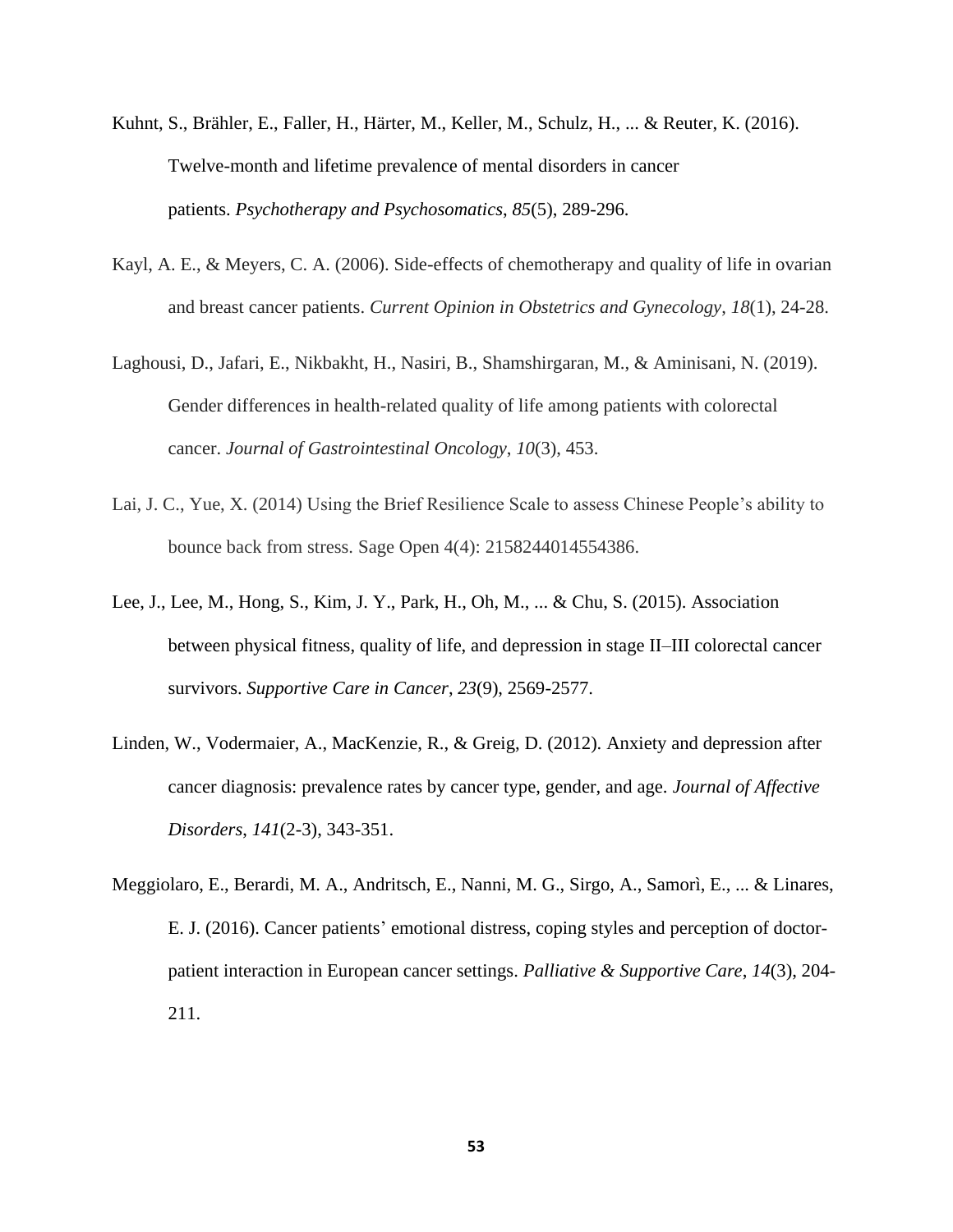Kuhnt, S., Brähler, E., Faller, H., Härter, M., Keller, M., Schulz, H., ... & Reuter, K. (2016). Twelve-month and lifetime prevalence of mental disorders in cancer patients. *Psychotherapy and Psychosomatics*, *85*(5), 289-296.

Kayl, A. E., & Meyers, C. A. (2006). Side-effects of chemotherapy and quality of life in ovarian and breast cancer patients. *Current Opinion in Obstetrics and Gynecology*, *18*(1), 24-28.

Laghousi, D., Jafari, E., Nikbakht, H., Nasiri, B., Shamshirgaran, M., & Aminisani, N. (2019). Gender differences in health-related quality of life among patients with colorectal cancer. *Journal of Gastrointestinal Oncology*, *10*(3), 453.

Lai, J. C., Yue, X. (2014) Using the Brief Resilience Scale to assess Chinese People's ability to bounce back from stress. Sage Open 4(4): 2158244014554386.

Lee, J., Lee, M., Hong, S., Kim, J. Y., Park, H., Oh, M., ... & Chu, S. (2015). Association between physical fitness, quality of life, and depression in stage II–III colorectal cancer survivors. *Supportive Care in Cancer*, *23*(9), 2569-2577.

Linden, W., Vodermaier, A., MacKenzie, R., & Greig, D. (2012). Anxiety and depression after cancer diagnosis: prevalence rates by cancer type, gender, and age. *Journal of Affective Disorders*, *141*(2-3), 343-351.

Meggiolaro, E., Berardi, M. A., Andritsch, E., Nanni, M. G., Sirgo, A., Samorì, E., ... & Linares, E. J. (2016). Cancer patients' emotional distress, coping styles and perception of doctor-patient interaction in European cancer settings. *Palliative & Supportive Care*, *14*(3), 204-211.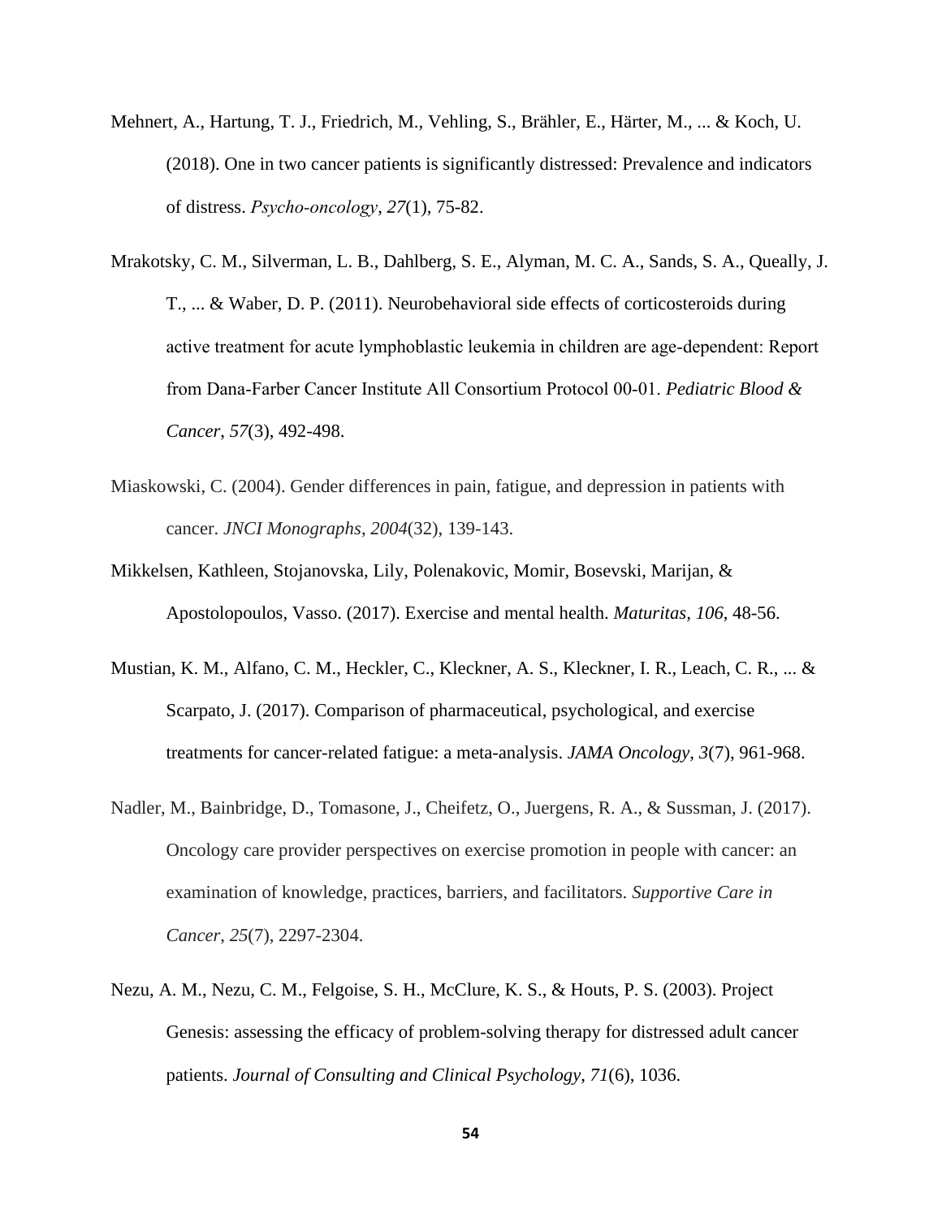Mehnert, A., Hartung, T. J., Friedrich, M., Vehling, S., Brähler, E., Härter, M., ... & Koch, U. (2018). One in two cancer patients is significantly distressed: Prevalence and indicators of distress. *Psycho-oncology*, *27*(1), 75-82.

Mrakotsky, C. M., Silverman, L. B., Dahlberg, S. E., Alyman, M. C. A., Sands, S. A., Queally, J. T., ... & Waber, D. P. (2011). Neurobehavioral side effects of corticosteroids during active treatment for acute lymphoblastic leukemia in children are age-dependent: Report from Dana-Farber Cancer Institute All Consortium Protocol 00-01. *Pediatric Blood & Cancer*, *57*(3), 492-498.

Miaskowski, C. (2004). Gender differences in pain, fatigue, and depression in patients with cancer. *JNCI Monographs*, *2004*(32), 139-143.

Mikkelsen, Kathleen, Stojanovska, Lily, Polenakovic, Momir, Bosevski, Marijan, & Apostolopoulos, Vasso. (2017). Exercise and mental health. *Maturitas, 106*, 48-56.

Mustian, K. M., Alfano, C. M., Heckler, C., Kleckner, A. S., Kleckner, I. R., Leach, C. R., ... & Scarpato, J. (2017). Comparison of pharmaceutical, psychological, and exercise treatments for cancer-related fatigue: a meta-analysis. *JAMA Oncology*, *3*(7), 961-968.

Nadler, M., Bainbridge, D., Tomasone, J., Cheifetz, O., Juergens, R. A., & Sussman, J. (2017). Oncology care provider perspectives on exercise promotion in people with cancer: an examination of knowledge, practices, barriers, and facilitators. *Supportive Care in Cancer*, *25*(7), 2297-2304.

Nezu, A. M., Nezu, C. M., Felgoise, S. H., McClure, K. S., & Houts, P. S. (2003). Project Genesis: assessing the efficacy of problem-solving therapy for distressed adult cancer patients. *Journal of Consulting and Clinical Psychology*, *71*(6), 1036.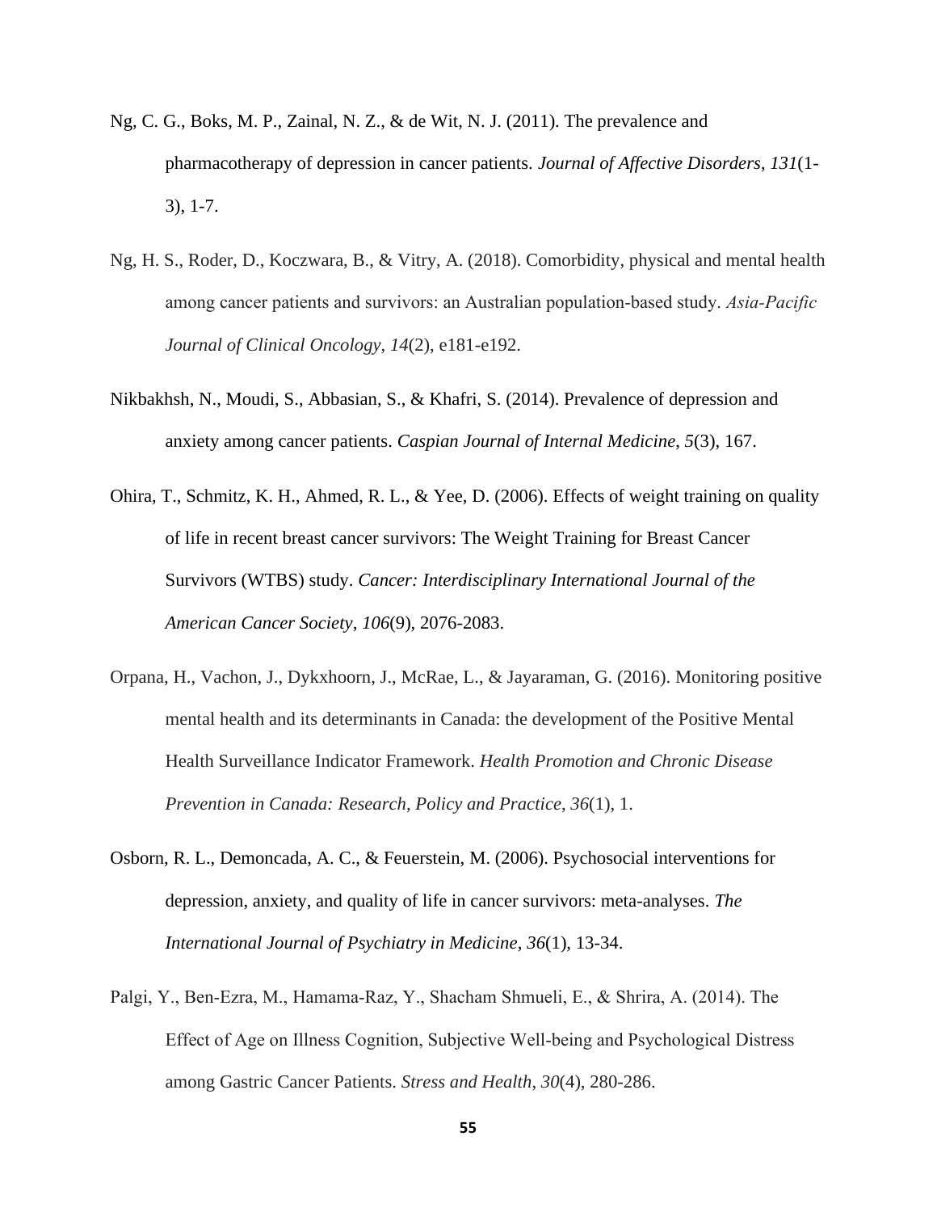Ng, C. G., Boks, M. P., Zainal, N. Z., & de Wit, N. J. (2011). The prevalence and pharmacotherapy of depression in cancer patients. *Journal of Affective Disorders*, *131*(1-3), 1-7.

Ng, H. S., Roder, D., Koczwara, B., & Vitry, A. (2018). Comorbidity, physical and mental health among cancer patients and survivors: an Australian population-based study. *Asia-Pacific Journal of Clinical Oncology*, *14*(2), e181-e192.

Nikbakhsh, N., Moudi, S., Abbasian, S., & Khafri, S. (2014). Prevalence of depression and anxiety among cancer patients. *Caspian Journal of Internal Medicine*, *5*(3), 167.

Ohira, T., Schmitz, K. H., Ahmed, R. L., & Yee, D. (2006). Effects of weight training on quality of life in recent breast cancer survivors: The Weight Training for Breast Cancer Survivors (WTBS) study. *Cancer: Interdisciplinary International Journal of the American Cancer Society*, *106*(9), 2076-2083.

Orpana, H., Vachon, J., Dykxhoorn, J., McRae, L., & Jayaraman, G. (2016). Monitoring positive mental health and its determinants in Canada: the development of the Positive Mental Health Surveillance Indicator Framework. *Health Promotion and Chronic Disease Prevention in Canada: Research, Policy and Practice*, *36*(1), 1.

Osborn, R. L., Demoncada, A. C., & Feuerstein, M. (2006). Psychosocial interventions for depression, anxiety, and quality of life in cancer survivors: meta-analyses. *The International Journal of Psychiatry in Medicine*, *36*(1), 13-34.

Palgi, Y., Ben-Ezra, M., Hamama-Raz, Y., Shacham Shmueli, E., & Shrira, A. (2014). The Effect of Age on Illness Cognition, Subjective Well-being and Psychological Distress among Gastric Cancer Patients. *Stress and Health*, *30*(4), 280-286.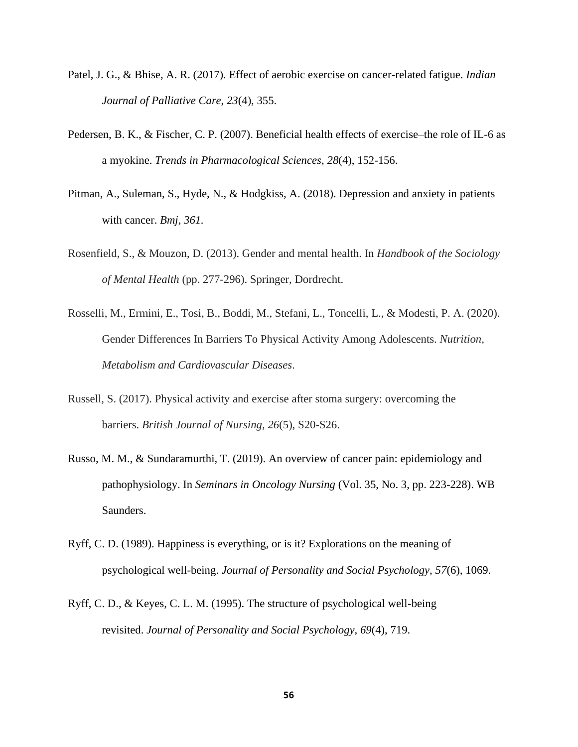Patel, J. G., & Bhise, A. R. (2017). Effect of aerobic exercise on cancer-related fatigue. *Indian Journal of Palliative Care*, *23*(4), 355.

Pedersen, B. K., & Fischer, C. P. (2007). Beneficial health effects of exercise–the role of IL-6 as a myokine. *Trends in Pharmacological Sciences*, *28*(4), 152-156.

Pitman, A., Suleman, S., Hyde, N., & Hodgkiss, A. (2018). Depression and anxiety in patients with cancer. *Bmj*, *361*.

Rosenfield, S., & Mouzon, D. (2013). Gender and mental health. In *Handbook of the Sociology of Mental Health* (pp. 277-296). Springer, Dordrecht.

Rosselli, M., Ermini, E., Tosi, B., Boddi, M., Stefani, L., Toncelli, L., & Modesti, P. A. (2020). Gender Differences In Barriers To Physical Activity Among Adolescents. *Nutrition, Metabolism and Cardiovascular Diseases*.

Russell, S. (2017). Physical activity and exercise after stoma surgery: overcoming the barriers. *British Journal of Nursing*, *26*(5), S20-S26.

Russo, M. M., & Sundaramurthi, T. (2019). An overview of cancer pain: epidemiology and pathophysiology. In *Seminars in Oncology Nursing* (Vol. 35, No. 3, pp. 223-228). WB Saunders.

Ryff, C. D. (1989). Happiness is everything, or is it? Explorations on the meaning of psychological well-being. *Journal of Personality and Social Psychology*, *57*(6), 1069.

Ryff, C. D., & Keyes, C. L. M. (1995). The structure of psychological well-being revisited. *Journal of Personality and Social Psychology*, *69*(4), 719.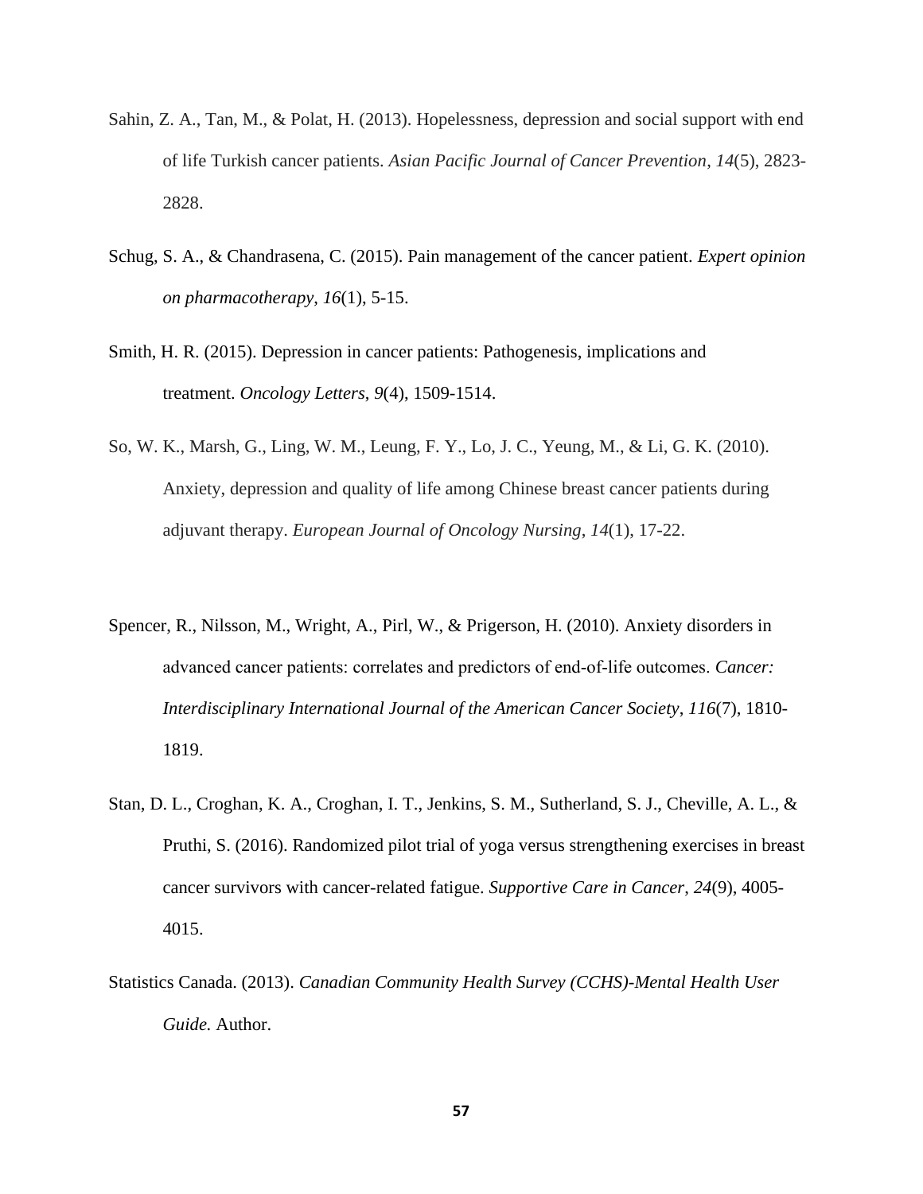Sahin, Z. A., Tan, M., & Polat, H. (2013). Hopelessness, depression and social support with end of life Turkish cancer patients. *Asian Pacific Journal of Cancer Prevention*, *14*(5), 2823-2828.

Schug, S. A., & Chandrasena, C. (2015). Pain management of the cancer patient. *Expert opinion on pharmacotherapy*, *16*(1), 5-15.

Smith, H. R. (2015). Depression in cancer patients: Pathogenesis, implications and treatment. *Oncology Letters*, *9*(4), 1509-1514.

So, W. K., Marsh, G., Ling, W. M., Leung, F. Y., Lo, J. C., Yeung, M., & Li, G. K. (2010). Anxiety, depression and quality of life among Chinese breast cancer patients during adjuvant therapy. *European Journal of Oncology Nursing*, *14*(1), 17-22.

Spencer, R., Nilsson, M., Wright, A., Pirl, W., & Prigerson, H. (2010). Anxiety disorders in advanced cancer patients: correlates and predictors of end‐of‐life outcomes. *Cancer: Interdisciplinary International Journal of the American Cancer Society*, *116*(7), 1810-1819.

Stan, D. L., Croghan, K. A., Croghan, I. T., Jenkins, S. M., Sutherland, S. J., Cheville, A. L., & Pruthi, S. (2016). Randomized pilot trial of yoga versus strengthening exercises in breast cancer survivors with cancer-related fatigue. *Supportive Care in Cancer*, *24*(9), 4005-4015.

Statistics Canada. (2013). *Canadian Community Health Survey (CCHS)-Mental Health User Guide.* Author.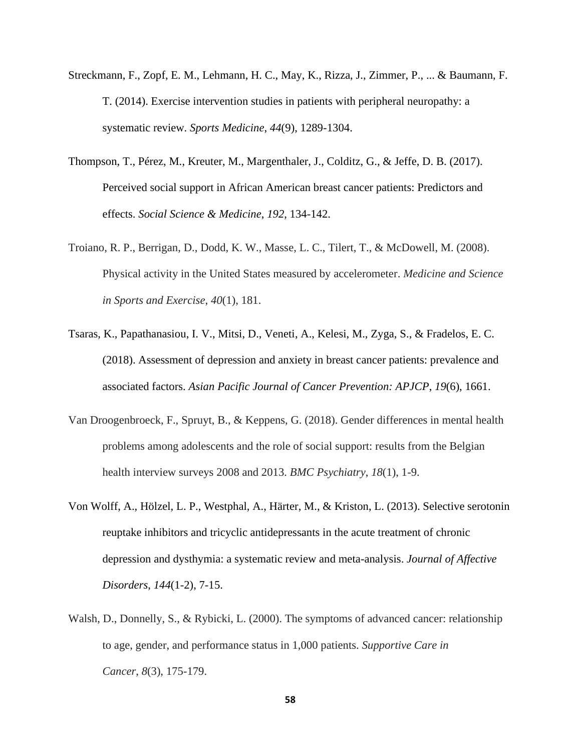Streckmann, F., Zopf, E. M., Lehmann, H. C., May, K., Rizza, J., Zimmer, P., ... & Baumann, F. T. (2014). Exercise intervention studies in patients with peripheral neuropathy: a systematic review. *Sports Medicine*, *44*(9), 1289-1304.

Thompson, T., Pérez, M., Kreuter, M., Margenthaler, J., Colditz, G., & Jeffe, D. B. (2017). Perceived social support in African American breast cancer patients: Predictors and effects. *Social Science & Medicine*, *192*, 134-142.

Troiano, R. P., Berrigan, D., Dodd, K. W., Masse, L. C., Tilert, T., & McDowell, M. (2008). Physical activity in the United States measured by accelerometer. *Medicine and Science in Sports and Exercise*, *40*(1), 181.

Tsaras, K., Papathanasiou, I. V., Mitsi, D., Veneti, A., Kelesi, M., Zyga, S., & Fradelos, E. C. (2018). Assessment of depression and anxiety in breast cancer patients: prevalence and associated factors. *Asian Pacific Journal of Cancer Prevention: APJCP*, *19*(6), 1661.

Van Droogenbroeck, F., Spruyt, B., & Keppens, G. (2018). Gender differences in mental health problems among adolescents and the role of social support: results from the Belgian health interview surveys 2008 and 2013. *BMC Psychiatry*, *18*(1), 1-9.

Von Wolff, A., Hölzel, L. P., Westphal, A., Härter, M., & Kriston, L. (2013). Selective serotonin reuptake inhibitors and tricyclic antidepressants in the acute treatment of chronic depression and dysthymia: a systematic review and meta-analysis. *Journal of Affective Disorders*, *144*(1-2), 7-15.

Walsh, D., Donnelly, S., & Rybicki, L. (2000). The symptoms of advanced cancer: relationship to age, gender, and performance status in 1,000 patients. *Supportive Care in Cancer*, *8*(3), 175-179.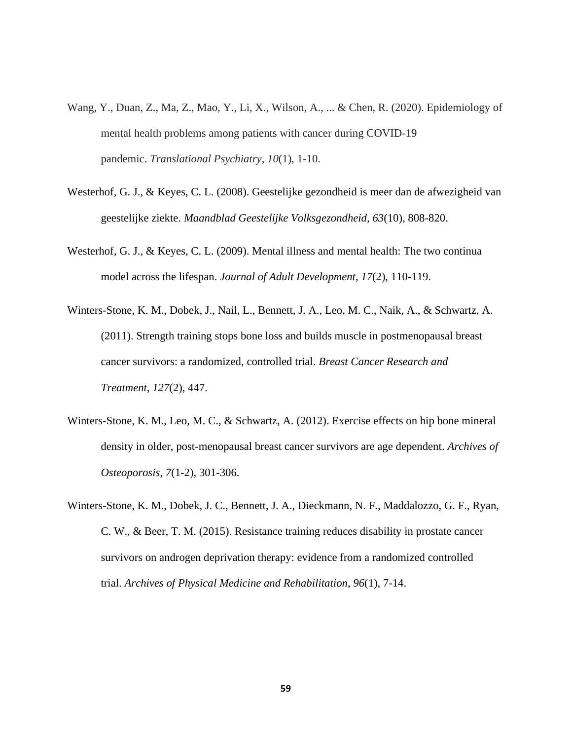Wang, Y., Duan, Z., Ma, Z., Mao, Y., Li, X., Wilson, A., ... & Chen, R. (2020). Epidemiology of mental health problems among patients with cancer during COVID-19 pandemic. *Translational Psychiatry*, *10*(1), 1-10.

Westerhof, G. J., & Keyes, C. L. (2008). Geestelijke gezondheid is meer dan de afwezigheid van geestelijke ziekte. *Maandblad Geestelijke Volksgezondheid*, *63*(10), 808-820.

Westerhof, G. J., & Keyes, C. L. (2009). Mental illness and mental health: The two continua model across the lifespan. *Journal of Adult Development*, *17*(2), 110-119.

Winters-Stone, K. M., Dobek, J., Nail, L., Bennett, J. A., Leo, M. C., Naik, A., & Schwartz, A. (2011). Strength training stops bone loss and builds muscle in postmenopausal breast cancer survivors: a randomized, controlled trial. *Breast Cancer Research and Treatment*, *127*(2), 447.

Winters-Stone, K. M., Leo, M. C., & Schwartz, A. (2012). Exercise effects on hip bone mineral density in older, post-menopausal breast cancer survivors are age dependent. *Archives of Osteoporosis*, *7*(1-2), 301-306.

Winters-Stone, K. M., Dobek, J. C., Bennett, J. A., Dieckmann, N. F., Maddalozzo, G. F., Ryan, C. W., & Beer, T. M. (2015). Resistance training reduces disability in prostate cancer survivors on androgen deprivation therapy: evidence from a randomized controlled trial. *Archives of Physical Medicine and Rehabilitation*, *96*(1), 7-14.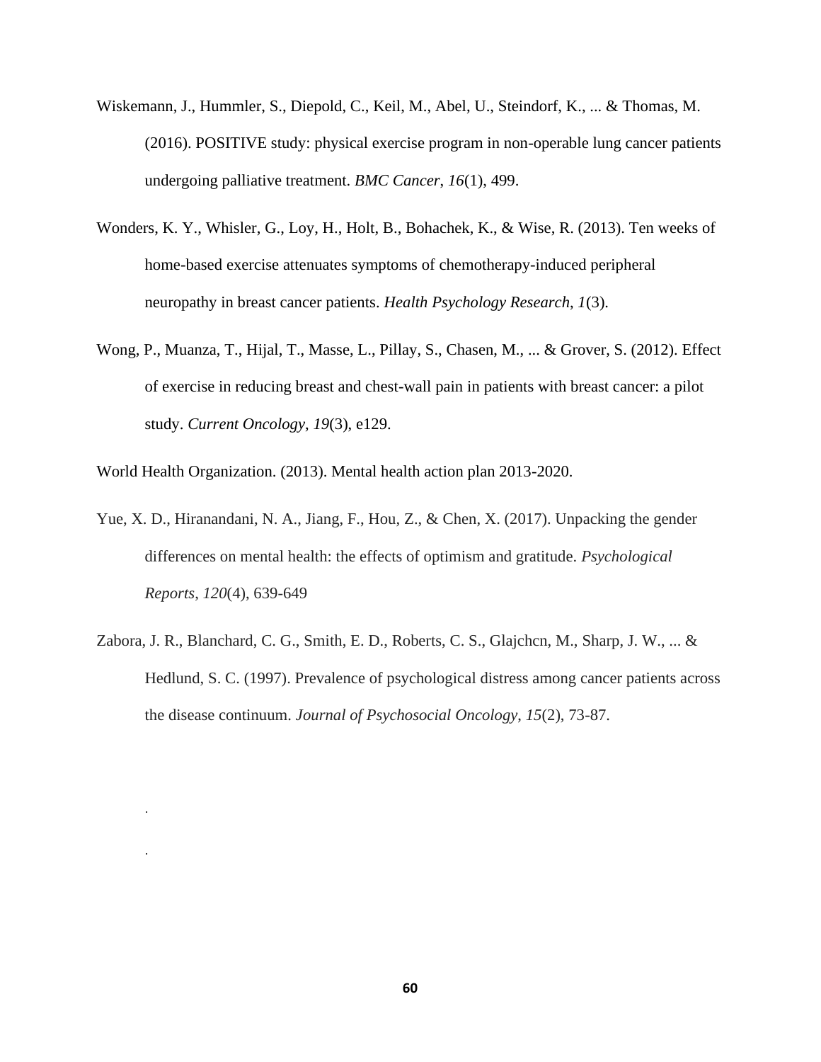Wiskemann, J., Hummler, S., Diepold, C., Keil, M., Abel, U., Steindorf, K., ... & Thomas, M. (2016). POSITIVE study: physical exercise program in non-operable lung cancer patients undergoing palliative treatment. *BMC Cancer*, *16*(1), 499.

Wonders, K. Y., Whisler, G., Loy, H., Holt, B., Bohachek, K., & Wise, R. (2013). Ten weeks of home-based exercise attenuates symptoms of chemotherapy-induced peripheral neuropathy in breast cancer patients. *Health Psychology Research*, *1*(3).

Wong, P., Muanza, T., Hijal, T., Masse, L., Pillay, S., Chasen, M., ... & Grover, S. (2012). Effect of exercise in reducing breast and chest-wall pain in patients with breast cancer: a pilot study. *Current Oncology*, *19*(3), e129.

World Health Organization. (2013). Mental health action plan 2013-2020.

Yue, X. D., Hiranandani, N. A., Jiang, F., Hou, Z., & Chen, X. (2017). Unpacking the gender differences on mental health: the effects of optimism and gratitude. *Psychological Reports*, *120*(4), 639-649

Zabora, J. R., Blanchard, C. G., Smith, E. D., Roberts, C. S., Glajchcn, M., Sharp, J. W., ... & Hedlund, S. C. (1997). Prevalence of psychological distress among cancer patients across the disease continuum. *Journal of Psychosocial Oncology*, *15*(2), 73-87.

.

.